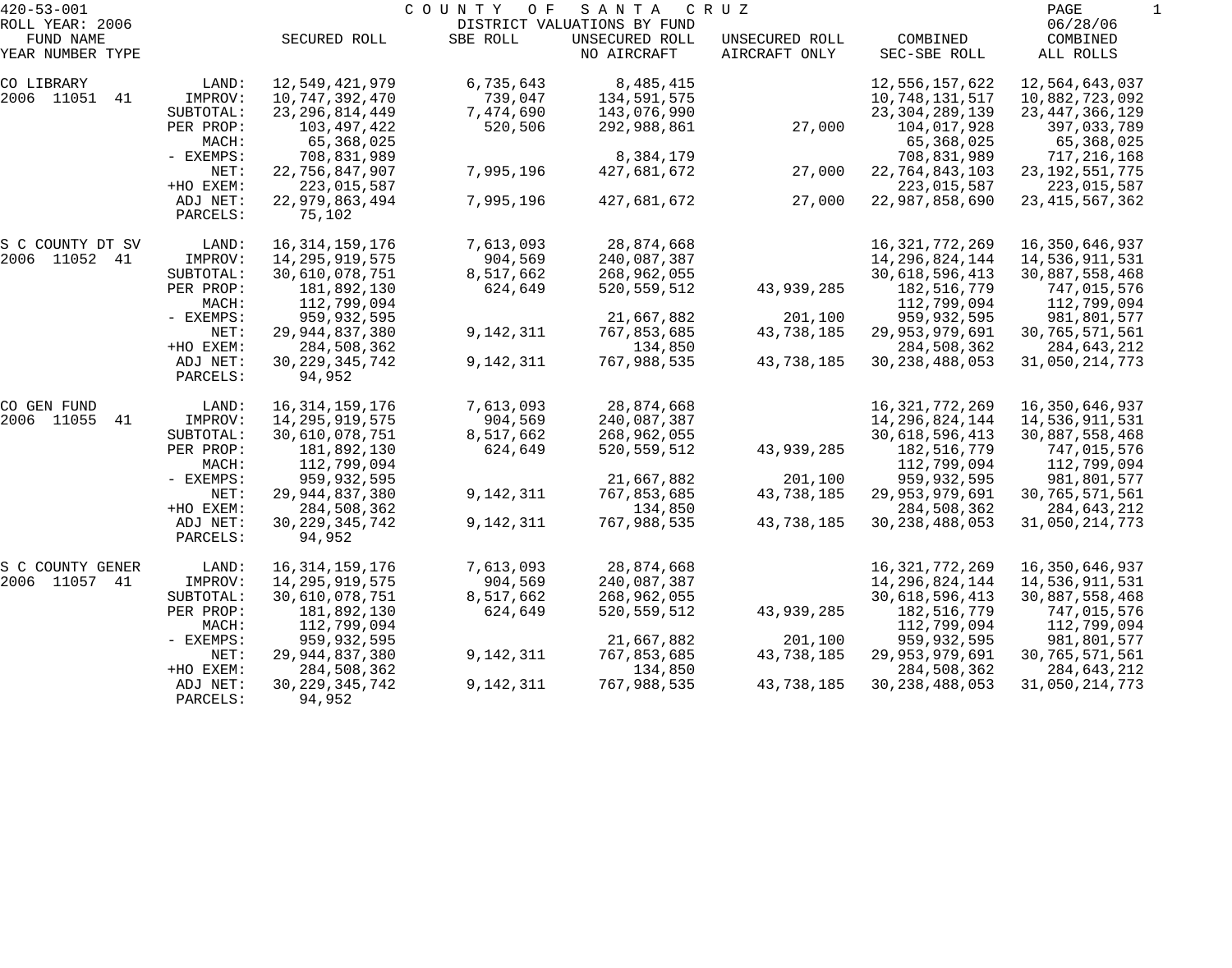420-53-001 COUNTY OF SANTA CRUZ PAGE 1
ROLL YEAR: 2006 DISTRICT VALUATIONS BY FUND 06/28/06

| FUND NAME YEAR NUMBER TYPE | | SECURED ROLL | SBE ROLL | UNSECURED ROLL NO AIRCRAFT | UNSECURED ROLL AIRCRAFT ONLY | COMBINED SEC-SBE ROLL | COMBINED ALL ROLLS |
|---|---|---|---|---|---|---|---|
| CO LIBRARY | LAND: | 12,549,421,979 | 6,735,643 | 8,485,415 | | 12,556,157,622 | 12,564,643,037 |
| 2006 11051 41 | IMPROV: | 10,747,392,470 | 739,047 | 134,591,575 | | 10,748,131,517 | 10,882,723,092 |
| | SUBTOTAL: | 23,296,814,449 | 7,474,690 | 143,076,990 | | 23,304,289,139 | 23,447,366,129 |
| | PER PROP: | 103,497,422 | 520,506 | 292,988,861 | 27,000 | 104,017,928 | 397,033,789 |
| | MACH: | 65,368,025 | | | | 65,368,025 | 65,368,025 |
| | - EXEMPS: | 708,831,989 | | 8,384,179 | | 708,831,989 | 717,216,168 |
| | NET: | 22,756,847,907 | 7,995,196 | 427,681,672 | 27,000 | 22,764,843,103 | 23,192,551,775 |
| | +HO EXEM: | 223,015,587 | | | | 223,015,587 | 223,015,587 |
| | ADJ NET: | 22,979,863,494 | 7,995,196 | 427,681,672 | 27,000 | 22,987,858,690 | 23,415,567,362 |
| | PARCELS: | 75,102 | | | | | |
| S C COUNTY DT SV | LAND: | 16,314,159,176 | 7,613,093 | 28,874,668 | | 16,321,772,269 | 16,350,646,937 |
| 2006 11052 41 | IMPROV: | 14,295,919,575 | 904,569 | 240,087,387 | | 14,296,824,144 | 14,536,911,531 |
| | SUBTOTAL: | 30,610,078,751 | 8,517,662 | 268,962,055 | | 30,618,596,413 | 30,887,558,468 |
| | PER PROP: | 181,892,130 | 624,649 | 520,559,512 | 43,939,285 | 182,516,779 | 747,015,576 |
| | MACH: | 112,799,094 | | | | 112,799,094 | 112,799,094 |
| | - EXEMPS: | 959,932,595 | | 21,667,882 | 201,100 | 959,932,595 | 981,801,577 |
| | NET: | 29,944,837,380 | 9,142,311 | 767,853,685 | 43,738,185 | 29,953,979,691 | 30,765,571,561 |
| | +HO EXEM: | 284,508,362 | | 134,850 | | 284,508,362 | 284,643,212 |
| | ADJ NET: | 30,229,345,742 | 9,142,311 | 767,988,535 | 43,738,185 | 30,238,488,053 | 31,050,214,773 |
| | PARCELS: | 94,952 | | | | | |
| CO GEN FUND | LAND: | 16,314,159,176 | 7,613,093 | 28,874,668 | | 16,321,772,269 | 16,350,646,937 |
| 2006 11055 41 | IMPROV: | 14,295,919,575 | 904,569 | 240,087,387 | | 14,296,824,144 | 14,536,911,531 |
| | SUBTOTAL: | 30,610,078,751 | 8,517,662 | 268,962,055 | | 30,618,596,413 | 30,887,558,468 |
| | PER PROP: | 181,892,130 | 624,649 | 520,559,512 | 43,939,285 | 182,516,779 | 747,015,576 |
| | MACH: | 112,799,094 | | | | 112,799,094 | 112,799,094 |
| | - EXEMPS: | 959,932,595 | | 21,667,882 | 201,100 | 959,932,595 | 981,801,577 |
| | NET: | 29,944,837,380 | 9,142,311 | 767,853,685 | 43,738,185 | 29,953,979,691 | 30,765,571,561 |
| | +HO EXEM: | 284,508,362 | | 134,850 | | 284,508,362 | 284,643,212 |
| | ADJ NET: | 30,229,345,742 | 9,142,311 | 767,988,535 | 43,738,185 | 30,238,488,053 | 31,050,214,773 |
| | PARCELS: | 94,952 | | | | | |
| S C COUNTY GENER | LAND: | 16,314,159,176 | 7,613,093 | 28,874,668 | | 16,321,772,269 | 16,350,646,937 |
| 2006 11057 41 | IMPROV: | 14,295,919,575 | 904,569 | 240,087,387 | | 14,296,824,144 | 14,536,911,531 |
| | SUBTOTAL: | 30,610,078,751 | 8,517,662 | 268,962,055 | | 30,618,596,413 | 30,887,558,468 |
| | PER PROP: | 181,892,130 | 624,649 | 520,559,512 | 43,939,285 | 182,516,779 | 747,015,576 |
| | MACH: | 112,799,094 | | | | 112,799,094 | 112,799,094 |
| | - EXEMPS: | 959,932,595 | | 21,667,882 | 201,100 | 959,932,595 | 981,801,577 |
| | NET: | 29,944,837,380 | 9,142,311 | 767,853,685 | 43,738,185 | 29,953,979,691 | 30,765,571,561 |
| | +HO EXEM: | 284,508,362 | | 134,850 | | 284,508,362 | 284,643,212 |
| | ADJ NET: | 30,229,345,742 | 9,142,311 | 767,988,535 | 43,738,185 | 30,238,488,053 | 31,050,214,773 |
| | PARCELS: | 94,952 | | | | | |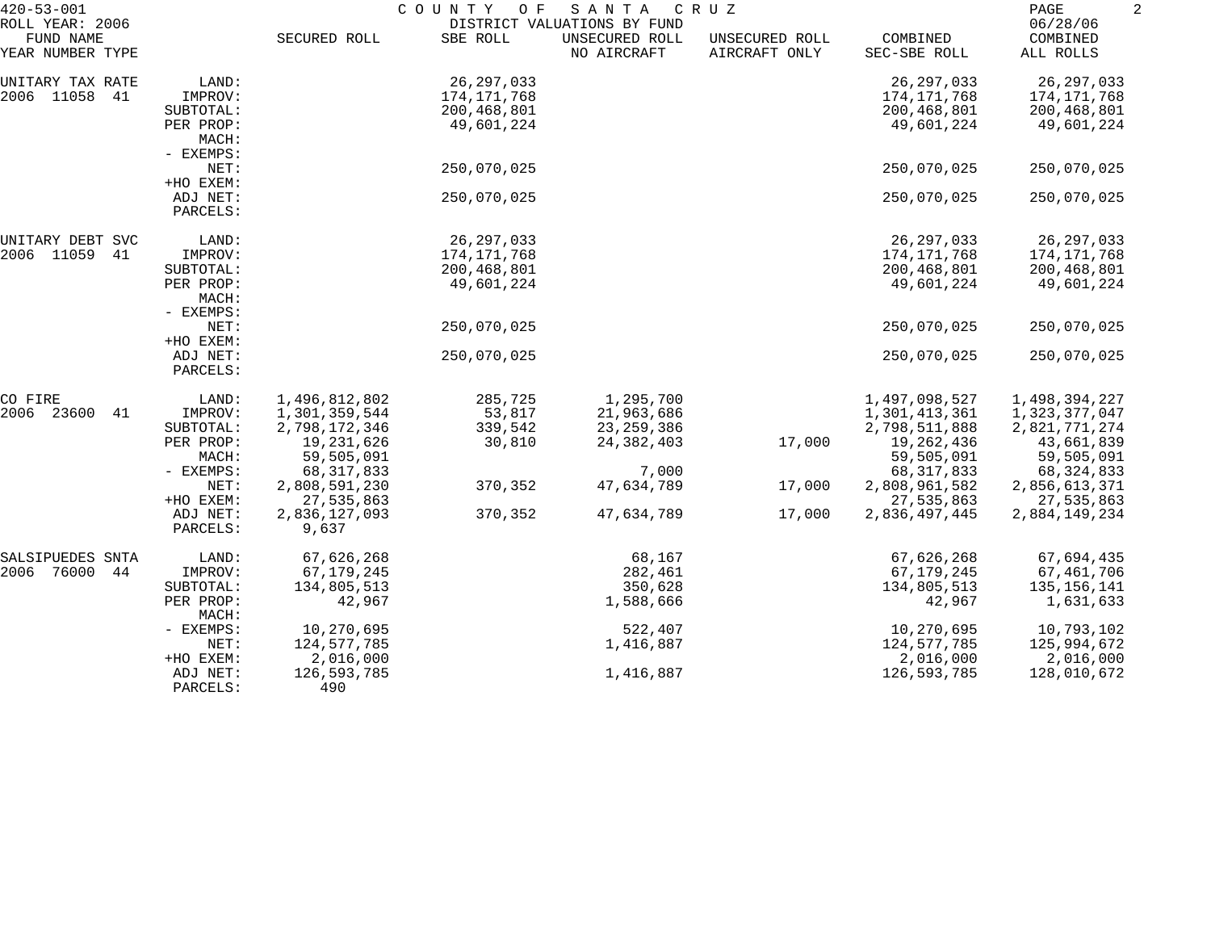420-53-001 COUNTY OF SANTA CRUZ
ROLL YEAR: 2006 DISTRICT VALUATIONS BY FUND 06/28/06

| FUND NAME<br>YEAR NUMBER TYPE | | SECURED ROLL | SBE ROLL | UNSECURED ROLL<br>NO AIRCRAFT | UNSECURED ROLL<br>AIRCRAFT ONLY | COMBINED<br>SEC-SBE ROLL | COMBINED<br>ALL ROLLS |
|---|---|---|---|---|---|---|---|
| UNITARY TAX RATE | LAND: | | 26,297,033 | | | 26,297,033 | 26,297,033 |
| 2006 11058 41 | IMPROV: | | 174,171,768 | | | 174,171,768 | 174,171,768 |
| | SUBTOTAL: | | 200,468,801 | | | 200,468,801 | 200,468,801 |
| | PER PROP: | | 49,601,224 | | | 49,601,224 | 49,601,224 |
| | MACH: | | | | | | |
| | - EXEMPS: | | | | | | |
| | NET: | | 250,070,025 | | | 250,070,025 | 250,070,025 |
| | +HO EXEM: | | | | | | |
| | ADJ NET: | | 250,070,025 | | | 250,070,025 | 250,070,025 |
| | PARCELS: | | | | | | |
| UNITARY DEBT SVC | LAND: | | 26,297,033 | | | 26,297,033 | 26,297,033 |
| 2006 11059 41 | IMPROV: | | 174,171,768 | | | 174,171,768 | 174,171,768 |
| | SUBTOTAL: | | 200,468,801 | | | 200,468,801 | 200,468,801 |
| | PER PROP: | | 49,601,224 | | | 49,601,224 | 49,601,224 |
| | MACH: | | | | | | |
| | - EXEMPS: | | | | | | |
| | NET: | | 250,070,025 | | | 250,070,025 | 250,070,025 |
| | +HO EXEM: | | | | | | |
| | ADJ NET: | | 250,070,025 | | | 250,070,025 | 250,070,025 |
| | PARCELS: | | | | | | |
| CO FIRE | LAND: | 1,496,812,802 | 285,725 | 1,295,700 | | 1,497,098,527 | 1,498,394,227 |
| 2006 23600 41 | IMPROV: | 1,301,359,544 | 53,817 | 21,963,686 | | 1,301,413,361 | 1,323,377,047 |
| | SUBTOTAL: | 2,798,172,346 | 339,542 | 23,259,386 | | 2,798,511,888 | 2,821,771,274 |
| | PER PROP: | 19,231,626 | 30,810 | 24,382,403 | 17,000 | 19,262,436 | 43,661,839 |
| | MACH: | 59,505,091 | | | | 59,505,091 | 59,505,091 |
| | - EXEMPS: | 68,317,833 | | 7,000 | | 68,317,833 | 68,324,833 |
| | NET: | 2,808,591,230 | 370,352 | 47,634,789 | 17,000 | 2,808,961,582 | 2,856,613,371 |
| | +HO EXEM: | 27,535,863 | | | | 27,535,863 | 27,535,863 |
| | ADJ NET: | 2,836,127,093 | 370,352 | 47,634,789 | 17,000 | 2,836,497,445 | 2,884,149,234 |
| | PARCELS: | 9,637 | | | | | |
| SALSIPUEDES SNTA | LAND: | 67,626,268 | | 68,167 | | 67,626,268 | 67,694,435 |
| 2006 76000 44 | IMPROV: | 67,179,245 | | 282,461 | | 67,179,245 | 67,461,706 |
| | SUBTOTAL: | 134,805,513 | | 350,628 | | 134,805,513 | 135,156,141 |
| | PER PROP: | 42,967 | | 1,588,666 | | 42,967 | 1,631,633 |
| | MACH: | | | | | | |
| | - EXEMPS: | 10,270,695 | | 522,407 | | 10,270,695 | 10,793,102 |
| | NET: | 124,577,785 | | 1,416,887 | | 124,577,785 | 125,994,672 |
| | +HO EXEM: | 2,016,000 | | | | 2,016,000 | 2,016,000 |
| | ADJ NET: | 126,593,785 | | 1,416,887 | | 126,593,785 | 128,010,672 |
| | PARCELS: | 490 | | | | | |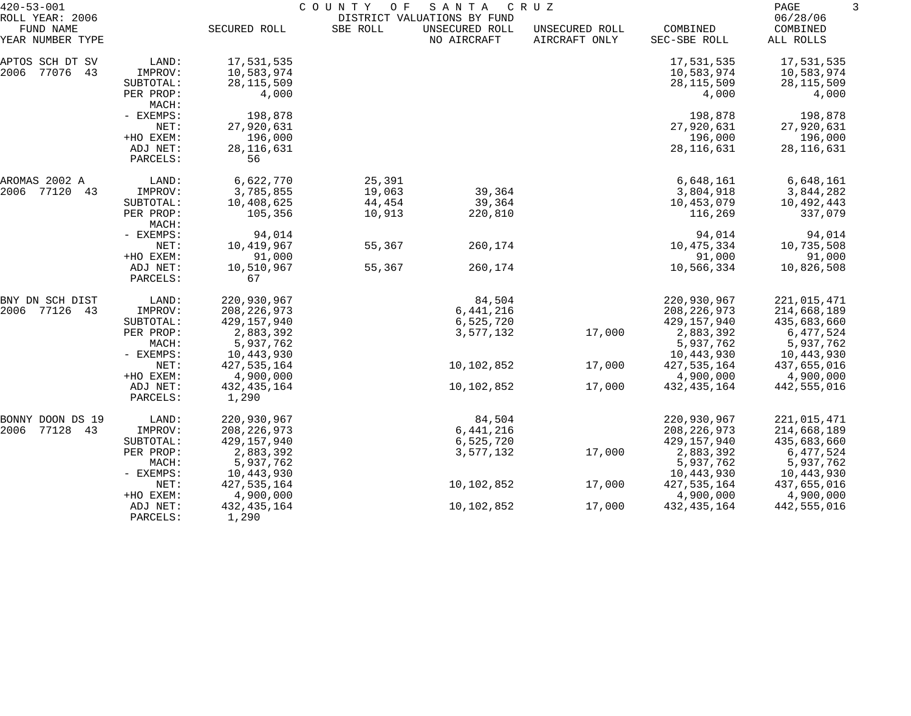420-53-001 COUNTY OF SANTA CRUZ
ROLL YEAR: 2006 DISTRICT VALUATIONS BY FUND 06/28/06

| FUND NAME YEAR NUMBER TYPE | | SECURED ROLL | SBE ROLL | UNSECURED ROLL NO AIRCRAFT | UNSECURED ROLL AIRCRAFT ONLY | COMBINED SEC-SBE ROLL | COMBINED ALL ROLLS |
|---|---|---|---|---|---|---|---|
| APTOS SCH DT SV | LAND: | 17,531,535 | | | | 17,531,535 | 17,531,535 |
| 2006 77076 43 | IMPROV: | 10,583,974 | | | | 10,583,974 | 10,583,974 |
| | SUBTOTAL: | 28,115,509 | | | | 28,115,509 | 28,115,509 |
| | PER PROP: | 4,000 | | | | 4,000 | 4,000 |
| | MACH: | | | | | | |
| | - EXEMPS: | 198,878 | | | | 198,878 | 198,878 |
| | NET: | 27,920,631 | | | | 27,920,631 | 27,920,631 |
| | +HO EXEM: | 196,000 | | | | 196,000 | 196,000 |
| | ADJ NET: | 28,116,631 | | | | 28,116,631 | 28,116,631 |
| | PARCELS: | 56 | | | | | |
| AROMAS 2002 A | LAND: | 6,622,770 | 25,391 | | | 6,648,161 | 6,648,161 |
| 2006 77120 43 | IMPROV: | 3,785,855 | 19,063 | 39,364 | | 3,804,918 | 3,844,282 |
| | SUBTOTAL: | 10,408,625 | 44,454 | 39,364 | | 10,453,079 | 10,492,443 |
| | PER PROP: | 105,356 | 10,913 | 220,810 | | 116,269 | 337,079 |
| | MACH: | | | | | | |
| | - EXEMPS: | 94,014 | | | | 94,014 | 94,014 |
| | NET: | 10,419,967 | 55,367 | 260,174 | | 10,475,334 | 10,735,508 |
| | +HO EXEM: | 91,000 | | | | 91,000 | 91,000 |
| | ADJ NET: | 10,510,967 | 55,367 | 260,174 | | 10,566,334 | 10,826,508 |
| | PARCELS: | 67 | | | | | |
| BNY DN SCH DIST | LAND: | 220,930,967 | | 84,504 | | 220,930,967 | 221,015,471 |
| 2006 77126 43 | IMPROV: | 208,226,973 | | 6,441,216 | | 208,226,973 | 214,668,189 |
| | SUBTOTAL: | 429,157,940 | | 6,525,720 | | 429,157,940 | 435,683,660 |
| | PER PROP: | 2,883,392 | | 3,577,132 | 17,000 | 2,883,392 | 6,477,524 |
| | MACH: | 5,937,762 | | | | 5,937,762 | 5,937,762 |
| | - EXEMPS: | 10,443,930 | | | | 10,443,930 | 10,443,930 |
| | NET: | 427,535,164 | | 10,102,852 | 17,000 | 427,535,164 | 437,655,016 |
| | +HO EXEM: | 4,900,000 | | | | 4,900,000 | 4,900,000 |
| | ADJ NET: | 432,435,164 | | 10,102,852 | 17,000 | 432,435,164 | 442,555,016 |
| | PARCELS: | 1,290 | | | | | |
| BONNY DOON DS 19 | LAND: | 220,930,967 | | 84,504 | | 220,930,967 | 221,015,471 |
| 2006 77128 43 | IMPROV: | 208,226,973 | | 6,441,216 | | 208,226,973 | 214,668,189 |
| | SUBTOTAL: | 429,157,940 | | 6,525,720 | | 429,157,940 | 435,683,660 |
| | PER PROP: | 2,883,392 | | 3,577,132 | 17,000 | 2,883,392 | 6,477,524 |
| | MACH: | 5,937,762 | | | | 5,937,762 | 5,937,762 |
| | - EXEMPS: | 10,443,930 | | | | 10,443,930 | 10,443,930 |
| | NET: | 427,535,164 | | 10,102,852 | 17,000 | 427,535,164 | 437,655,016 |
| | +HO EXEM: | 4,900,000 | | | | 4,900,000 | 4,900,000 |
| | ADJ NET: | 432,435,164 | | 10,102,852 | 17,000 | 432,435,164 | 442,555,016 |
| | PARCELS: | 1,290 | | | | | |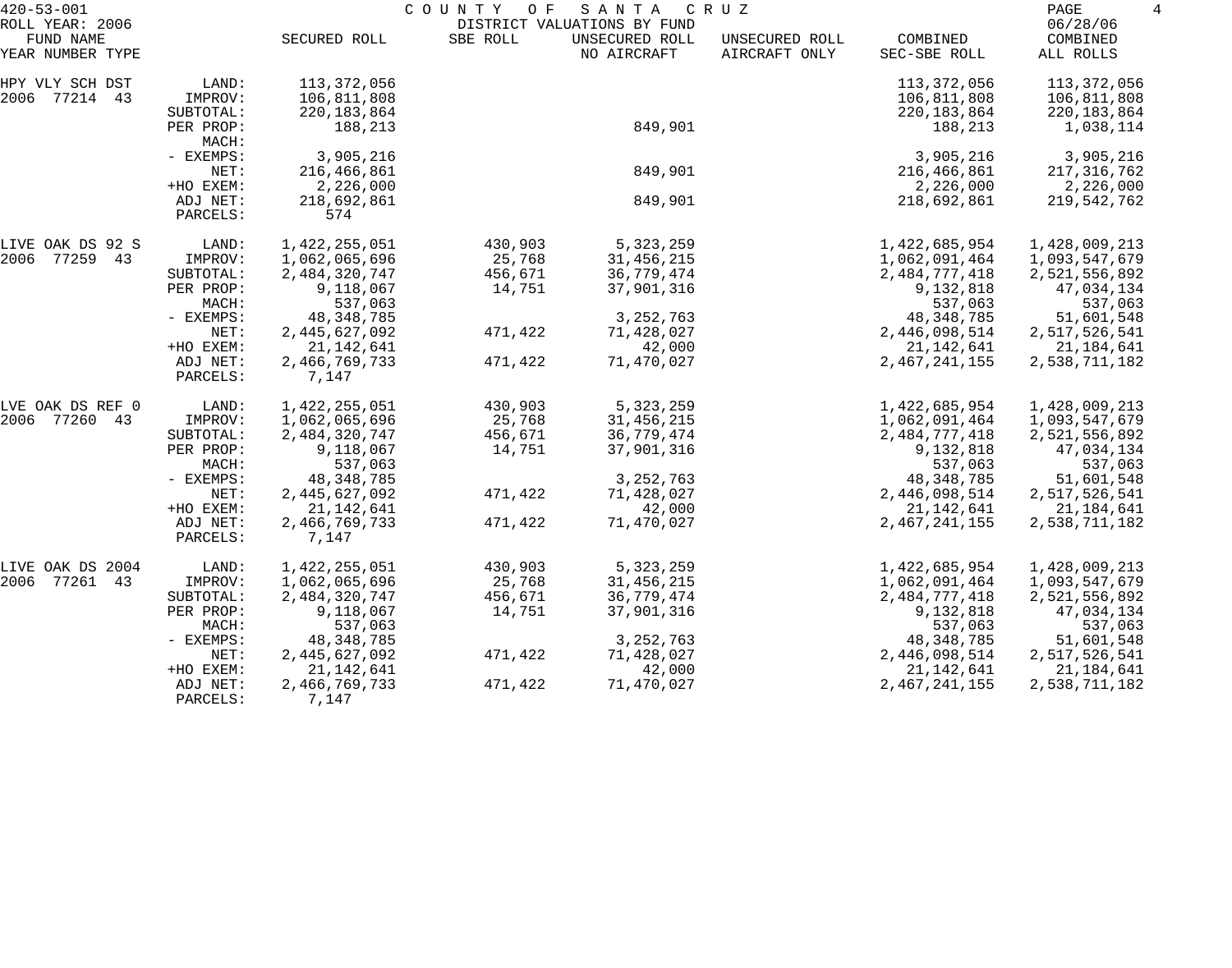420-53-001 COUNTY OF SANTA CRUZ
ROLL YEAR: 2006 DISTRICT VALUATIONS BY FUND 06/28/06

| FUND NAME YEAR NUMBER TYPE | | SECURED ROLL | SBE ROLL | UNSECURED ROLL NO AIRCRAFT | UNSECURED ROLL AIRCRAFT ONLY | COMBINED SEC-SBE ROLL | COMBINED ALL ROLLS |
|---|---|---|---|---|---|---|---|
| HPY VLY SCH DST | LAND: | 113,372,056 | | | | 113,372,056 | 113,372,056 |
| 2006 77214 43 | IMPROV: | 106,811,808 | | | | 106,811,808 | 106,811,808 |
| | SUBTOTAL: | 220,183,864 | | | | 220,183,864 | 220,183,864 |
| | PER PROP: | 188,213 | | 849,901 | | 188,213 | 1,038,114 |
| | MACH: | | | | | | |
| | - EXEMPS: | 3,905,216 | | | | 3,905,216 | 3,905,216 |
| | NET: | 216,466,861 | | 849,901 | | 216,466,861 | 217,316,762 |
| | +HO EXEM: | 2,226,000 | | | | 2,226,000 | 2,226,000 |
| | ADJ NET: | 218,692,861 | | 849,901 | | 218,692,861 | 219,542,762 |
| | PARCELS: | 574 | | | | | |
| LIVE OAK DS 92 S | LAND: | 1,422,255,051 | 430,903 | 5,323,259 | | 1,422,685,954 | 1,428,009,213 |
| 2006 77259 43 | IMPROV: | 1,062,065,696 | 25,768 | 31,456,215 | | 1,062,091,464 | 1,093,547,679 |
| | SUBTOTAL: | 2,484,320,747 | 456,671 | 36,779,474 | | 2,484,777,418 | 2,521,556,892 |
| | PER PROP: | 9,118,067 | 14,751 | 37,901,316 | | 9,132,818 | 47,034,134 |
| | MACH: | 537,063 | | | | 537,063 | 537,063 |
| | - EXEMPS: | 48,348,785 | | 3,252,763 | | 48,348,785 | 51,601,548 |
| | NET: | 2,445,627,092 | 471,422 | 71,428,027 | | 2,446,098,514 | 2,517,526,541 |
| | +HO EXEM: | 21,142,641 | | 42,000 | | 21,142,641 | 21,184,641 |
| | ADJ NET: | 2,466,769,733 | 471,422 | 71,470,027 | | 2,467,241,155 | 2,538,711,182 |
| | PARCELS: | 7,147 | | | | | |
| LVE OAK DS REF 0 | LAND: | 1,422,255,051 | 430,903 | 5,323,259 | | 1,422,685,954 | 1,428,009,213 |
| 2006 77260 43 | IMPROV: | 1,062,065,696 | 25,768 | 31,456,215 | | 1,062,091,464 | 1,093,547,679 |
| | SUBTOTAL: | 2,484,320,747 | 456,671 | 36,779,474 | | 2,484,777,418 | 2,521,556,892 |
| | PER PROP: | 9,118,067 | 14,751 | 37,901,316 | | 9,132,818 | 47,034,134 |
| | MACH: | 537,063 | | | | 537,063 | 537,063 |
| | - EXEMPS: | 48,348,785 | | 3,252,763 | | 48,348,785 | 51,601,548 |
| | NET: | 2,445,627,092 | 471,422 | 71,428,027 | | 2,446,098,514 | 2,517,526,541 |
| | +HO EXEM: | 21,142,641 | | 42,000 | | 21,142,641 | 21,184,641 |
| | ADJ NET: | 2,466,769,733 | 471,422 | 71,470,027 | | 2,467,241,155 | 2,538,711,182 |
| | PARCELS: | 7,147 | | | | | |
| LIVE OAK DS 2004 | LAND: | 1,422,255,051 | 430,903 | 5,323,259 | | 1,422,685,954 | 1,428,009,213 |
| 2006 77261 43 | IMPROV: | 1,062,065,696 | 25,768 | 31,456,215 | | 1,062,091,464 | 1,093,547,679 |
| | SUBTOTAL: | 2,484,320,747 | 456,671 | 36,779,474 | | 2,484,777,418 | 2,521,556,892 |
| | PER PROP: | 9,118,067 | 14,751 | 37,901,316 | | 9,132,818 | 47,034,134 |
| | MACH: | 537,063 | | | | 537,063 | 537,063 |
| | - EXEMPS: | 48,348,785 | | 3,252,763 | | 48,348,785 | 51,601,548 |
| | NET: | 2,445,627,092 | 471,422 | 71,428,027 | | 2,446,098,514 | 2,517,526,541 |
| | +HO EXEM: | 21,142,641 | | 42,000 | | 21,142,641 | 21,184,641 |
| | ADJ NET: | 2,466,769,733 | 471,422 | 71,470,027 | | 2,467,241,155 | 2,538,711,182 |
| | PARCELS: | 7,147 | | | | | |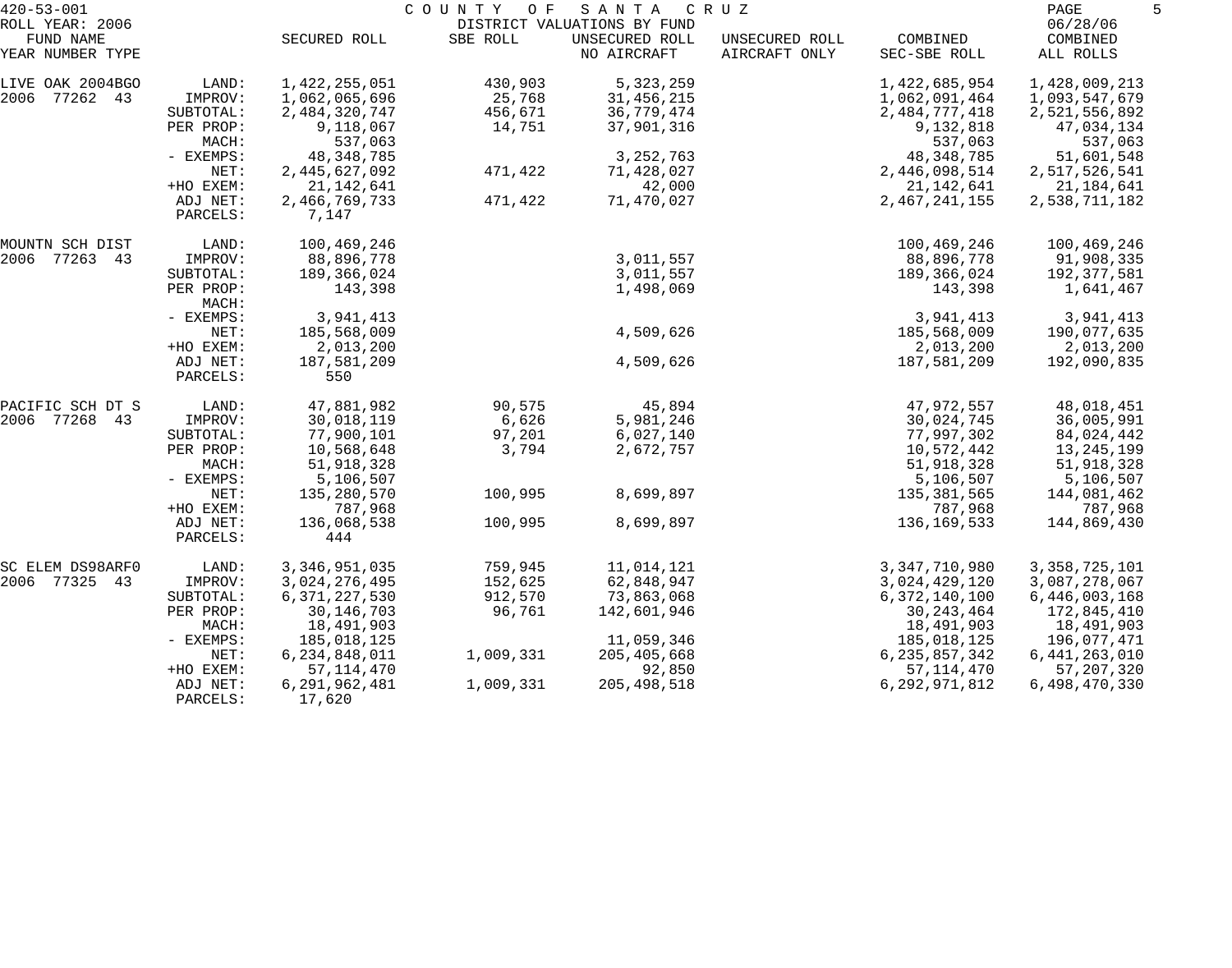420-53-001 COUNTY OF SANTA CRUZ

ROLL YEAR: 2006 DISTRICT VALUATIONS BY FUND 06/28/06

| FUND NAME YEAR NUMBER TYPE | | SECURED ROLL | SBE ROLL | UNSECURED ROLL NO AIRCRAFT | UNSECURED ROLL AIRCRAFT ONLY | COMBINED SEC-SBE ROLL | COMBINED ALL ROLLS |
|---|---|---|---|---|---|---|---|
| LIVE OAK 2004BGO | LAND: | 1,422,255,051 | 430,903 | 5,323,259 | | 1,422,685,954 | 1,428,009,213 |
| 2006 77262 43 | IMPROV: | 1,062,065,696 | 25,768 | 31,456,215 | | 1,062,091,464 | 1,093,547,679 |
| | SUBTOTAL: | 2,484,320,747 | 456,671 | 36,779,474 | | 2,484,777,418 | 2,521,556,892 |
| | PER PROP: | 9,118,067 | 14,751 | 37,901,316 | | 9,132,818 | 47,034,134 |
| | MACH: | 537,063 | | | | 537,063 | 537,063 |
| | - EXEMPS: | 48,348,785 | | 3,252,763 | | 48,348,785 | 51,601,548 |
| | NET: | 2,445,627,092 | 471,422 | 71,428,027 | | 2,446,098,514 | 2,517,526,541 |
| | +HO EXEM: | 21,142,641 | | 42,000 | | 21,142,641 | 21,184,641 |
| | ADJ NET: | 2,466,769,733 | 471,422 | 71,470,027 | | 2,467,241,155 | 2,538,711,182 |
| | PARCELS: | 7,147 | | | | | |
| MOUNTN SCH DIST | LAND: | 100,469,246 | | | | 100,469,246 | 100,469,246 |
| 2006 77263 43 | IMPROV: | 88,896,778 | | 3,011,557 | | 88,896,778 | 91,908,335 |
| | SUBTOTAL: | 189,366,024 | | 3,011,557 | | 189,366,024 | 192,377,581 |
| | PER PROP: | 143,398 | | 1,498,069 | | 143,398 | 1,641,467 |
| | MACH: | | | | | | |
| | - EXEMPS: | 3,941,413 | | | | 3,941,413 | 3,941,413 |
| | NET: | 185,568,009 | | 4,509,626 | | 185,568,009 | 190,077,635 |
| | +HO EXEM: | 2,013,200 | | | | 2,013,200 | 2,013,200 |
| | ADJ NET: | 187,581,209 | | 4,509,626 | | 187,581,209 | 192,090,835 |
| | PARCELS: | 550 | | | | | |
| PACIFIC SCH DT S | LAND: | 47,881,982 | 90,575 | 45,894 | | 47,972,557 | 48,018,451 |
| 2006 77268 43 | IMPROV: | 30,018,119 | 6,626 | 5,981,246 | | 30,024,745 | 36,005,991 |
| | SUBTOTAL: | 77,900,101 | 97,201 | 6,027,140 | | 77,997,302 | 84,024,442 |
| | PER PROP: | 10,568,648 | 3,794 | 2,672,757 | | 10,572,442 | 13,245,199 |
| | MACH: | 51,918,328 | | | | 51,918,328 | 51,918,328 |
| | - EXEMPS: | 5,106,507 | | | | 5,106,507 | 5,106,507 |
| | NET: | 135,280,570 | 100,995 | 8,699,897 | | 135,381,565 | 144,081,462 |
| | +HO EXEM: | 787,968 | | | | 787,968 | 787,968 |
| | ADJ NET: | 136,068,538 | 100,995 | 8,699,897 | | 136,169,533 | 144,869,430 |
| | PARCELS: | 444 | | | | | |
| SC ELEM DS98ARF0 | LAND: | 3,346,951,035 | 759,945 | 11,014,121 | | 3,347,710,980 | 3,358,725,101 |
| 2006 77325 43 | IMPROV: | 3,024,276,495 | 152,625 | 62,848,947 | | 3,024,429,120 | 3,087,278,067 |
| | SUBTOTAL: | 6,371,227,530 | 912,570 | 73,863,068 | | 6,372,140,100 | 6,446,003,168 |
| | PER PROP: | 30,146,703 | 96,761 | 142,601,946 | | 30,243,464 | 172,845,410 |
| | MACH: | 18,491,903 | | | | 18,491,903 | 18,491,903 |
| | - EXEMPS: | 185,018,125 | | 11,059,346 | | 185,018,125 | 196,077,471 |
| | NET: | 6,234,848,011 | 1,009,331 | 205,405,668 | | 6,235,857,342 | 6,441,263,010 |
| | +HO EXEM: | 57,114,470 | | 92,850 | | 57,114,470 | 57,207,320 |
| | ADJ NET: | 6,291,962,481 | 1,009,331 | 205,498,518 | | 6,292,971,812 | 6,498,470,330 |
| | PARCELS: | 17,620 | | | | | |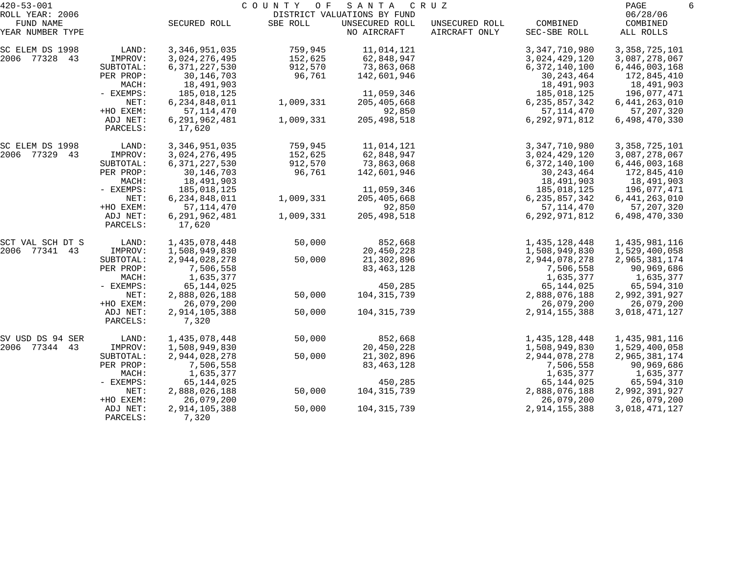420-53-001 COUNTY OF SANTA CRUZ

ROLL YEAR: 2006 DISTRICT VALUATIONS BY FUND 06/28/06

| FUND NAME YEAR NUMBER TYPE | | SECURED ROLL | SBE ROLL | UNSECURED ROLL NO AIRCRAFT | UNSECURED ROLL AIRCRAFT ONLY | COMBINED SEC-SBE ROLL | COMBINED ALL ROLLS |
|---|---|---|---|---|---|---|---|
| SC ELEM DS 1998 | LAND: | 3,346,951,035 | 759,945 | 11,014,121 | | 3,347,710,980 | 3,358,725,101 |
| 2006 77328 43 | IMPROV: | 3,024,276,495 | 152,625 | 62,848,947 | | 3,024,429,120 | 3,087,278,067 |
| | SUBTOTAL: | 6,371,227,530 | 912,570 | 73,863,068 | | 6,372,140,100 | 6,446,003,168 |
| | PER PROP: | 30,146,703 | 96,761 | 142,601,946 | | 30,243,464 | 172,845,410 |
| | MACH: | 18,491,903 | | | | 18,491,903 | 18,491,903 |
| | - EXEMPS: | 185,018,125 | | 11,059,346 | | 185,018,125 | 196,077,471 |
| | NET: | 6,234,848,011 | 1,009,331 | 205,405,668 | | 6,235,857,342 | 6,441,263,010 |
| | +HO EXEM: | 57,114,470 | | 92,850 | | 57,114,470 | 57,207,320 |
| | ADJ NET: | 6,291,962,481 | 1,009,331 | 205,498,518 | | 6,292,971,812 | 6,498,470,330 |
| | PARCELS: | 17,620 | | | | | |
| SC ELEM DS 1998 | LAND: | 3,346,951,035 | 759,945 | 11,014,121 | | 3,347,710,980 | 3,358,725,101 |
| 2006 77329 43 | IMPROV: | 3,024,276,495 | 152,625 | 62,848,947 | | 3,024,429,120 | 3,087,278,067 |
| | SUBTOTAL: | 6,371,227,530 | 912,570 | 73,863,068 | | 6,372,140,100 | 6,446,003,168 |
| | PER PROP: | 30,146,703 | 96,761 | 142,601,946 | | 30,243,464 | 172,845,410 |
| | MACH: | 18,491,903 | | | | 18,491,903 | 18,491,903 |
| | - EXEMPS: | 185,018,125 | | 11,059,346 | | 185,018,125 | 196,077,471 |
| | NET: | 6,234,848,011 | 1,009,331 | 205,405,668 | | 6,235,857,342 | 6,441,263,010 |
| | +HO EXEM: | 57,114,470 | | 92,850 | | 57,114,470 | 57,207,320 |
| | ADJ NET: | 6,291,962,481 | 1,009,331 | 205,498,518 | | 6,292,971,812 | 6,498,470,330 |
| | PARCELS: | 17,620 | | | | | |
| SCT VAL SCH DT S | LAND: | 1,435,078,448 | 50,000 | 852,668 | | 1,435,128,448 | 1,435,981,116 |
| 2006 77341 43 | IMPROV: | 1,508,949,830 | | 20,450,228 | | 1,508,949,830 | 1,529,400,058 |
| | SUBTOTAL: | 2,944,028,278 | 50,000 | 21,302,896 | | 2,944,078,278 | 2,965,381,174 |
| | PER PROP: | 7,506,558 | | 83,463,128 | | 7,506,558 | 90,969,686 |
| | MACH: | 1,635,377 | | | | 1,635,377 | 1,635,377 |
| | - EXEMPS: | 65,144,025 | | 450,285 | | 65,144,025 | 65,594,310 |
| | NET: | 2,888,026,188 | 50,000 | 104,315,739 | | 2,888,076,188 | 2,992,391,927 |
| | +HO EXEM: | 26,079,200 | | | | 26,079,200 | 26,079,200 |
| | ADJ NET: | 2,914,105,388 | 50,000 | 104,315,739 | | 2,914,155,388 | 3,018,471,127 |
| | PARCELS: | 7,320 | | | | | |
| SV USD DS 94 SER | LAND: | 1,435,078,448 | 50,000 | 852,668 | | 1,435,128,448 | 1,435,981,116 |
| 2006 77344 43 | IMPROV: | 1,508,949,830 | | 20,450,228 | | 1,508,949,830 | 1,529,400,058 |
| | SUBTOTAL: | 2,944,028,278 | 50,000 | 21,302,896 | | 2,944,078,278 | 2,965,381,174 |
| | PER PROP: | 7,506,558 | | 83,463,128 | | 7,506,558 | 90,969,686 |
| | MACH: | 1,635,377 | | | | 1,635,377 | 1,635,377 |
| | - EXEMPS: | 65,144,025 | | 450,285 | | 65,144,025 | 65,594,310 |
| | NET: | 2,888,026,188 | 50,000 | 104,315,739 | | 2,888,076,188 | 2,992,391,927 |
| | +HO EXEM: | 26,079,200 | | | | 26,079,200 | 26,079,200 |
| | ADJ NET: | 2,914,105,388 | 50,000 | 104,315,739 | | 2,914,155,388 | 3,018,471,127 |
| | PARCELS: | 7,320 | | | | | |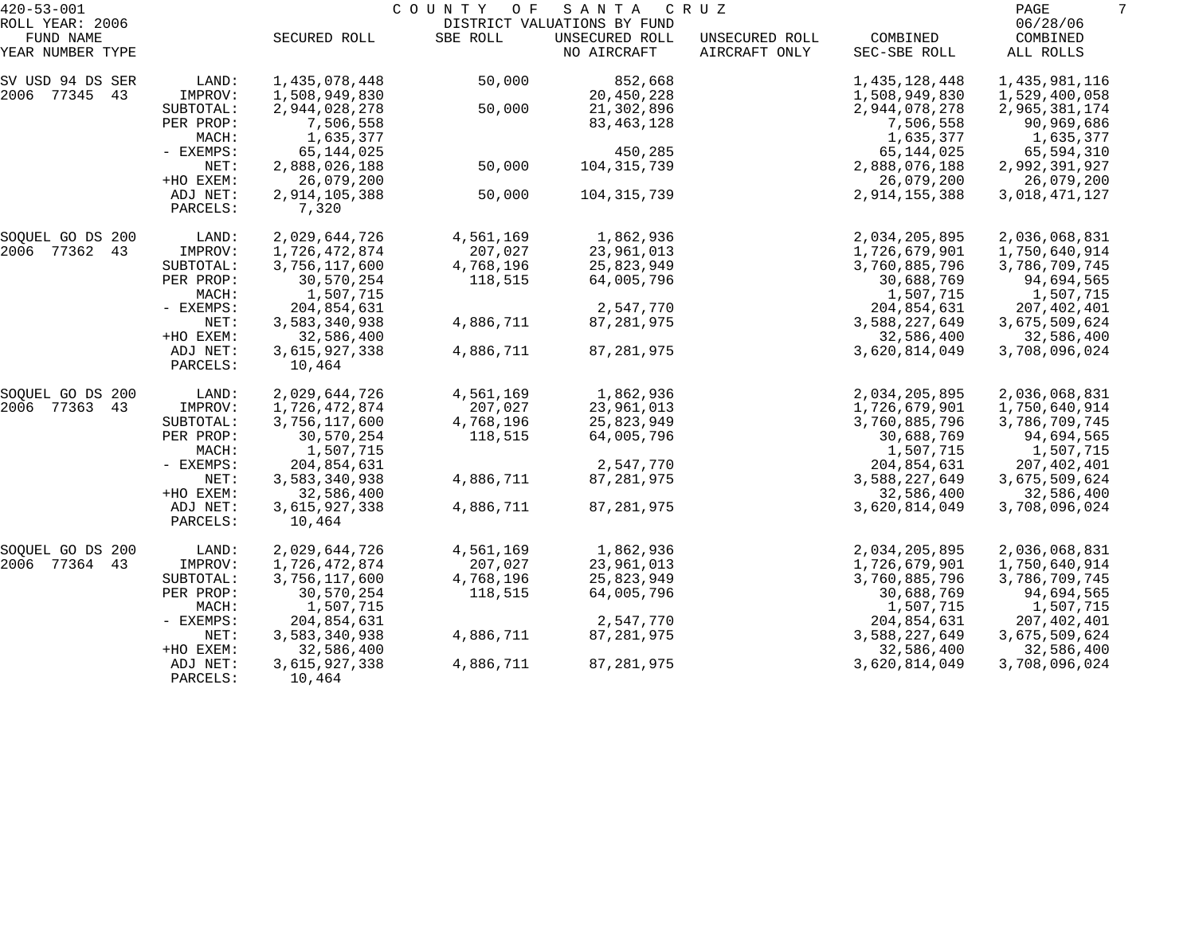420-53-001 COUNTY OF SANTA CRUZ
ROLL YEAR: 2006 DISTRICT VALUATIONS BY FUND 06/28/06

| FUND NAME YEAR NUMBER TYPE | | SECURED ROLL | SBE ROLL | UNSECURED ROLL NO AIRCRAFT | UNSECURED ROLL AIRCRAFT ONLY | COMBINED SEC-SBE ROLL | COMBINED ALL ROLLS |
|---|---|---|---|---|---|---|---|
| SV USD 94 DS SER | LAND: | 1,435,078,448 | 50,000 | 852,668 | | 1,435,128,448 | 1,435,981,116 |
| 2006 77345 43 | IMPROV: | 1,508,949,830 | | 20,450,228 | | 1,508,949,830 | 1,529,400,058 |
| | SUBTOTAL: | 2,944,028,278 | 50,000 | 21,302,896 | | 2,944,078,278 | 2,965,381,174 |
| | PER PROP: | 7,506,558 | | 83,463,128 | | 7,506,558 | 90,969,686 |
| | MACH: | 1,635,377 | | | | 1,635,377 | 1,635,377 |
| | - EXEMPS: | 65,144,025 | | 450,285 | | 65,144,025 | 65,594,310 |
| | NET: | 2,888,026,188 | 50,000 | 104,315,739 | | 2,888,076,188 | 2,992,391,927 |
| | +HO EXEM: | 26,079,200 | | | | 26,079,200 | 26,079,200 |
| | ADJ NET: | 2,914,105,388 | 50,000 | 104,315,739 | | 2,914,155,388 | 3,018,471,127 |
| | PARCELS: | 7,320 | | | | | |
| SOQUEL GO DS 200 | LAND: | 2,029,644,726 | 4,561,169 | 1,862,936 | | 2,034,205,895 | 2,036,068,831 |
| 2006 77362 43 | IMPROV: | 1,726,472,874 | 207,027 | 23,961,013 | | 1,726,679,901 | 1,750,640,914 |
| | SUBTOTAL: | 3,756,117,600 | 4,768,196 | 25,823,949 | | 3,760,885,796 | 3,786,709,745 |
| | PER PROP: | 30,570,254 | 118,515 | 64,005,796 | | 30,688,769 | 94,694,565 |
| | MACH: | 1,507,715 | | | | 1,507,715 | 1,507,715 |
| | - EXEMPS: | 204,854,631 | | 2,547,770 | | 204,854,631 | 207,402,401 |
| | NET: | 3,583,340,938 | 4,886,711 | 87,281,975 | | 3,588,227,649 | 3,675,509,624 |
| | +HO EXEM: | 32,586,400 | | | | 32,586,400 | 32,586,400 |
| | ADJ NET: | 3,615,927,338 | 4,886,711 | 87,281,975 | | 3,620,814,049 | 3,708,096,024 |
| | PARCELS: | 10,464 | | | | | |
| SOQUEL GO DS 200 | LAND: | 2,029,644,726 | 4,561,169 | 1,862,936 | | 2,034,205,895 | 2,036,068,831 |
| 2006 77363 43 | IMPROV: | 1,726,472,874 | 207,027 | 23,961,013 | | 1,726,679,901 | 1,750,640,914 |
| | SUBTOTAL: | 3,756,117,600 | 4,768,196 | 25,823,949 | | 3,760,885,796 | 3,786,709,745 |
| | PER PROP: | 30,570,254 | 118,515 | 64,005,796 | | 30,688,769 | 94,694,565 |
| | MACH: | 1,507,715 | | | | 1,507,715 | 1,507,715 |
| | - EXEMPS: | 204,854,631 | | 2,547,770 | | 204,854,631 | 207,402,401 |
| | NET: | 3,583,340,938 | 4,886,711 | 87,281,975 | | 3,588,227,649 | 3,675,509,624 |
| | +HO EXEM: | 32,586,400 | | | | 32,586,400 | 32,586,400 |
| | ADJ NET: | 3,615,927,338 | 4,886,711 | 87,281,975 | | 3,620,814,049 | 3,708,096,024 |
| | PARCELS: | 10,464 | | | | | |
| SOQUEL GO DS 200 | LAND: | 2,029,644,726 | 4,561,169 | 1,862,936 | | 2,034,205,895 | 2,036,068,831 |
| 2006 77364 43 | IMPROV: | 1,726,472,874 | 207,027 | 23,961,013 | | 1,726,679,901 | 1,750,640,914 |
| | SUBTOTAL: | 3,756,117,600 | 4,768,196 | 25,823,949 | | 3,760,885,796 | 3,786,709,745 |
| | PER PROP: | 30,570,254 | 118,515 | 64,005,796 | | 30,688,769 | 94,694,565 |
| | MACH: | 1,507,715 | | | | 1,507,715 | 1,507,715 |
| | - EXEMPS: | 204,854,631 | | 2,547,770 | | 204,854,631 | 207,402,401 |
| | NET: | 3,583,340,938 | 4,886,711 | 87,281,975 | | 3,588,227,649 | 3,675,509,624 |
| | +HO EXEM: | 32,586,400 | | | | 32,586,400 | 32,586,400 |
| | ADJ NET: | 3,615,927,338 | 4,886,711 | 87,281,975 | | 3,620,814,049 | 3,708,096,024 |
| | PARCELS: | 10,464 | | | | | |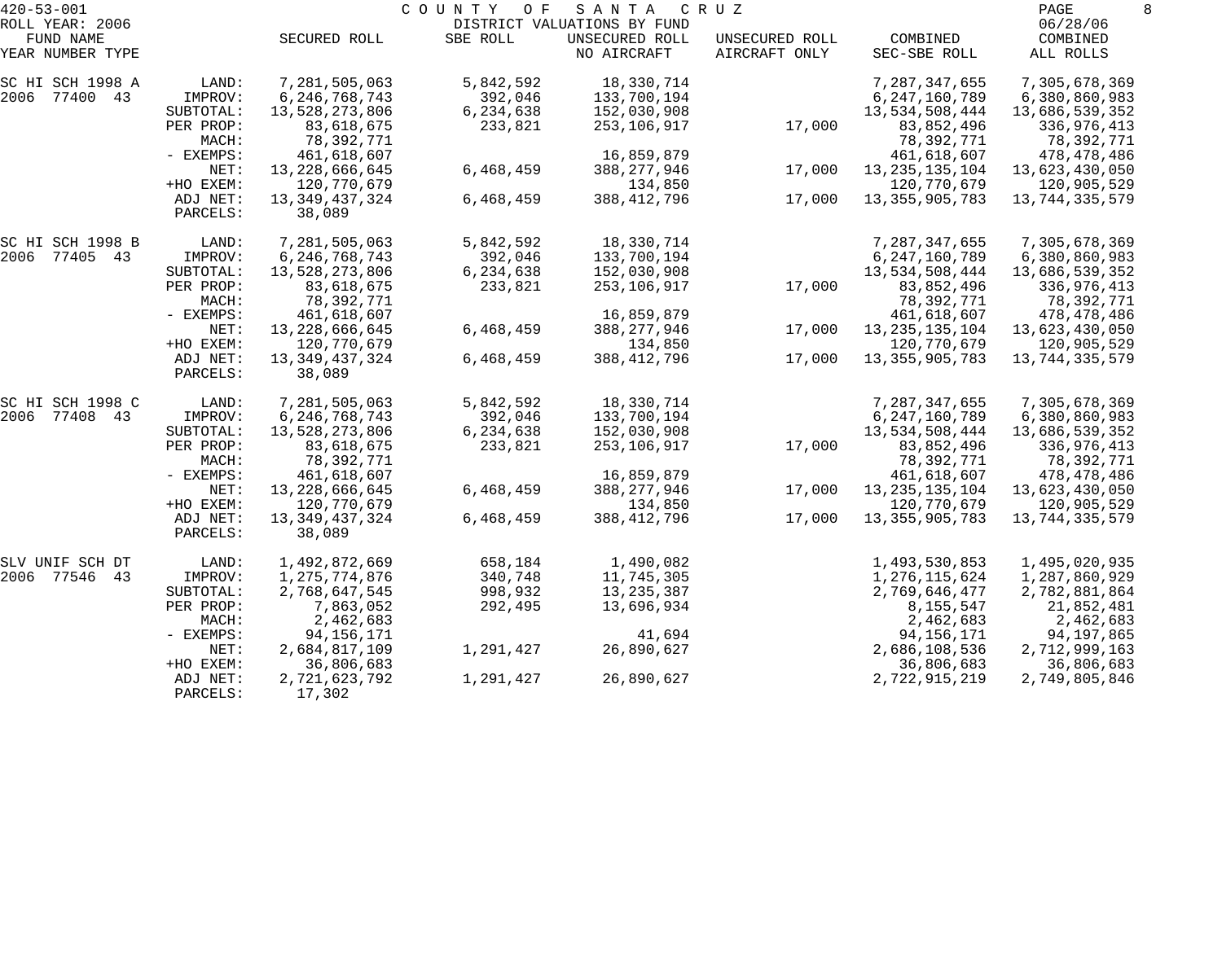420-53-001 COUNTY OF SANTA CRUZ

ROLL YEAR: 2006 DISTRICT VALUATIONS BY FUND 06/28/06

| FUND NAME YEAR NUMBER TYPE | | SECURED ROLL | SBE ROLL | UNSECURED ROLL NO AIRCRAFT | UNSECURED ROLL AIRCRAFT ONLY | COMBINED SEC-SBE ROLL | COMBINED ALL ROLLS |
|---|---|---|---|---|---|---|---|
| SC HI SCH 1998 A | LAND: | 7,281,505,063 | 5,842,592 | 18,330,714 | | 7,287,347,655 | 7,305,678,369 |
| 2006 77400 43 | IMPROV: | 6,246,768,743 | 392,046 | 133,700,194 | | 6,247,160,789 | 6,380,860,983 |
| | SUBTOTAL: | 13,528,273,806 | 6,234,638 | 152,030,908 | | 13,534,508,444 | 13,686,539,352 |
| | PER PROP: | 83,618,675 | 233,821 | 253,106,917 | 17,000 | 83,852,496 | 336,976,413 |
| | MACH: | 78,392,771 | | | | 78,392,771 | 78,392,771 |
| | - EXEMPS: | 461,618,607 | | 16,859,879 | | 461,618,607 | 478,478,486 |
| | NET: | 13,228,666,645 | 6,468,459 | 388,277,946 | 17,000 | 13,235,135,104 | 13,623,430,050 |
| | +HO EXEM: | 120,770,679 | | 134,850 | | 120,770,679 | 120,905,529 |
| | ADJ NET: | 13,349,437,324 | 6,468,459 | 388,412,796 | 17,000 | 13,355,905,783 | 13,744,335,579 |
| | PARCELS: | 38,089 | | | | | |
| SC HI SCH 1998 B | LAND: | 7,281,505,063 | 5,842,592 | 18,330,714 | | 7,287,347,655 | 7,305,678,369 |
| 2006 77405 43 | IMPROV: | 6,246,768,743 | 392,046 | 133,700,194 | | 6,247,160,789 | 6,380,860,983 |
| | SUBTOTAL: | 13,528,273,806 | 6,234,638 | 152,030,908 | | 13,534,508,444 | 13,686,539,352 |
| | PER PROP: | 83,618,675 | 233,821 | 253,106,917 | 17,000 | 83,852,496 | 336,976,413 |
| | MACH: | 78,392,771 | | | | 78,392,771 | 78,392,771 |
| | - EXEMPS: | 461,618,607 | | 16,859,879 | | 461,618,607 | 478,478,486 |
| | NET: | 13,228,666,645 | 6,468,459 | 388,277,946 | 17,000 | 13,235,135,104 | 13,623,430,050 |
| | +HO EXEM: | 120,770,679 | | 134,850 | | 120,770,679 | 120,905,529 |
| | ADJ NET: | 13,349,437,324 | 6,468,459 | 388,412,796 | 17,000 | 13,355,905,783 | 13,744,335,579 |
| | PARCELS: | 38,089 | | | | | |
| SC HI SCH 1998 C | LAND: | 7,281,505,063 | 5,842,592 | 18,330,714 | | 7,287,347,655 | 7,305,678,369 |
| 2006 77408 43 | IMPROV: | 6,246,768,743 | 392,046 | 133,700,194 | | 6,247,160,789 | 6,380,860,983 |
| | SUBTOTAL: | 13,528,273,806 | 6,234,638 | 152,030,908 | | 13,534,508,444 | 13,686,539,352 |
| | PER PROP: | 83,618,675 | 233,821 | 253,106,917 | 17,000 | 83,852,496 | 336,976,413 |
| | MACH: | 78,392,771 | | | | 78,392,771 | 78,392,771 |
| | - EXEMPS: | 461,618,607 | | 16,859,879 | | 461,618,607 | 478,478,486 |
| | NET: | 13,228,666,645 | 6,468,459 | 388,277,946 | 17,000 | 13,235,135,104 | 13,623,430,050 |
| | +HO EXEM: | 120,770,679 | | 134,850 | | 120,770,679 | 120,905,529 |
| | ADJ NET: | 13,349,437,324 | 6,468,459 | 388,412,796 | 17,000 | 13,355,905,783 | 13,744,335,579 |
| | PARCELS: | 38,089 | | | | | |
| SLV UNIF SCH DT | LAND: | 1,492,872,669 | 658,184 | 1,490,082 | | 1,493,530,853 | 1,495,020,935 |
| 2006 77546 43 | IMPROV: | 1,275,774,876 | 340,748 | 11,745,305 | | 1,276,115,624 | 1,287,860,929 |
| | SUBTOTAL: | 2,768,647,545 | 998,932 | 13,235,387 | | 2,769,646,477 | 2,782,881,864 |
| | PER PROP: | 7,863,052 | 292,495 | 13,696,934 | | 8,155,547 | 21,852,481 |
| | MACH: | 2,462,683 | | | | 2,462,683 | 2,462,683 |
| | - EXEMPS: | 94,156,171 | | 41,694 | | 94,156,171 | 94,197,865 |
| | NET: | 2,684,817,109 | 1,291,427 | 26,890,627 | | 2,686,108,536 | 2,712,999,163 |
| | +HO EXEM: | 36,806,683 | | | | 36,806,683 | 36,806,683 |
| | ADJ NET: | 2,721,623,792 | 1,291,427 | 26,890,627 | | 2,722,915,219 | 2,749,805,846 |
| | PARCELS: | 17,302 | | | | | |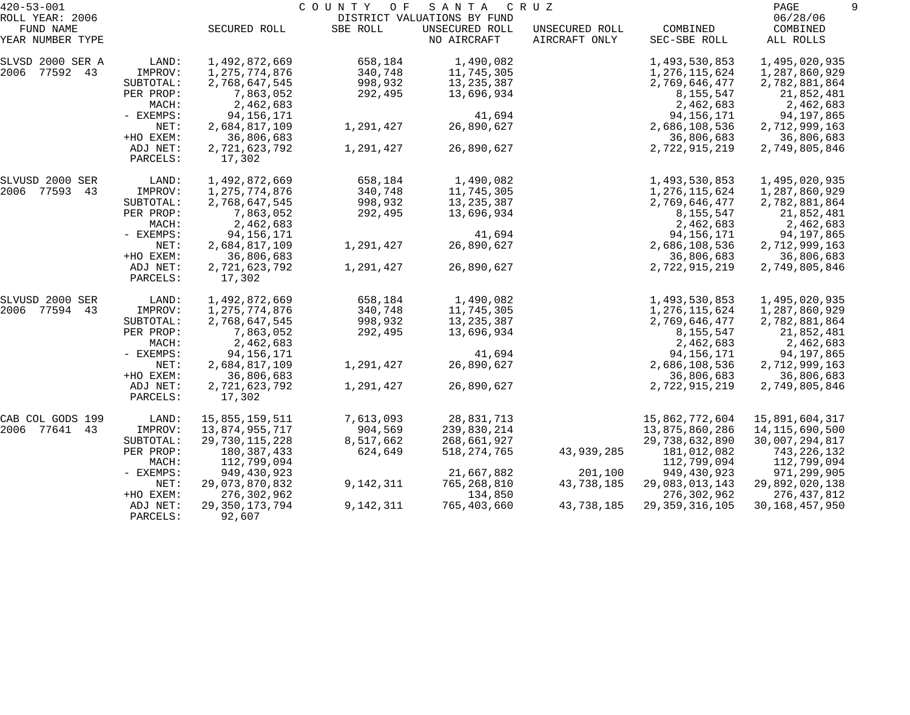420-53-001 COUNTY OF SANTA CRUZ

ROLL YEAR: 2006 DISTRICT VALUATIONS BY FUND 06/28/06

| FUND NAME YEAR NUMBER TYPE | | SECURED ROLL | SBE ROLL | UNSECURED ROLL NO AIRCRAFT | UNSECURED ROLL AIRCRAFT ONLY | COMBINED SEC-SBE ROLL | COMBINED ALL ROLLS |
|---|---|---|---|---|---|---|---|
| SLVSD 2000 SER A | LAND: | 1,492,872,669 | 658,184 | 1,490,082 | | 1,493,530,853 | 1,495,020,935 |
| 2006 77592 43 | IMPROV: | 1,275,774,876 | 340,748 | 11,745,305 | | 1,276,115,624 | 1,287,860,929 |
| | SUBTOTAL: | 2,768,647,545 | 998,932 | 13,235,387 | | 2,769,646,477 | 2,782,881,864 |
| | PER PROP: | 7,863,052 | 292,495 | 13,696,934 | | 8,155,547 | 21,852,481 |
| | MACH: | 2,462,683 | | | | 2,462,683 | 2,462,683 |
| | - EXEMPS: | 94,156,171 | | 41,694 | | 94,156,171 | 94,197,865 |
| | NET: | 2,684,817,109 | 1,291,427 | 26,890,627 | | 2,686,108,536 | 2,712,999,163 |
| | +HO EXEM: | 36,806,683 | | | | 36,806,683 | 36,806,683 |
| | ADJ NET: | 2,721,623,792 | 1,291,427 | 26,890,627 | | 2,722,915,219 | 2,749,805,846 |
| | PARCELS: | 17,302 | | | | | |
| SLVUSD 2000 SER | LAND: | 1,492,872,669 | 658,184 | 1,490,082 | | 1,493,530,853 | 1,495,020,935 |
| 2006 77593 43 | IMPROV: | 1,275,774,876 | 340,748 | 11,745,305 | | 1,276,115,624 | 1,287,860,929 |
| | SUBTOTAL: | 2,768,647,545 | 998,932 | 13,235,387 | | 2,769,646,477 | 2,782,881,864 |
| | PER PROP: | 7,863,052 | 292,495 | 13,696,934 | | 8,155,547 | 21,852,481 |
| | MACH: | 2,462,683 | | | | 2,462,683 | 2,462,683 |
| | - EXEMPS: | 94,156,171 | | 41,694 | | 94,156,171 | 94,197,865 |
| | NET: | 2,684,817,109 | 1,291,427 | 26,890,627 | | 2,686,108,536 | 2,712,999,163 |
| | +HO EXEM: | 36,806,683 | | | | 36,806,683 | 36,806,683 |
| | ADJ NET: | 2,721,623,792 | 1,291,427 | 26,890,627 | | 2,722,915,219 | 2,749,805,846 |
| | PARCELS: | 17,302 | | | | | |
| SLVUSD 2000 SER | LAND: | 1,492,872,669 | 658,184 | 1,490,082 | | 1,493,530,853 | 1,495,020,935 |
| 2006 77594 43 | IMPROV: | 1,275,774,876 | 340,748 | 11,745,305 | | 1,276,115,624 | 1,287,860,929 |
| | SUBTOTAL: | 2,768,647,545 | 998,932 | 13,235,387 | | 2,769,646,477 | 2,782,881,864 |
| | PER PROP: | 7,863,052 | 292,495 | 13,696,934 | | 8,155,547 | 21,852,481 |
| | MACH: | 2,462,683 | | | | 2,462,683 | 2,462,683 |
| | - EXEMPS: | 94,156,171 | | 41,694 | | 94,156,171 | 94,197,865 |
| | NET: | 2,684,817,109 | 1,291,427 | 26,890,627 | | 2,686,108,536 | 2,712,999,163 |
| | +HO EXEM: | 36,806,683 | | | | 36,806,683 | 36,806,683 |
| | ADJ NET: | 2,721,623,792 | 1,291,427 | 26,890,627 | | 2,722,915,219 | 2,749,805,846 |
| | PARCELS: | 17,302 | | | | | |
| CAB COL GODS 199 | LAND: | 15,855,159,511 | 7,613,093 | 28,831,713 | | 15,862,772,604 | 15,891,604,317 |
| 2006 77641 43 | IMPROV: | 13,874,955,717 | 904,569 | 239,830,214 | | 13,875,860,286 | 14,115,690,500 |
| | SUBTOTAL: | 29,730,115,228 | 8,517,662 | 268,661,927 | | 29,738,632,890 | 30,007,294,817 |
| | PER PROP: | 180,387,433 | 624,649 | 518,274,765 | 43,939,285 | 181,012,082 | 743,226,132 |
| | MACH: | 112,799,094 | | | | 112,799,094 | 112,799,094 |
| | - EXEMPS: | 949,430,923 | | 21,667,882 | 201,100 | 949,430,923 | 971,299,905 |
| | NET: | 29,073,870,832 | 9,142,311 | 765,268,810 | 43,738,185 | 29,083,013,143 | 29,892,020,138 |
| | +HO EXEM: | 276,302,962 | | 134,850 | | 276,302,962 | 276,437,812 |
| | ADJ NET: | 29,350,173,794 | 9,142,311 | 765,403,660 | 43,738,185 | 29,359,316,105 | 30,168,457,950 |
| | PARCELS: | 92,607 | | | | | |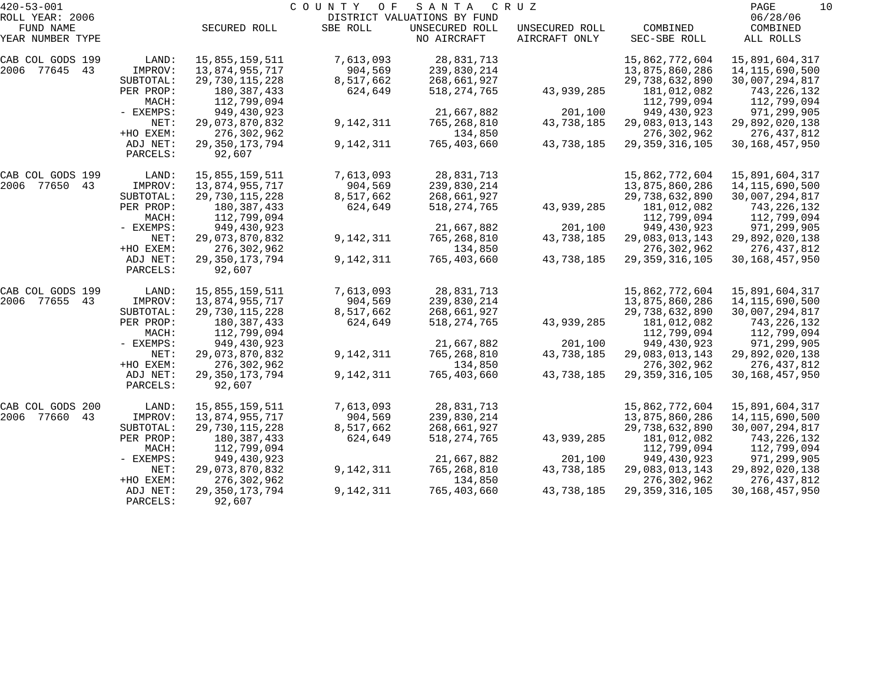420-53-001 COUNTY OF SANTA CRUZ
ROLL YEAR: 2006 DISTRICT VALUATIONS BY FUND 06/28/06

| FUND NAME YEAR NUMBER TYPE | | SECURED ROLL | SBE ROLL | UNSECURED ROLL NO AIRCRAFT | UNSECURED ROLL AIRCRAFT ONLY | COMBINED SEC-SBE ROLL | COMBINED ALL ROLLS |
|---|---|---|---|---|---|---|---|
| CAB COL GODS 199 | LAND: | 15,855,159,511 | 7,613,093 | 28,831,713 | | 15,862,772,604 | 15,891,604,317 |
| 2006 77645 43 | IMPROV: | 13,874,955,717 | 904,569 | 239,830,214 | | 13,875,860,286 | 14,115,690,500 |
| | SUBTOTAL: | 29,730,115,228 | 8,517,662 | 268,661,927 | | 29,738,632,890 | 30,007,294,817 |
| | PER PROP: | 180,387,433 | 624,649 | 518,274,765 | 43,939,285 | 181,012,082 | 743,226,132 |
| | MACH: | 112,799,094 | | | | 112,799,094 | 112,799,094 |
| | - EXEMPS: | 949,430,923 | | 21,667,882 | 201,100 | 949,430,923 | 971,299,905 |
| | NET: | 29,073,870,832 | 9,142,311 | 765,268,810 | 43,738,185 | 29,083,013,143 | 29,892,020,138 |
| | +HO EXEM: | 276,302,962 | | 134,850 | | 276,302,962 | 276,437,812 |
| | ADJ NET: | 29,350,173,794 | 9,142,311 | 765,403,660 | 43,738,185 | 29,359,316,105 | 30,168,457,950 |
| | PARCELS: | 92,607 | | | | | |
| CAB COL GODS 199 | LAND: | 15,855,159,511 | 7,613,093 | 28,831,713 | | 15,862,772,604 | 15,891,604,317 |
| 2006 77650 43 | IMPROV: | 13,874,955,717 | 904,569 | 239,830,214 | | 13,875,860,286 | 14,115,690,500 |
| | SUBTOTAL: | 29,730,115,228 | 8,517,662 | 268,661,927 | | 29,738,632,890 | 30,007,294,817 |
| | PER PROP: | 180,387,433 | 624,649 | 518,274,765 | 43,939,285 | 181,012,082 | 743,226,132 |
| | MACH: | 112,799,094 | | | | 112,799,094 | 112,799,094 |
| | - EXEMPS: | 949,430,923 | | 21,667,882 | 201,100 | 949,430,923 | 971,299,905 |
| | NET: | 29,073,870,832 | 9,142,311 | 765,268,810 | 43,738,185 | 29,083,013,143 | 29,892,020,138 |
| | +HO EXEM: | 276,302,962 | | 134,850 | | 276,302,962 | 276,437,812 |
| | ADJ NET: | 29,350,173,794 | 9,142,311 | 765,403,660 | 43,738,185 | 29,359,316,105 | 30,168,457,950 |
| | PARCELS: | 92,607 | | | | | |
| CAB COL GODS 199 | LAND: | 15,855,159,511 | 7,613,093 | 28,831,713 | | 15,862,772,604 | 15,891,604,317 |
| 2006 77655 43 | IMPROV: | 13,874,955,717 | 904,569 | 239,830,214 | | 13,875,860,286 | 14,115,690,500 |
| | SUBTOTAL: | 29,730,115,228 | 8,517,662 | 268,661,927 | | 29,738,632,890 | 30,007,294,817 |
| | PER PROP: | 180,387,433 | 624,649 | 518,274,765 | 43,939,285 | 181,012,082 | 743,226,132 |
| | MACH: | 112,799,094 | | | | 112,799,094 | 112,799,094 |
| | - EXEMPS: | 949,430,923 | | 21,667,882 | 201,100 | 949,430,923 | 971,299,905 |
| | NET: | 29,073,870,832 | 9,142,311 | 765,268,810 | 43,738,185 | 29,083,013,143 | 29,892,020,138 |
| | +HO EXEM: | 276,302,962 | | 134,850 | | 276,302,962 | 276,437,812 |
| | ADJ NET: | 29,350,173,794 | 9,142,311 | 765,403,660 | 43,738,185 | 29,359,316,105 | 30,168,457,950 |
| | PARCELS: | 92,607 | | | | | |
| CAB COL GODS 200 | LAND: | 15,855,159,511 | 7,613,093 | 28,831,713 | | 15,862,772,604 | 15,891,604,317 |
| 2006 77660 43 | IMPROV: | 13,874,955,717 | 904,569 | 239,830,214 | | 13,875,860,286 | 14,115,690,500 |
| | SUBTOTAL: | 29,730,115,228 | 8,517,662 | 268,661,927 | | 29,738,632,890 | 30,007,294,817 |
| | PER PROP: | 180,387,433 | 624,649 | 518,274,765 | 43,939,285 | 181,012,082 | 743,226,132 |
| | MACH: | 112,799,094 | | | | 112,799,094 | 112,799,094 |
| | - EXEMPS: | 949,430,923 | | 21,667,882 | 201,100 | 949,430,923 | 971,299,905 |
| | NET: | 29,073,870,832 | 9,142,311 | 765,268,810 | 43,738,185 | 29,083,013,143 | 29,892,020,138 |
| | +HO EXEM: | 276,302,962 | | 134,850 | | 276,302,962 | 276,437,812 |
| | ADJ NET: | 29,350,173,794 | 9,142,311 | 765,403,660 | 43,738,185 | 29,359,316,105 | 30,168,457,950 |
| | PARCELS: | 92,607 | | | | | |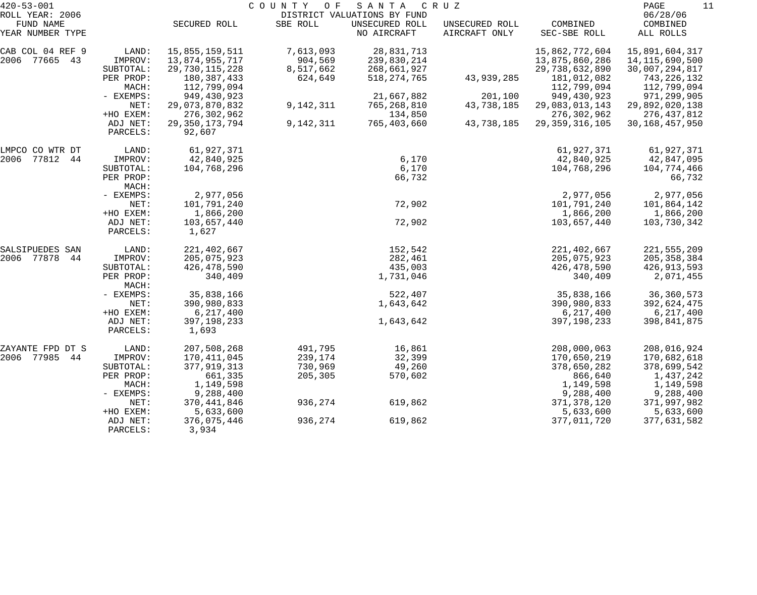420-53-001 COUNTY OF SANTA CRUZ

ROLL YEAR: 2006 DISTRICT VALUATIONS BY FUND 06/28/06

| FUND NAME YEAR NUMBER TYPE | | SECURED ROLL | SBE ROLL | UNSECURED ROLL NO AIRCRAFT | UNSECURED ROLL AIRCRAFT ONLY | COMBINED SEC-SBE ROLL | COMBINED ALL ROLLS |
|---|---|---|---|---|---|---|---|
| CAB COL 04 REF 9 | LAND: | 15,855,159,511 | 7,613,093 | 28,831,713 | | 15,862,772,604 | 15,891,604,317 |
| 2006 77665 43 | IMPROV: | 13,874,955,717 | 904,569 | 239,830,214 | | 13,875,860,286 | 14,115,690,500 |
| | SUBTOTAL: | 29,730,115,228 | 8,517,662 | 268,661,927 | | 29,738,632,890 | 30,007,294,817 |
| | PER PROP: | 180,387,433 | 624,649 | 518,274,765 | 43,939,285 | 181,012,082 | 743,226,132 |
| | MACH: | 112,799,094 | | | | 112,799,094 | 112,799,094 |
| | - EXEMPS: | 949,430,923 | | 21,667,882 | 201,100 | 949,430,923 | 971,299,905 |
| | NET: | 29,073,870,832 | 9,142,311 | 765,268,810 | 43,738,185 | 29,083,013,143 | 29,892,020,138 |
| | +HO EXEM: | 276,302,962 | | 134,850 | | 276,302,962 | 276,437,812 |
| | ADJ NET: | 29,350,173,794 | 9,142,311 | 765,403,660 | 43,738,185 | 29,359,316,105 | 30,168,457,950 |
| | PARCELS: | 92,607 | | | | | |
| LMPCO CO WTR DT | LAND: | 61,927,371 | | | | 61,927,371 | 61,927,371 |
| 2006 77812 44 | IMPROV: | 42,840,925 | | 6,170 | | 42,840,925 | 42,847,095 |
| | SUBTOTAL: | 104,768,296 | | 6,170 | | 104,768,296 | 104,774,466 |
| | PER PROP: | | | 66,732 | | | 66,732 |
| | MACH: | | | | | | |
| | - EXEMPS: | 2,977,056 | | | | 2,977,056 | 2,977,056 |
| | NET: | 101,791,240 | | 72,902 | | 101,791,240 | 101,864,142 |
| | +HO EXEM: | 1,866,200 | | | | 1,866,200 | 1,866,200 |
| | ADJ NET: | 103,657,440 | | 72,902 | | 103,657,440 | 103,730,342 |
| | PARCELS: | 1,627 | | | | | |
| SALSIPUEDES SAN | LAND: | 221,402,667 | | 152,542 | | 221,402,667 | 221,555,209 |
| 2006 77878 44 | IMPROV: | 205,075,923 | | 282,461 | | 205,075,923 | 205,358,384 |
| | SUBTOTAL: | 426,478,590 | | 435,003 | | 426,478,590 | 426,913,593 |
| | PER PROP: | 340,409 | | 1,731,046 | | 340,409 | 2,071,455 |
| | MACH: | | | | | | |
| | - EXEMPS: | 35,838,166 | | 522,407 | | 35,838,166 | 36,360,573 |
| | NET: | 390,980,833 | | 1,643,642 | | 390,980,833 | 392,624,475 |
| | +HO EXEM: | 6,217,400 | | | | 6,217,400 | 6,217,400 |
| | ADJ NET: | 397,198,233 | | 1,643,642 | | 397,198,233 | 398,841,875 |
| | PARCELS: | 1,693 | | | | | |
| ZAYANTE FPD DT S | LAND: | 207,508,268 | 491,795 | 16,861 | | 208,000,063 | 208,016,924 |
| 2006 77985 44 | IMPROV: | 170,411,045 | 239,174 | 32,399 | | 170,650,219 | 170,682,618 |
| | SUBTOTAL: | 377,919,313 | 730,969 | 49,260 | | 378,650,282 | 378,699,542 |
| | PER PROP: | 661,335 | 205,305 | 570,602 | | 866,640 | 1,437,242 |
| | MACH: | 1,149,598 | | | | 1,149,598 | 1,149,598 |
| | - EXEMPS: | 9,288,400 | | | | 9,288,400 | 9,288,400 |
| | NET: | 370,441,846 | 936,274 | 619,862 | | 371,378,120 | 371,997,982 |
| | +HO EXEM: | 5,633,600 | | | | 5,633,600 | 5,633,600 |
| | ADJ NET: | 376,075,446 | 936,274 | 619,862 | | 377,011,720 | 377,631,582 |
| | PARCELS: | 3,934 | | | | | |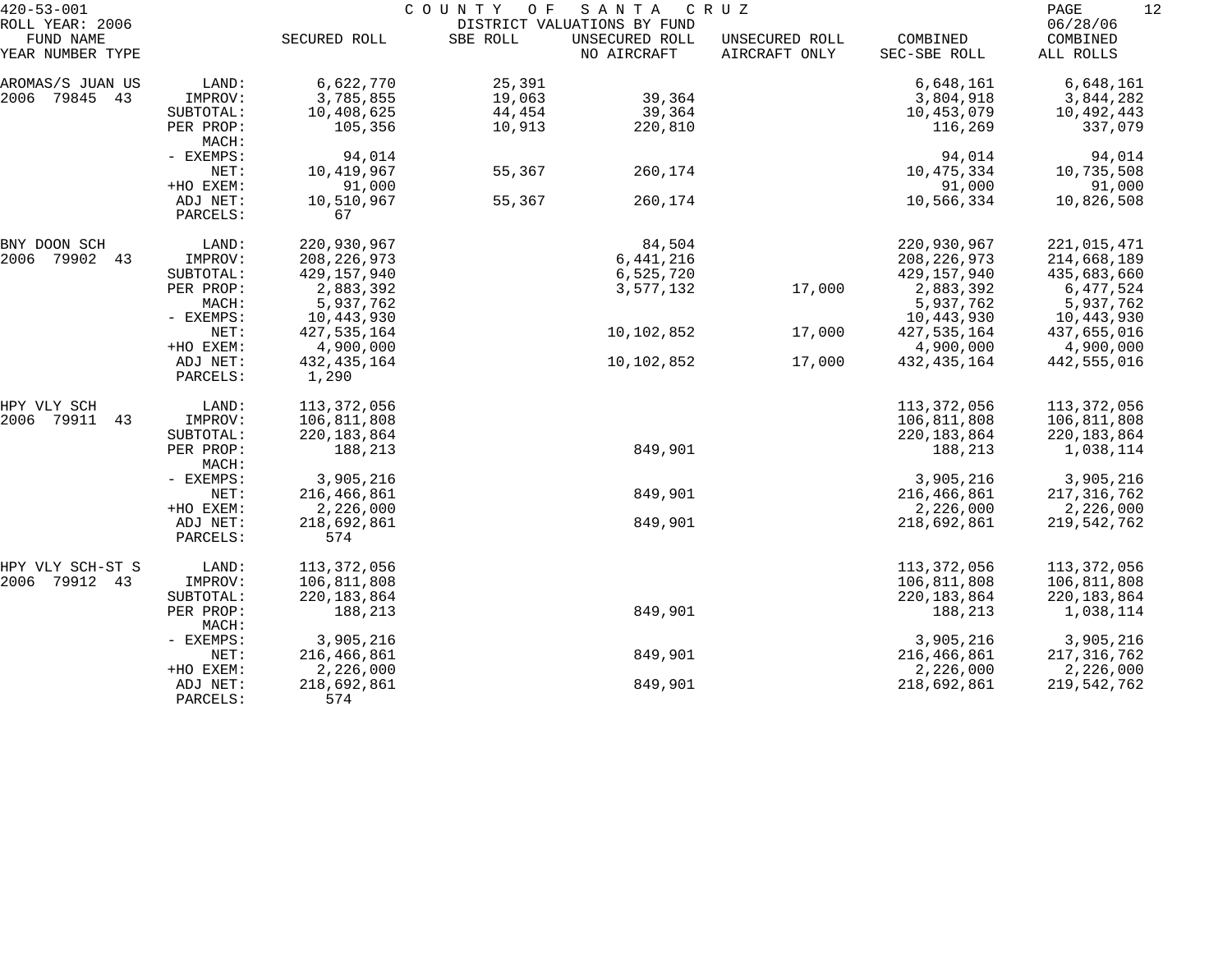420-53-001 COUNTY OF SANTA CRUZ

ROLL YEAR: 2006 DISTRICT VALUATIONS BY FUND 06/28/06

| FUND NAME YEAR NUMBER TYPE | | SECURED ROLL | SBE ROLL | UNSECURED ROLL NO AIRCRAFT | UNSECURED ROLL AIRCRAFT ONLY | COMBINED SEC-SBE ROLL | COMBINED ALL ROLLS |
|---|---|---|---|---|---|---|---|
| AROMAS/S JUAN US | LAND: | 6,622,770 | 25,391 | | | 6,648,161 | 6,648,161 |
| 2006 79845 43 | IMPROV: | 3,785,855 | 19,063 | 39,364 | | 3,804,918 | 3,844,282 |
| | SUBTOTAL: | 10,408,625 | 44,454 | 39,364 | | 10,453,079 | 10,492,443 |
| | PER PROP: | 105,356 | 10,913 | 220,810 | | 116,269 | 337,079 |
| | MACH: | | | | | | |
| | - EXEMPS: | 94,014 | | | | 94,014 | 94,014 |
| | NET: | 10,419,967 | 55,367 | 260,174 | | 10,475,334 | 10,735,508 |
| | +HO EXEM: | 91,000 | | | | 91,000 | 91,000 |
| | ADJ NET: | 10,510,967 | 55,367 | 260,174 | | 10,566,334 | 10,826,508 |
| | PARCELS: | 67 | | | | | |
| BNY DOON SCH | LAND: | 220,930,967 | | 84,504 | | 220,930,967 | 221,015,471 |
| 2006 79902 43 | IMPROV: | 208,226,973 | | 6,441,216 | | 208,226,973 | 214,668,189 |
| | SUBTOTAL: | 429,157,940 | | 6,525,720 | | 429,157,940 | 435,683,660 |
| | PER PROP: | 2,883,392 | | 3,577,132 | 17,000 | 2,883,392 | 6,477,524 |
| | MACH: | 5,937,762 | | | | 5,937,762 | 5,937,762 |
| | - EXEMPS: | 10,443,930 | | | | 10,443,930 | 10,443,930 |
| | NET: | 427,535,164 | | 10,102,852 | 17,000 | 427,535,164 | 437,655,016 |
| | +HO EXEM: | 4,900,000 | | | | 4,900,000 | 4,900,000 |
| | ADJ NET: | 432,435,164 | | 10,102,852 | 17,000 | 432,435,164 | 442,555,016 |
| | PARCELS: | 1,290 | | | | | |
| HPY VLY SCH | LAND: | 113,372,056 | | | | 113,372,056 | 113,372,056 |
| 2006 79911 43 | IMPROV: | 106,811,808 | | | | 106,811,808 | 106,811,808 |
| | SUBTOTAL: | 220,183,864 | | | | 220,183,864 | 220,183,864 |
| | PER PROP: | 188,213 | | 849,901 | | 188,213 | 1,038,114 |
| | MACH: | | | | | | |
| | - EXEMPS: | 3,905,216 | | | | 3,905,216 | 3,905,216 |
| | NET: | 216,466,861 | | 849,901 | | 216,466,861 | 217,316,762 |
| | +HO EXEM: | 2,226,000 | | | | 2,226,000 | 2,226,000 |
| | ADJ NET: | 218,692,861 | | 849,901 | | 218,692,861 | 219,542,762 |
| | PARCELS: | 574 | | | | | |
| HPY VLY SCH-ST S | LAND: | 113,372,056 | | | | 113,372,056 | 113,372,056 |
| 2006 79912 43 | IMPROV: | 106,811,808 | | | | 106,811,808 | 106,811,808 |
| | SUBTOTAL: | 220,183,864 | | | | 220,183,864 | 220,183,864 |
| | PER PROP: | 188,213 | | 849,901 | | 188,213 | 1,038,114 |
| | MACH: | | | | | | |
| | - EXEMPS: | 3,905,216 | | | | 3,905,216 | 3,905,216 |
| | NET: | 216,466,861 | | 849,901 | | 216,466,861 | 217,316,762 |
| | +HO EXEM: | 2,226,000 | | | | 2,226,000 | 2,226,000 |
| | ADJ NET: | 218,692,861 | | 849,901 | | 218,692,861 | 219,542,762 |
| | PARCELS: | 574 | | | | | |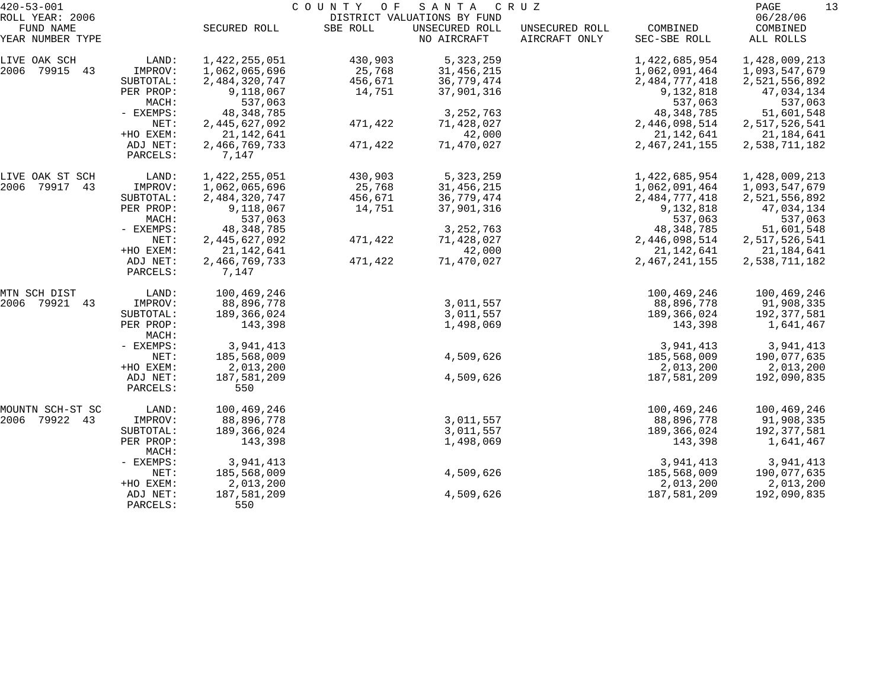420-53-001 COUNTY OF SANTA CRUZ
ROLL YEAR: 2006 DISTRICT VALUATIONS BY FUND 06/28/06

| FUND NAME YEAR NUMBER TYPE | | SECURED ROLL | SBE ROLL | UNSECURED ROLL NO AIRCRAFT | UNSECURED ROLL AIRCRAFT ONLY | COMBINED SEC-SBE ROLL | COMBINED ALL ROLLS |
|---|---|---|---|---|---|---|---|
| LIVE OAK SCH | LAND: | 1,422,255,051 | 430,903 | 5,323,259 | | 1,422,685,954 | 1,428,009,213 |
| 2006 79915 43 | IMPROV: | 1,062,065,696 | 25,768 | 31,456,215 | | 1,062,091,464 | 1,093,547,679 |
| | SUBTOTAL: | 2,484,320,747 | 456,671 | 36,779,474 | | 2,484,777,418 | 2,521,556,892 |
| | PER PROP: | 9,118,067 | 14,751 | 37,901,316 | | 9,132,818 | 47,034,134 |
| | MACH: | 537,063 | | | | 537,063 | 537,063 |
| | - EXEMPS: | 48,348,785 | | 3,252,763 | | 48,348,785 | 51,601,548 |
| | NET: | 2,445,627,092 | 471,422 | 71,428,027 | | 2,446,098,514 | 2,517,526,541 |
| | +HO EXEM: | 21,142,641 | | 42,000 | | 21,142,641 | 21,184,641 |
| | ADJ NET: | 2,466,769,733 | 471,422 | 71,470,027 | | 2,467,241,155 | 2,538,711,182 |
| | PARCELS: | 7,147 | | | | | |
| LIVE OAK ST SCH | LAND: | 1,422,255,051 | 430,903 | 5,323,259 | | 1,422,685,954 | 1,428,009,213 |
| 2006 79917 43 | IMPROV: | 1,062,065,696 | 25,768 | 31,456,215 | | 1,062,091,464 | 1,093,547,679 |
| | SUBTOTAL: | 2,484,320,747 | 456,671 | 36,779,474 | | 2,484,777,418 | 2,521,556,892 |
| | PER PROP: | 9,118,067 | 14,751 | 37,901,316 | | 9,132,818 | 47,034,134 |
| | MACH: | 537,063 | | | | 537,063 | 537,063 |
| | - EXEMPS: | 48,348,785 | | 3,252,763 | | 48,348,785 | 51,601,548 |
| | NET: | 2,445,627,092 | 471,422 | 71,428,027 | | 2,446,098,514 | 2,517,526,541 |
| | +HO EXEM: | 21,142,641 | | 42,000 | | 21,142,641 | 21,184,641 |
| | ADJ NET: | 2,466,769,733 | 471,422 | 71,470,027 | | 2,467,241,155 | 2,538,711,182 |
| | PARCELS: | 7,147 | | | | | |
| MTN SCH DIST | LAND: | 100,469,246 | | | | 100,469,246 | 100,469,246 |
| 2006 79921 43 | IMPROV: | 88,896,778 | | 3,011,557 | | 88,896,778 | 91,908,335 |
| | SUBTOTAL: | 189,366,024 | | 3,011,557 | | 189,366,024 | 192,377,581 |
| | PER PROP: | 143,398 | | 1,498,069 | | 143,398 | 1,641,467 |
| | MACH: | | | | | | |
| | - EXEMPS: | 3,941,413 | | | | 3,941,413 | 3,941,413 |
| | NET: | 185,568,009 | | 4,509,626 | | 185,568,009 | 190,077,635 |
| | +HO EXEM: | 2,013,200 | | | | 2,013,200 | 2,013,200 |
| | ADJ NET: | 187,581,209 | | 4,509,626 | | 187,581,209 | 192,090,835 |
| | PARCELS: | 550 | | | | | |
| MOUNTN SCH-ST SC | LAND: | 100,469,246 | | | | 100,469,246 | 100,469,246 |
| 2006 79922 43 | IMPROV: | 88,896,778 | | 3,011,557 | | 88,896,778 | 91,908,335 |
| | SUBTOTAL: | 189,366,024 | | 3,011,557 | | 189,366,024 | 192,377,581 |
| | PER PROP: | 143,398 | | 1,498,069 | | 143,398 | 1,641,467 |
| | MACH: | | | | | | |
| | - EXEMPS: | 3,941,413 | | | | 3,941,413 | 3,941,413 |
| | NET: | 185,568,009 | | 4,509,626 | | 185,568,009 | 190,077,635 |
| | +HO EXEM: | 2,013,200 | | | | 2,013,200 | 2,013,200 |
| | ADJ NET: | 187,581,209 | | 4,509,626 | | 187,581,209 | 192,090,835 |
| | PARCELS: | 550 | | | | | |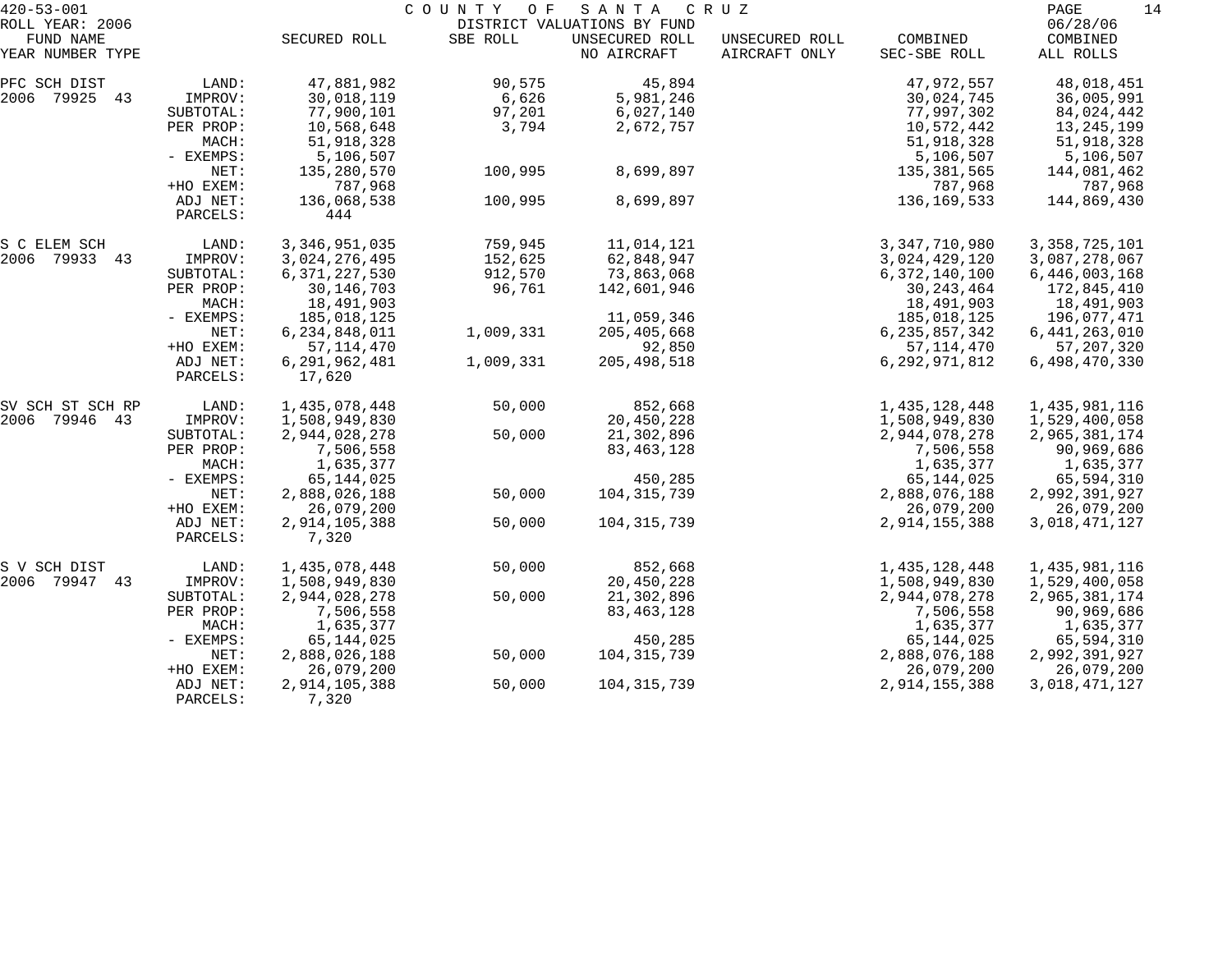420-53-001 COUNTY OF SANTA CRUZ
ROLL YEAR: 2006 DISTRICT VALUATIONS BY FUND 06/28/06

| FUND NAME YEAR NUMBER TYPE | | SECURED ROLL | SBE ROLL | UNSECURED ROLL NO AIRCRAFT | UNSECURED ROLL AIRCRAFT ONLY | COMBINED SEC-SBE ROLL | COMBINED ALL ROLLS |
|---|---|---|---|---|---|---|---|
| PFC SCH DIST | LAND: | 47,881,982 | 90,575 | 45,894 | | 47,972,557 | 48,018,451 |
| 2006 79925 43 | IMPROV: | 30,018,119 | 6,626 | 5,981,246 | | 30,024,745 | 36,005,991 |
| | SUBTOTAL: | 77,900,101 | 97,201 | 6,027,140 | | 77,997,302 | 84,024,442 |
| | PER PROP: | 10,568,648 | 3,794 | 2,672,757 | | 10,572,442 | 13,245,199 |
| | MACH: | 51,918,328 | | | | 51,918,328 | 51,918,328 |
| | - EXEMPS: | 5,106,507 | | | | 5,106,507 | 5,106,507 |
| | NET: | 135,280,570 | 100,995 | 8,699,897 | | 135,381,565 | 144,081,462 |
| | +HO EXEM: | 787,968 | | | | 787,968 | 787,968 |
| | ADJ NET: | 136,068,538 | 100,995 | 8,699,897 | | 136,169,533 | 144,869,430 |
| | PARCELS: | 444 | | | | | |
| S C ELEM SCH | LAND: | 3,346,951,035 | 759,945 | 11,014,121 | | 3,347,710,980 | 3,358,725,101 |
| 2006 79933 43 | IMPROV: | 3,024,276,495 | 152,625 | 62,848,947 | | 3,024,429,120 | 3,087,278,067 |
| | SUBTOTAL: | 6,371,227,530 | 912,570 | 73,863,068 | | 6,372,140,100 | 6,446,003,168 |
| | PER PROP: | 30,146,703 | 96,761 | 142,601,946 | | 30,243,464 | 172,845,410 |
| | MACH: | 18,491,903 | | | | 18,491,903 | 18,491,903 |
| | - EXEMPS: | 185,018,125 | | 11,059,346 | | 185,018,125 | 196,077,471 |
| | NET: | 6,234,848,011 | 1,009,331 | 205,405,668 | | 6,235,857,342 | 6,441,263,010 |
| | +HO EXEM: | 57,114,470 | | 92,850 | | 57,114,470 | 57,207,320 |
| | ADJ NET: | 6,291,962,481 | 1,009,331 | 205,498,518 | | 6,292,971,812 | 6,498,470,330 |
| | PARCELS: | 17,620 | | | | | |
| SV SCH ST SCH RP | LAND: | 1,435,078,448 | 50,000 | 852,668 | | 1,435,128,448 | 1,435,981,116 |
| 2006 79946 43 | IMPROV: | 1,508,949,830 | | 20,450,228 | | 1,508,949,830 | 1,529,400,058 |
| | SUBTOTAL: | 2,944,028,278 | 50,000 | 21,302,896 | | 2,944,078,278 | 2,965,381,174 |
| | PER PROP: | 7,506,558 | | 83,463,128 | | 7,506,558 | 90,969,686 |
| | MACH: | 1,635,377 | | | | 1,635,377 | 1,635,377 |
| | - EXEMPS: | 65,144,025 | | 450,285 | | 65,144,025 | 65,594,310 |
| | NET: | 2,888,026,188 | 50,000 | 104,315,739 | | 2,888,076,188 | 2,992,391,927 |
| | +HO EXEM: | 26,079,200 | | | | 26,079,200 | 26,079,200 |
| | ADJ NET: | 2,914,105,388 | 50,000 | 104,315,739 | | 2,914,155,388 | 3,018,471,127 |
| | PARCELS: | 7,320 | | | | | |
| S V SCH DIST | LAND: | 1,435,078,448 | 50,000 | 852,668 | | 1,435,128,448 | 1,435,981,116 |
| 2006 79947 43 | IMPROV: | 1,508,949,830 | | 20,450,228 | | 1,508,949,830 | 1,529,400,058 |
| | SUBTOTAL: | 2,944,028,278 | 50,000 | 21,302,896 | | 2,944,078,278 | 2,965,381,174 |
| | PER PROP: | 7,506,558 | | 83,463,128 | | 7,506,558 | 90,969,686 |
| | MACH: | 1,635,377 | | | | 1,635,377 | 1,635,377 |
| | - EXEMPS: | 65,144,025 | | 450,285 | | 65,144,025 | 65,594,310 |
| | NET: | 2,888,026,188 | 50,000 | 104,315,739 | | 2,888,076,188 | 2,992,391,927 |
| | +HO EXEM: | 26,079,200 | | | | 26,079,200 | 26,079,200 |
| | ADJ NET: | 2,914,105,388 | 50,000 | 104,315,739 | | 2,914,155,388 | 3,018,471,127 |
| | PARCELS: | 7,320 | | | | | |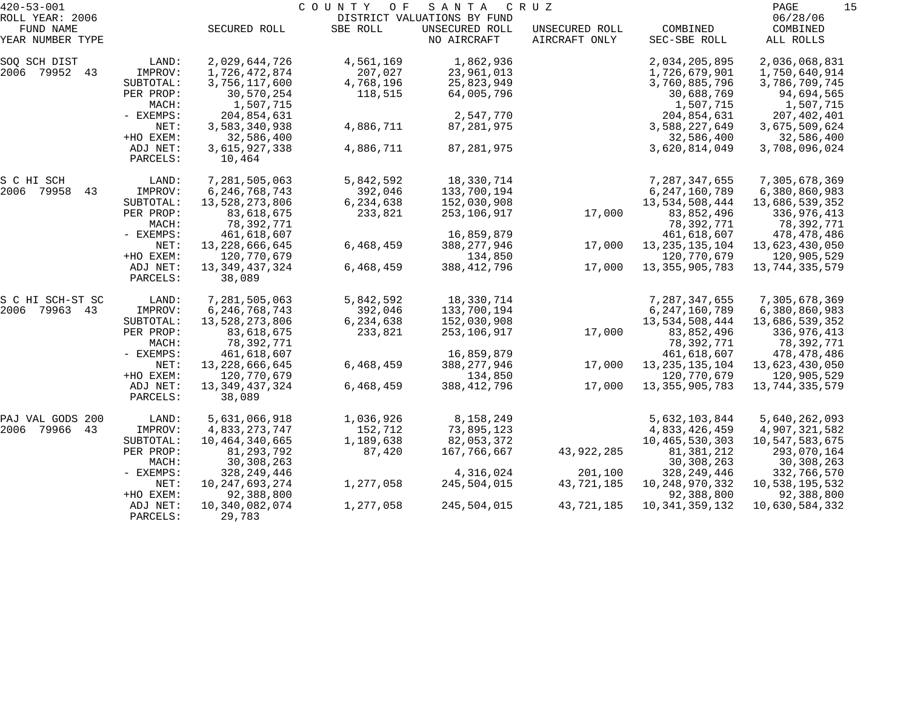420-53-001 COUNTY OF SANTA CRUZ
ROLL YEAR: 2006 DISTRICT VALUATIONS BY FUND 06/28/06

| FUND NAME YEAR NUMBER TYPE | | SECURED ROLL | SBE ROLL | UNSECURED ROLL NO AIRCRAFT | UNSECURED ROLL AIRCRAFT ONLY | COMBINED SEC-SBE ROLL | COMBINED ALL ROLLS |
|---|---|---|---|---|---|---|---|
| SOQ SCH DIST | LAND: | 2,029,644,726 | 4,561,169 | 1,862,936 | | 2,034,205,895 | 2,036,068,831 |
| 2006 79952 43 | IMPROV: | 1,726,472,874 | 207,027 | 23,961,013 | | 1,726,679,901 | 1,750,640,914 |
| | SUBTOTAL: | 3,756,117,600 | 4,768,196 | 25,823,949 | | 3,760,885,796 | 3,786,709,745 |
| | PER PROP: | 30,570,254 | 118,515 | 64,005,796 | | 30,688,769 | 94,694,565 |
| | MACH: | 1,507,715 | | | | 1,507,715 | 1,507,715 |
| | - EXEMPS: | 204,854,631 | | 2,547,770 | | 204,854,631 | 207,402,401 |
| | NET: | 3,583,340,938 | 4,886,711 | 87,281,975 | | 3,588,227,649 | 3,675,509,624 |
| | +HO EXEM: | 32,586,400 | | | | 32,586,400 | 32,586,400 |
| | ADJ NET: | 3,615,927,338 | 4,886,711 | 87,281,975 | | 3,620,814,049 | 3,708,096,024 |
| | PARCELS: | 10,464 | | | | | |
| S C HI SCH | LAND: | 7,281,505,063 | 5,842,592 | 18,330,714 | | 7,287,347,655 | 7,305,678,369 |
| 2006 79958 43 | IMPROV: | 6,246,768,743 | 392,046 | 133,700,194 | | 6,247,160,789 | 6,380,860,983 |
| | SUBTOTAL: | 13,528,273,806 | 6,234,638 | 152,030,908 | | 13,534,508,444 | 13,686,539,352 |
| | PER PROP: | 83,618,675 | 233,821 | 253,106,917 | 17,000 | 83,852,496 | 336,976,413 |
| | MACH: | 78,392,771 | | | | 78,392,771 | 78,392,771 |
| | - EXEMPS: | 461,618,607 | | 16,859,879 | | 461,618,607 | 478,478,486 |
| | NET: | 13,228,666,645 | 6,468,459 | 388,277,946 | 17,000 | 13,235,135,104 | 13,623,430,050 |
| | +HO EXEM: | 120,770,679 | | 134,850 | | 120,770,679 | 120,905,529 |
| | ADJ NET: | 13,349,437,324 | 6,468,459 | 388,412,796 | 17,000 | 13,355,905,783 | 13,744,335,579 |
| | PARCELS: | 38,089 | | | | | |
| S C HI SCH-ST SC | LAND: | 7,281,505,063 | 5,842,592 | 18,330,714 | | 7,287,347,655 | 7,305,678,369 |
| 2006 79963 43 | IMPROV: | 6,246,768,743 | 392,046 | 133,700,194 | | 6,247,160,789 | 6,380,860,983 |
| | SUBTOTAL: | 13,528,273,806 | 6,234,638 | 152,030,908 | | 13,534,508,444 | 13,686,539,352 |
| | PER PROP: | 83,618,675 | 233,821 | 253,106,917 | 17,000 | 83,852,496 | 336,976,413 |
| | MACH: | 78,392,771 | | | | 78,392,771 | 78,392,771 |
| | - EXEMPS: | 461,618,607 | | 16,859,879 | | 461,618,607 | 478,478,486 |
| | NET: | 13,228,666,645 | 6,468,459 | 388,277,946 | 17,000 | 13,235,135,104 | 13,623,430,050 |
| | +HO EXEM: | 120,770,679 | | 134,850 | | 120,770,679 | 120,905,529 |
| | ADJ NET: | 13,349,437,324 | 6,468,459 | 388,412,796 | 17,000 | 13,355,905,783 | 13,744,335,579 |
| | PARCELS: | 38,089 | | | | | |
| PAJ VAL GODS 200 | LAND: | 5,631,066,918 | 1,036,926 | 8,158,249 | | 5,632,103,844 | 5,640,262,093 |
| 2006 79966 43 | IMPROV: | 4,833,273,747 | 152,712 | 73,895,123 | | 4,833,426,459 | 4,907,321,582 |
| | SUBTOTAL: | 10,464,340,665 | 1,189,638 | 82,053,372 | | 10,465,530,303 | 10,547,583,675 |
| | PER PROP: | 81,293,792 | 87,420 | 167,766,667 | 43,922,285 | 81,381,212 | 293,070,164 |
| | MACH: | 30,308,263 | | | | 30,308,263 | 30,308,263 |
| | - EXEMPS: | 328,249,446 | | 4,316,024 | 201,100 | 328,249,446 | 332,766,570 |
| | NET: | 10,247,693,274 | 1,277,058 | 245,504,015 | 43,721,185 | 10,248,970,332 | 10,538,195,532 |
| | +HO EXEM: | 92,388,800 | | | | 92,388,800 | 92,388,800 |
| | ADJ NET: | 10,340,082,074 | 1,277,058 | 245,504,015 | 43,721,185 | 10,341,359,132 | 10,630,584,332 |
| | PARCELS: | 29,783 | | | | | |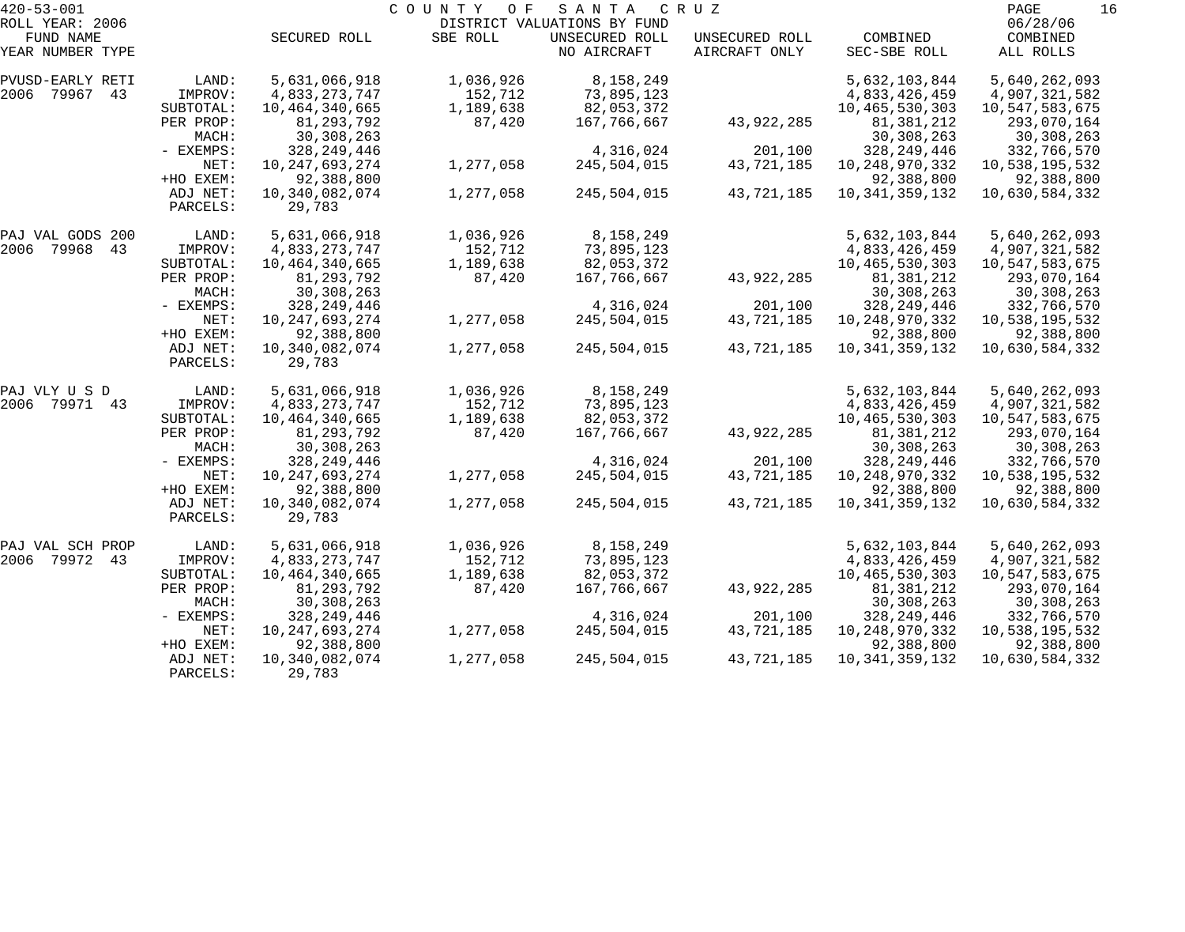420-53-001 COUNTY OF SANTA CRUZ
ROLL YEAR: 2006 DISTRICT VALUATIONS BY FUND 06/28/06

| FUND NAME YEAR NUMBER TYPE | | SECURED ROLL | SBE ROLL | UNSECURED ROLL NO AIRCRAFT | UNSECURED ROLL AIRCRAFT ONLY | COMBINED SEC-SBE ROLL | COMBINED ALL ROLLS |
|---|---|---|---|---|---|---|---|
| PVUSD-EARLY RETI | LAND: | 5,631,066,918 | 1,036,926 | 8,158,249 | | 5,632,103,844 | 5,640,262,093 |
| 2006 79967 43 | IMPROV: | 4,833,273,747 | 152,712 | 73,895,123 | | 4,833,426,459 | 4,907,321,582 |
| | SUBTOTAL: | 10,464,340,665 | 1,189,638 | 82,053,372 | | 10,465,530,303 | 10,547,583,675 |
| | PER PROP: | 81,293,792 | 87,420 | 167,766,667 | 43,922,285 | 81,381,212 | 293,070,164 |
| | MACH: | 30,308,263 | | | | 30,308,263 | 30,308,263 |
| | - EXEMPS: | 328,249,446 | | 4,316,024 | 201,100 | 328,249,446 | 332,766,570 |
| | NET: | 10,247,693,274 | 1,277,058 | 245,504,015 | 43,721,185 | 10,248,970,332 | 10,538,195,532 |
| | +HO EXEM: | 92,388,800 | | | | 92,388,800 | 92,388,800 |
| | ADJ NET: | 10,340,082,074 | 1,277,058 | 245,504,015 | 43,721,185 | 10,341,359,132 | 10,630,584,332 |
| | PARCELS: | 29,783 | | | | | |
| PAJ VAL GODS 200 | LAND: | 5,631,066,918 | 1,036,926 | 8,158,249 | | 5,632,103,844 | 5,640,262,093 |
| 2006 79968 43 | IMPROV: | 4,833,273,747 | 152,712 | 73,895,123 | | 4,833,426,459 | 4,907,321,582 |
| | SUBTOTAL: | 10,464,340,665 | 1,189,638 | 82,053,372 | | 10,465,530,303 | 10,547,583,675 |
| | PER PROP: | 81,293,792 | 87,420 | 167,766,667 | 43,922,285 | 81,381,212 | 293,070,164 |
| | MACH: | 30,308,263 | | | | 30,308,263 | 30,308,263 |
| | - EXEMPS: | 328,249,446 | | 4,316,024 | 201,100 | 328,249,446 | 332,766,570 |
| | NET: | 10,247,693,274 | 1,277,058 | 245,504,015 | 43,721,185 | 10,248,970,332 | 10,538,195,532 |
| | +HO EXEM: | 92,388,800 | | | | 92,388,800 | 92,388,800 |
| | ADJ NET: | 10,340,082,074 | 1,277,058 | 245,504,015 | 43,721,185 | 10,341,359,132 | 10,630,584,332 |
| | PARCELS: | 29,783 | | | | | |
| PAJ VLY U S D | LAND: | 5,631,066,918 | 1,036,926 | 8,158,249 | | 5,632,103,844 | 5,640,262,093 |
| 2006 79971 43 | IMPROV: | 4,833,273,747 | 152,712 | 73,895,123 | | 4,833,426,459 | 4,907,321,582 |
| | SUBTOTAL: | 10,464,340,665 | 1,189,638 | 82,053,372 | | 10,465,530,303 | 10,547,583,675 |
| | PER PROP: | 81,293,792 | 87,420 | 167,766,667 | 43,922,285 | 81,381,212 | 293,070,164 |
| | MACH: | 30,308,263 | | | | 30,308,263 | 30,308,263 |
| | - EXEMPS: | 328,249,446 | | 4,316,024 | 201,100 | 328,249,446 | 332,766,570 |
| | NET: | 10,247,693,274 | 1,277,058 | 245,504,015 | 43,721,185 | 10,248,970,332 | 10,538,195,532 |
| | +HO EXEM: | 92,388,800 | | | | 92,388,800 | 92,388,800 |
| | ADJ NET: | 10,340,082,074 | 1,277,058 | 245,504,015 | 43,721,185 | 10,341,359,132 | 10,630,584,332 |
| | PARCELS: | 29,783 | | | | | |
| PAJ VAL SCH PROP | LAND: | 5,631,066,918 | 1,036,926 | 8,158,249 | | 5,632,103,844 | 5,640,262,093 |
| 2006 79972 43 | IMPROV: | 4,833,273,747 | 152,712 | 73,895,123 | | 4,833,426,459 | 4,907,321,582 |
| | SUBTOTAL: | 10,464,340,665 | 1,189,638 | 82,053,372 | | 10,465,530,303 | 10,547,583,675 |
| | PER PROP: | 81,293,792 | 87,420 | 167,766,667 | 43,922,285 | 81,381,212 | 293,070,164 |
| | MACH: | 30,308,263 | | | | 30,308,263 | 30,308,263 |
| | - EXEMPS: | 328,249,446 | | 4,316,024 | 201,100 | 328,249,446 | 332,766,570 |
| | NET: | 10,247,693,274 | 1,277,058 | 245,504,015 | 43,721,185 | 10,248,970,332 | 10,538,195,532 |
| | +HO EXEM: | 92,388,800 | | | | 92,388,800 | 92,388,800 |
| | ADJ NET: | 10,340,082,074 | 1,277,058 | 245,504,015 | 43,721,185 | 10,341,359,132 | 10,630,584,332 |
| | PARCELS: | 29,783 | | | | | |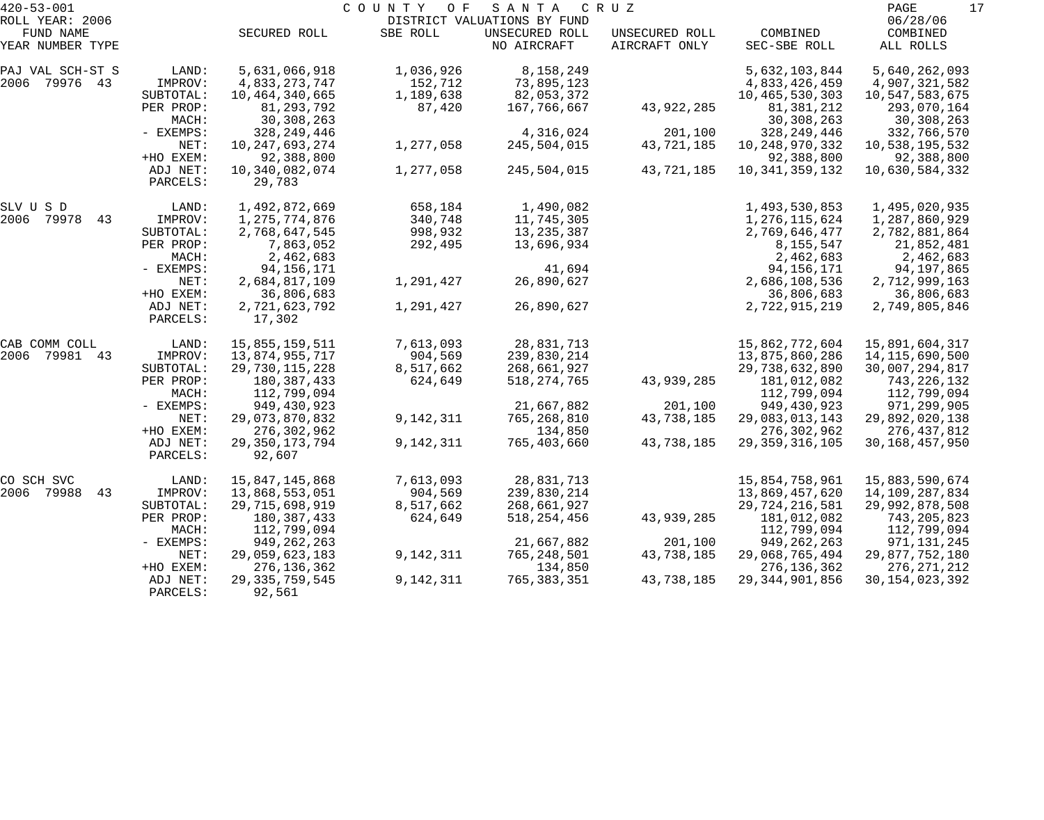420-53-001 COUNTY OF SANTA CRUZ
ROLL YEAR: 2006 DISTRICT VALUATIONS BY FUND 06/28/06

| FUND NAME YEAR NUMBER TYPE | | SECURED ROLL | SBE ROLL | UNSECURED ROLL NO AIRCRAFT | UNSECURED ROLL AIRCRAFT ONLY | COMBINED SEC-SBE ROLL | COMBINED ALL ROLLS |
|---|---|---|---|---|---|---|---|
| PAJ VAL SCH-ST S | LAND: | 5,631,066,918 | 1,036,926 | 8,158,249 | | 5,632,103,844 | 5,640,262,093 |
| 2006 79976 43 | IMPROV: | 4,833,273,747 | 152,712 | 73,895,123 | | 4,833,426,459 | 4,907,321,582 |
| | SUBTOTAL: | 10,464,340,665 | 1,189,638 | 82,053,372 | | 10,465,530,303 | 10,547,583,675 |
| | PER PROP: | 81,293,792 | 87,420 | 167,766,667 | 43,922,285 | 81,381,212 | 293,070,164 |
| | MACH: | 30,308,263 | | | | 30,308,263 | 30,308,263 |
| | - EXEMPS: | 328,249,446 | | 4,316,024 | 201,100 | 328,249,446 | 332,766,570 |
| | NET: | 10,247,693,274 | 1,277,058 | 245,504,015 | 43,721,185 | 10,248,970,332 | 10,538,195,532 |
| | +HO EXEM: | 92,388,800 | | | | 92,388,800 | 92,388,800 |
| | ADJ NET: | 10,340,082,074 | 1,277,058 | 245,504,015 | 43,721,185 | 10,341,359,132 | 10,630,584,332 |
| | PARCELS: | 29,783 | | | | | |
| SLV U S D | LAND: | 1,492,872,669 | 658,184 | 1,490,082 | | 1,493,530,853 | 1,495,020,935 |
| 2006 79978 43 | IMPROV: | 1,275,774,876 | 340,748 | 11,745,305 | | 1,276,115,624 | 1,287,860,929 |
| | SUBTOTAL: | 2,768,647,545 | 998,932 | 13,235,387 | | 2,769,646,477 | 2,782,881,864 |
| | PER PROP: | 7,863,052 | 292,495 | 13,696,934 | | 8,155,547 | 21,852,481 |
| | MACH: | 2,462,683 | | | | 2,462,683 | 2,462,683 |
| | - EXEMPS: | 94,156,171 | | 41,694 | | 94,156,171 | 94,197,865 |
| | NET: | 2,684,817,109 | 1,291,427 | 26,890,627 | | 2,686,108,536 | 2,712,999,163 |
| | +HO EXEM: | 36,806,683 | | | | 36,806,683 | 36,806,683 |
| | ADJ NET: | 2,721,623,792 | 1,291,427 | 26,890,627 | | 2,722,915,219 | 2,749,805,846 |
| | PARCELS: | 17,302 | | | | | |
| CAB COMM COLL | LAND: | 15,855,159,511 | 7,613,093 | 28,831,713 | | 15,862,772,604 | 15,891,604,317 |
| 2006 79981 43 | IMPROV: | 13,874,955,717 | 904,569 | 239,830,214 | | 13,875,860,286 | 14,115,690,500 |
| | SUBTOTAL: | 29,730,115,228 | 8,517,662 | 268,661,927 | | 29,738,632,890 | 30,007,294,817 |
| | PER PROP: | 180,387,433 | 624,649 | 518,274,765 | 43,939,285 | 181,012,082 | 743,226,132 |
| | MACH: | 112,799,094 | | | | 112,799,094 | 112,799,094 |
| | - EXEMPS: | 949,430,923 | | 21,667,882 | 201,100 | 949,430,923 | 971,299,905 |
| | NET: | 29,073,870,832 | 9,142,311 | 765,268,810 | 43,738,185 | 29,083,013,143 | 29,892,020,138 |
| | +HO EXEM: | 276,302,962 | | 134,850 | | 276,302,962 | 276,437,812 |
| | ADJ NET: | 29,350,173,794 | 9,142,311 | 765,403,660 | 43,738,185 | 29,359,316,105 | 30,168,457,950 |
| | PARCELS: | 92,607 | | | | | |
| CO SCH SVC | LAND: | 15,847,145,868 | 7,613,093 | 28,831,713 | | 15,854,758,961 | 15,883,590,674 |
| 2006 79988 43 | IMPROV: | 13,868,553,051 | 904,569 | 239,830,214 | | 13,869,457,620 | 14,109,287,834 |
| | SUBTOTAL: | 29,715,698,919 | 8,517,662 | 268,661,927 | | 29,724,216,581 | 29,992,878,508 |
| | PER PROP: | 180,387,433 | 624,649 | 518,254,456 | 43,939,285 | 181,012,082 | 743,205,823 |
| | MACH: | 112,799,094 | | | | 112,799,094 | 112,799,094 |
| | - EXEMPS: | 949,262,263 | | 21,667,882 | 201,100 | 949,262,263 | 971,131,245 |
| | NET: | 29,059,623,183 | 9,142,311 | 765,248,501 | 43,738,185 | 29,068,765,494 | 29,877,752,180 |
| | +HO EXEM: | 276,136,362 | | 134,850 | | 276,136,362 | 276,271,212 |
| | ADJ NET: | 29,335,759,545 | 9,142,311 | 765,383,351 | 43,738,185 | 29,344,901,856 | 30,154,023,392 |
| | PARCELS: | 92,561 | | | | | |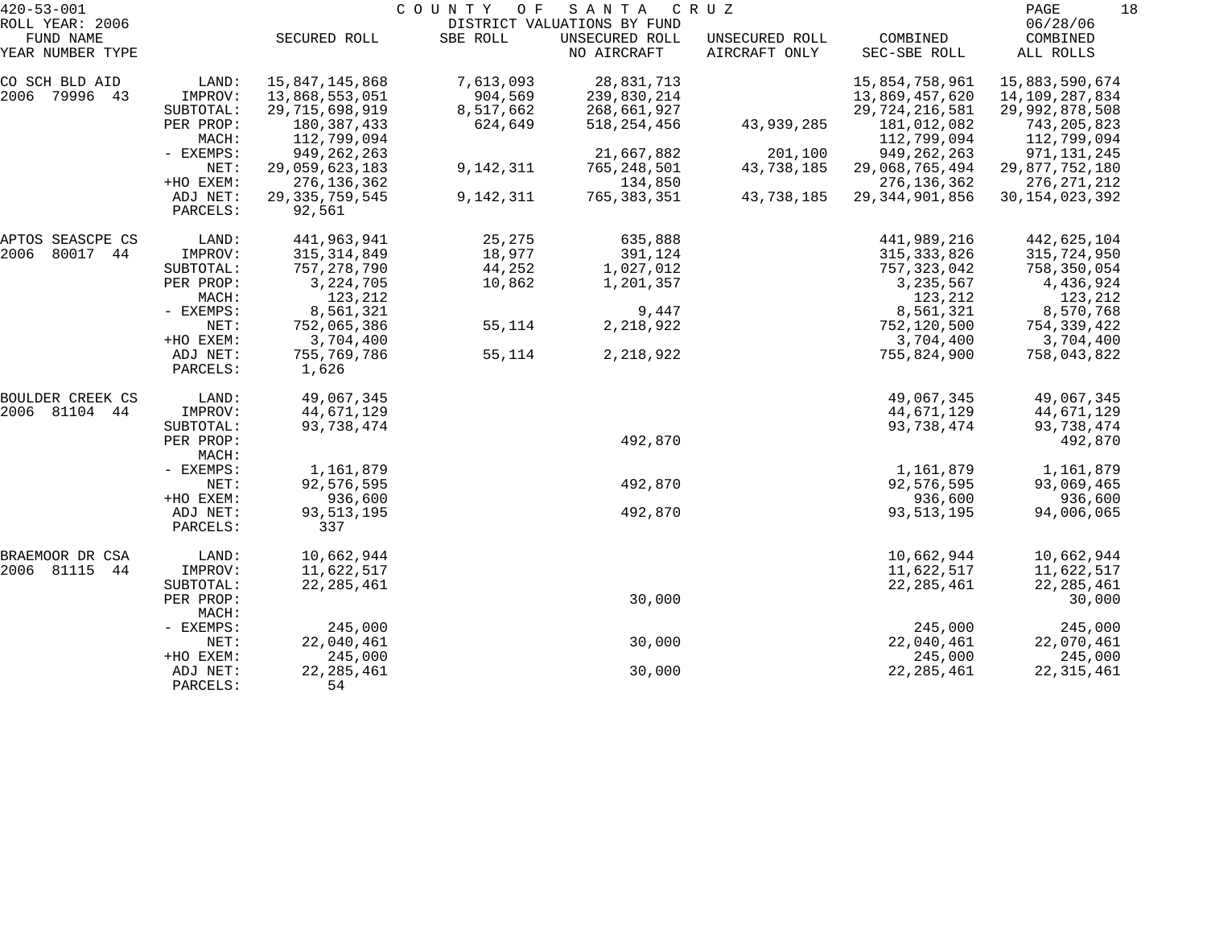420-53-001 COUNTY OF SANTA CRUZ

ROLL YEAR: 2006 DISTRICT VALUATIONS BY FUND 06/28/06

| FUND NAME YEAR NUMBER TYPE | | SECURED ROLL | SBE ROLL | UNSECURED ROLL NO AIRCRAFT | UNSECURED ROLL AIRCRAFT ONLY | COMBINED SEC-SBE ROLL | COMBINED ALL ROLLS |
|---|---|---|---|---|---|---|---|
| CO SCH BLD AID | LAND: | 15,847,145,868 | 7,613,093 | 28,831,713 | | 15,854,758,961 | 15,883,590,674 |
| 2006 79996 43 | IMPROV: | 13,868,553,051 | 904,569 | 239,830,214 | | 13,869,457,620 | 14,109,287,834 |
| | SUBTOTAL: | 29,715,698,919 | 8,517,662 | 268,661,927 | | 29,724,216,581 | 29,992,878,508 |
| | PER PROP: | 180,387,433 | 624,649 | 518,254,456 | 43,939,285 | 181,012,082 | 743,205,823 |
| | MACH: | 112,799,094 | | | | 112,799,094 | 112,799,094 |
| | - EXEMPS: | 949,262,263 | | 21,667,882 | 201,100 | 949,262,263 | 971,131,245 |
| | NET: | 29,059,623,183 | 9,142,311 | 765,248,501 | 43,738,185 | 29,068,765,494 | 29,877,752,180 |
| | +HO EXEM: | 276,136,362 | | 134,850 | | 276,136,362 | 276,271,212 |
| | ADJ NET: | 29,335,759,545 | 9,142,311 | 765,383,351 | 43,738,185 | 29,344,901,856 | 30,154,023,392 |
| | PARCELS: | 92,561 | | | | | |
| APTOS SEASCPE CS | LAND: | 441,963,941 | 25,275 | 635,888 | | 441,989,216 | 442,625,104 |
| 2006 80017 44 | IMPROV: | 315,314,849 | 18,977 | 391,124 | | 315,333,826 | 315,724,950 |
| | SUBTOTAL: | 757,278,790 | 44,252 | 1,027,012 | | 757,323,042 | 758,350,054 |
| | PER PROP: | 3,224,705 | 10,862 | 1,201,357 | | 3,235,567 | 4,436,924 |
| | MACH: | 123,212 | | | | 123,212 | 123,212 |
| | - EXEMPS: | 8,561,321 | | 9,447 | | 8,561,321 | 8,570,768 |
| | NET: | 752,065,386 | 55,114 | 2,218,922 | | 752,120,500 | 754,339,422 |
| | +HO EXEM: | 3,704,400 | | | | 3,704,400 | 3,704,400 |
| | ADJ NET: | 755,769,786 | 55,114 | 2,218,922 | | 755,824,900 | 758,043,822 |
| | PARCELS: | 1,626 | | | | | |
| BOULDER CREEK CS | LAND: | 49,067,345 | | | | 49,067,345 | 49,067,345 |
| 2006 81104 44 | IMPROV: | 44,671,129 | | | | 44,671,129 | 44,671,129 |
| | SUBTOTAL: | 93,738,474 | | | | 93,738,474 | 93,738,474 |
| | PER PROP: | | | 492,870 | | | 492,870 |
| | MACH: | | | | | | |
| | - EXEMPS: | 1,161,879 | | | | 1,161,879 | 1,161,879 |
| | NET: | 92,576,595 | | 492,870 | | 92,576,595 | 93,069,465 |
| | +HO EXEM: | 936,600 | | | | 936,600 | 936,600 |
| | ADJ NET: | 93,513,195 | | 492,870 | | 93,513,195 | 94,006,065 |
| | PARCELS: | 337 | | | | | |
| BRAEMOOR DR CSA | LAND: | 10,662,944 | | | | 10,662,944 | 10,662,944 |
| 2006 81115 44 | IMPROV: | 11,622,517 | | | | 11,622,517 | 11,622,517 |
| | SUBTOTAL: | 22,285,461 | | | | 22,285,461 | 22,285,461 |
| | PER PROP: | | | 30,000 | | | 30,000 |
| | MACH: | | | | | | |
| | - EXEMPS: | 245,000 | | | | 245,000 | 245,000 |
| | NET: | 22,040,461 | | 30,000 | | 22,040,461 | 22,070,461 |
| | +HO EXEM: | 245,000 | | | | 245,000 | 245,000 |
| | ADJ NET: | 22,285,461 | | 30,000 | | 22,285,461 | 22,315,461 |
| | PARCELS: | 54 | | | | | |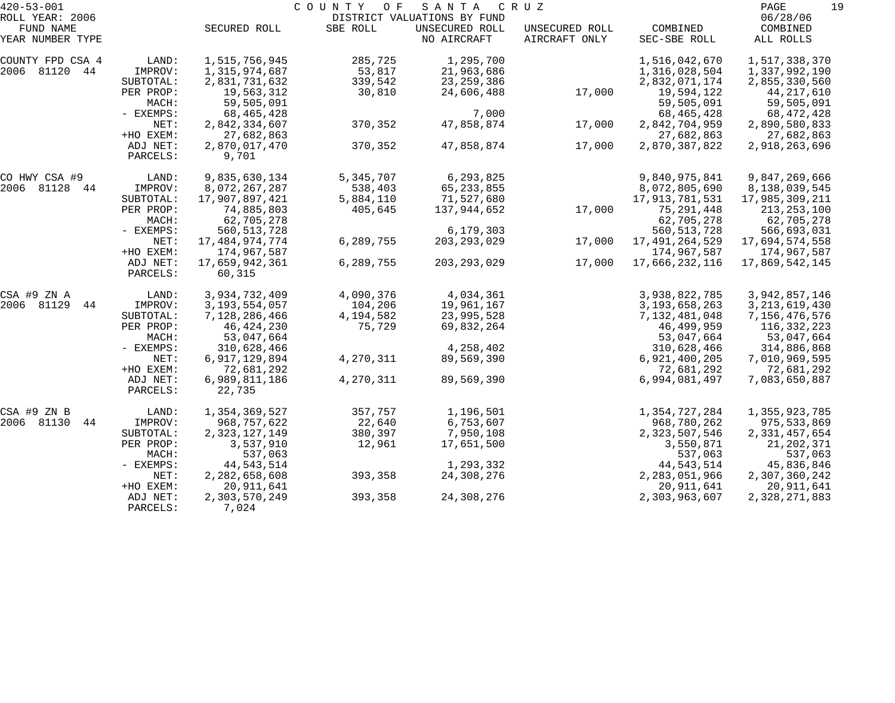420-53-001 COUNTY OF SANTA CRUZ
ROLL YEAR: 2006 DISTRICT VALUATIONS BY FUND 06/28/06

| FUND NAME YEAR NUMBER TYPE | | SECURED ROLL | SBE ROLL | UNSECURED ROLL NO AIRCRAFT | UNSECURED ROLL AIRCRAFT ONLY | COMBINED SEC-SBE ROLL | COMBINED ALL ROLLS |
|---|---|---|---|---|---|---|---|
| COUNTY FPD CSA 4 | LAND: | 1,515,756,945 | 285,725 | 1,295,700 | | 1,516,042,670 | 1,517,338,370 |
| 2006 81120 44 | IMPROV: | 1,315,974,687 | 53,817 | 21,963,686 | | 1,316,028,504 | 1,337,992,190 |
| | SUBTOTAL: | 2,831,731,632 | 339,542 | 23,259,386 | | 2,832,071,174 | 2,855,330,560 |
| | PER PROP: | 19,563,312 | 30,810 | 24,606,488 | 17,000 | 19,594,122 | 44,217,610 |
| | MACH: | 59,505,091 | | | | 59,505,091 | 59,505,091 |
| | - EXEMPS: | 68,465,428 | | 7,000 | | 68,465,428 | 68,472,428 |
| | NET: | 2,842,334,607 | 370,352 | 47,858,874 | 17,000 | 2,842,704,959 | 2,890,580,833 |
| | +HO EXEM: | 27,682,863 | | | | 27,682,863 | 27,682,863 |
| | ADJ NET: | 2,870,017,470 | 370,352 | 47,858,874 | 17,000 | 2,870,387,822 | 2,918,263,696 |
| | PARCELS: | 9,701 | | | | | |
| CO HWY CSA #9 | LAND: | 9,835,630,134 | 5,345,707 | 6,293,825 | | 9,840,975,841 | 9,847,269,666 |
| 2006 81128 44 | IMPROV: | 8,072,267,287 | 538,403 | 65,233,855 | | 8,072,805,690 | 8,138,039,545 |
| | SUBTOTAL: | 17,907,897,421 | 5,884,110 | 71,527,680 | | 17,913,781,531 | 17,985,309,211 |
| | PER PROP: | 74,885,803 | 405,645 | 137,944,652 | 17,000 | 75,291,448 | 213,253,100 |
| | MACH: | 62,705,278 | | | | 62,705,278 | 62,705,278 |
| | - EXEMPS: | 560,513,728 | | 6,179,303 | | 560,513,728 | 566,693,031 |
| | NET: | 17,484,974,774 | 6,289,755 | 203,293,029 | 17,000 | 17,491,264,529 | 17,694,574,558 |
| | +HO EXEM: | 174,967,587 | | | | 174,967,587 | 174,967,587 |
| | ADJ NET: | 17,659,942,361 | 6,289,755 | 203,293,029 | 17,000 | 17,666,232,116 | 17,869,542,145 |
| | PARCELS: | 60,315 | | | | | |
| CSA #9 ZN A | LAND: | 3,934,732,409 | 4,090,376 | 4,034,361 | | 3,938,822,785 | 3,942,857,146 |
| 2006 81129 44 | IMPROV: | 3,193,554,057 | 104,206 | 19,961,167 | | 3,193,658,263 | 3,213,619,430 |
| | SUBTOTAL: | 7,128,286,466 | 4,194,582 | 23,995,528 | | 7,132,481,048 | 7,156,476,576 |
| | PER PROP: | 46,424,230 | 75,729 | 69,832,264 | | 46,499,959 | 116,332,223 |
| | MACH: | 53,047,664 | | | | 53,047,664 | 53,047,664 |
| | - EXEMPS: | 310,628,466 | | 4,258,402 | | 310,628,466 | 314,886,868 |
| | NET: | 6,917,129,894 | 4,270,311 | 89,569,390 | | 6,921,400,205 | 7,010,969,595 |
| | +HO EXEM: | 72,681,292 | | | | 72,681,292 | 72,681,292 |
| | ADJ NET: | 6,989,811,186 | 4,270,311 | 89,569,390 | | 6,994,081,497 | 7,083,650,887 |
| | PARCELS: | 22,735 | | | | | |
| CSA #9 ZN B | LAND: | 1,354,369,527 | 357,757 | 1,196,501 | | 1,354,727,284 | 1,355,923,785 |
| 2006 81130 44 | IMPROV: | 968,757,622 | 22,640 | 6,753,607 | | 968,780,262 | 975,533,869 |
| | SUBTOTAL: | 2,323,127,149 | 380,397 | 7,950,108 | | 2,323,507,546 | 2,331,457,654 |
| | PER PROP: | 3,537,910 | 12,961 | 17,651,500 | | 3,550,871 | 21,202,371 |
| | MACH: | 537,063 | | | | 537,063 | 537,063 |
| | - EXEMPS: | 44,543,514 | | 1,293,332 | | 44,543,514 | 45,836,846 |
| | NET: | 2,282,658,608 | 393,358 | 24,308,276 | | 2,283,051,966 | 2,307,360,242 |
| | +HO EXEM: | 20,911,641 | | | | 20,911,641 | 20,911,641 |
| | ADJ NET: | 2,303,570,249 | 393,358 | 24,308,276 | | 2,303,963,607 | 2,328,271,883 |
| | PARCELS: | 7,024 | | | | | |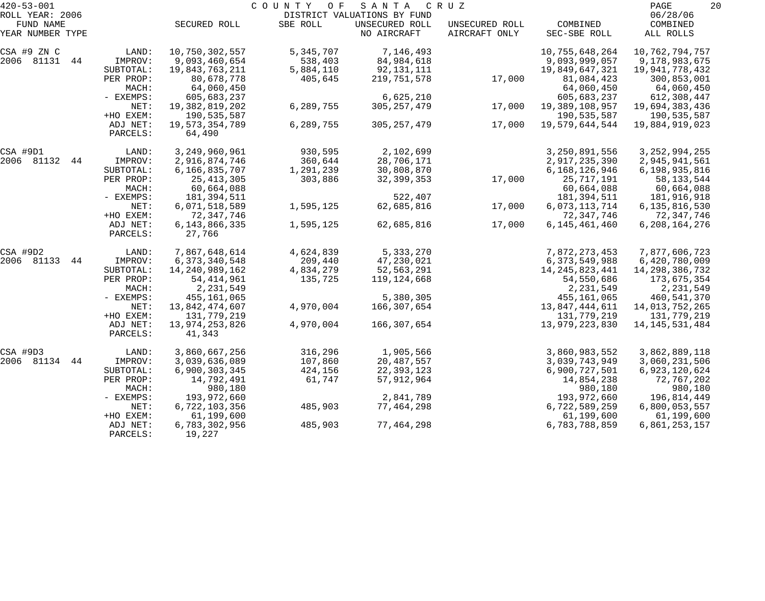420-53-001 COUNTY OF SANTA CRUZ
ROLL YEAR: 2006 DISTRICT VALUATIONS BY FUND 06/28/06

| FUND NAME YEAR NUMBER TYPE | | SECURED ROLL | SBE ROLL | UNSECURED ROLL NO AIRCRAFT | UNSECURED ROLL AIRCRAFT ONLY | COMBINED SEC-SBE ROLL | COMBINED ALL ROLLS |
|---|---|---|---|---|---|---|---|
| CSA #9 ZN C | LAND: | 10,750,302,557 | 5,345,707 | 7,146,493 | | 10,755,648,264 | 10,762,794,757 |
| 2006 81131 44 | IMPROV: | 9,093,460,654 | 538,403 | 84,984,618 | | 9,093,999,057 | 9,178,983,675 |
| | SUBTOTAL: | 19,843,763,211 | 5,884,110 | 92,131,111 | | 19,849,647,321 | 19,941,778,432 |
| | PER PROP: | 80,678,778 | 405,645 | 219,751,578 | 17,000 | 81,084,423 | 300,853,001 |
| | MACH: | 64,060,450 | | | | 64,060,450 | 64,060,450 |
| | - EXEMPS: | 605,683,237 | | 6,625,210 | | 605,683,237 | 612,308,447 |
| | NET: | 19,382,819,202 | 6,289,755 | 305,257,479 | 17,000 | 19,389,108,957 | 19,694,383,436 |
| | +HO EXEM: | 190,535,587 | | | | 190,535,587 | 190,535,587 |
| | ADJ NET: | 19,573,354,789 | 6,289,755 | 305,257,479 | 17,000 | 19,579,644,544 | 19,884,919,023 |
| | PARCELS: | 64,490 | | | | | |
| CSA #9D1 | LAND: | 3,249,960,961 | 930,595 | 2,102,699 | | 3,250,891,556 | 3,252,994,255 |
| 2006 81132 44 | IMPROV: | 2,916,874,746 | 360,644 | 28,706,171 | | 2,917,235,390 | 2,945,941,561 |
| | SUBTOTAL: | 6,166,835,707 | 1,291,239 | 30,808,870 | | 6,168,126,946 | 6,198,935,816 |
| | PER PROP: | 25,413,305 | 303,886 | 32,399,353 | 17,000 | 25,717,191 | 58,133,544 |
| | MACH: | 60,664,088 | | | | 60,664,088 | 60,664,088 |
| | - EXEMPS: | 181,394,511 | | 522,407 | | 181,394,511 | 181,916,918 |
| | NET: | 6,071,518,589 | 1,595,125 | 62,685,816 | 17,000 | 6,073,113,714 | 6,135,816,530 |
| | +HO EXEM: | 72,347,746 | | | | 72,347,746 | 72,347,746 |
| | ADJ NET: | 6,143,866,335 | 1,595,125 | 62,685,816 | 17,000 | 6,145,461,460 | 6,208,164,276 |
| | PARCELS: | 27,766 | | | | | |
| CSA #9D2 | LAND: | 7,867,648,614 | 4,624,839 | 5,333,270 | | 7,872,273,453 | 7,877,606,723 |
| 2006 81133 44 | IMPROV: | 6,373,340,548 | 209,440 | 47,230,021 | | 6,373,549,988 | 6,420,780,009 |
| | SUBTOTAL: | 14,240,989,162 | 4,834,279 | 52,563,291 | | 14,245,823,441 | 14,298,386,732 |
| | PER PROP: | 54,414,961 | 135,725 | 119,124,668 | | 54,550,686 | 173,675,354 |
| | MACH: | 2,231,549 | | | | 2,231,549 | 2,231,549 |
| | - EXEMPS: | 455,161,065 | | 5,380,305 | | 455,161,065 | 460,541,370 |
| | NET: | 13,842,474,607 | 4,970,004 | 166,307,654 | | 13,847,444,611 | 14,013,752,265 |
| | +HO EXEM: | 131,779,219 | | | | 131,779,219 | 131,779,219 |
| | ADJ NET: | 13,974,253,826 | 4,970,004 | 166,307,654 | | 13,979,223,830 | 14,145,531,484 |
| | PARCELS: | 41,343 | | | | | |
| CSA #9D3 | LAND: | 3,860,667,256 | 316,296 | 1,905,566 | | 3,860,983,552 | 3,862,889,118 |
| 2006 81134 44 | IMPROV: | 3,039,636,089 | 107,860 | 20,487,557 | | 3,039,743,949 | 3,060,231,506 |
| | SUBTOTAL: | 6,900,303,345 | 424,156 | 22,393,123 | | 6,900,727,501 | 6,923,120,624 |
| | PER PROP: | 14,792,491 | 61,747 | 57,912,964 | | 14,854,238 | 72,767,202 |
| | MACH: | 980,180 | | | | 980,180 | 980,180 |
| | - EXEMPS: | 193,972,660 | | 2,841,789 | | 193,972,660 | 196,814,449 |
| | NET: | 6,722,103,356 | 485,903 | 77,464,298 | | 6,722,589,259 | 6,800,053,557 |
| | +HO EXEM: | 61,199,600 | | | | 61,199,600 | 61,199,600 |
| | ADJ NET: | 6,783,302,956 | 485,903 | 77,464,298 | | 6,783,788,859 | 6,861,253,157 |
| | PARCELS: | 19,227 | | | | | |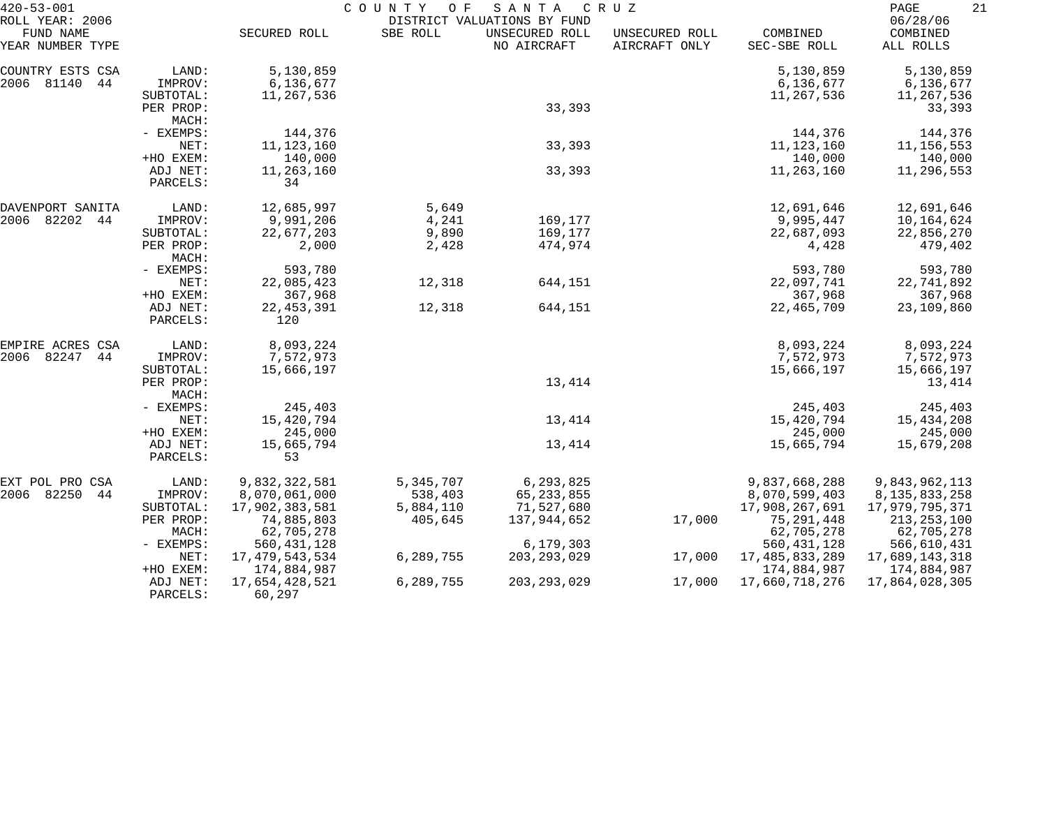420-53-001 COUNTY OF SANTA CRUZ
ROLL YEAR: 2006 DISTRICT VALUATIONS BY FUND 06/28/06

| FUND NAME YEAR NUMBER TYPE | | SECURED ROLL | SBE ROLL | UNSECURED ROLL NO AIRCRAFT | UNSECURED ROLL AIRCRAFT ONLY | COMBINED SEC-SBE ROLL | COMBINED ALL ROLLS |
|---|---|---|---|---|---|---|---|
| COUNTRY ESTS CSA | LAND: | 5,130,859 | | | | 5,130,859 | 5,130,859 |
| 2006 81140 44 | IMPROV: | 6,136,677 | | | | 6,136,677 | 6,136,677 |
| | SUBTOTAL: | 11,267,536 | | | | 11,267,536 | 11,267,536 |
| | PER PROP: | | | 33,393 | | | 33,393 |
| | MACH: | | | | | | |
| | - EXEMPS: | 144,376 | | | | 144,376 | 144,376 |
| | NET: | 11,123,160 | | 33,393 | | 11,123,160 | 11,156,553 |
| | +HO EXEM: | 140,000 | | | | 140,000 | 140,000 |
| | ADJ NET: | 11,263,160 | | 33,393 | | 11,263,160 | 11,296,553 |
| | PARCELS: | 34 | | | | | |
| DAVENPORT SANITA | LAND: | 12,685,997 | 5,649 | | | 12,691,646 | 12,691,646 |
| 2006 82202 44 | IMPROV: | 9,991,206 | 4,241 | 169,177 | | 9,995,447 | 10,164,624 |
| | SUBTOTAL: | 22,677,203 | 9,890 | 169,177 | | 22,687,093 | 22,856,270 |
| | PER PROP: | 2,000 | 2,428 | 474,974 | | 4,428 | 479,402 |
| | MACH: | | | | | | |
| | - EXEMPS: | 593,780 | | | | 593,780 | 593,780 |
| | NET: | 22,085,423 | 12,318 | 644,151 | | 22,097,741 | 22,741,892 |
| | +HO EXEM: | 367,968 | | | | 367,968 | 367,968 |
| | ADJ NET: | 22,453,391 | 12,318 | 644,151 | | 22,465,709 | 23,109,860 |
| | PARCELS: | 120 | | | | | |
| EMPIRE ACRES CSA | LAND: | 8,093,224 | | | | 8,093,224 | 8,093,224 |
| 2006 82247 44 | IMPROV: | 7,572,973 | | | | 7,572,973 | 7,572,973 |
| | SUBTOTAL: | 15,666,197 | | | | 15,666,197 | 15,666,197 |
| | PER PROP: | | | 13,414 | | | 13,414 |
| | MACH: | | | | | | |
| | - EXEMPS: | 245,403 | | | | 245,403 | 245,403 |
| | NET: | 15,420,794 | | 13,414 | | 15,420,794 | 15,434,208 |
| | +HO EXEM: | 245,000 | | | | 245,000 | 245,000 |
| | ADJ NET: | 15,665,794 | | 13,414 | | 15,665,794 | 15,679,208 |
| | PARCELS: | 53 | | | | | |
| EXT POL PRO CSA | LAND: | 9,832,322,581 | 5,345,707 | 6,293,825 | | 9,837,668,288 | 9,843,962,113 |
| 2006 82250 44 | IMPROV: | 8,070,061,000 | 538,403 | 65,233,855 | | 8,070,599,403 | 8,135,833,258 |
| | SUBTOTAL: | 17,902,383,581 | 5,884,110 | 71,527,680 | | 17,908,267,691 | 17,979,795,371 |
| | PER PROP: | 74,885,803 | 405,645 | 137,944,652 | 17,000 | 75,291,448 | 213,253,100 |
| | MACH: | 62,705,278 | | | | 62,705,278 | 62,705,278 |
| | - EXEMPS: | 560,431,128 | | 6,179,303 | | 560,431,128 | 566,610,431 |
| | NET: | 17,479,543,534 | 6,289,755 | 203,293,029 | 17,000 | 17,485,833,289 | 17,689,143,318 |
| | +HO EXEM: | 174,884,987 | | | | 174,884,987 | 174,884,987 |
| | ADJ NET: | 17,654,428,521 | 6,289,755 | 203,293,029 | 17,000 | 17,660,718,276 | 17,864,028,305 |
| | PARCELS: | 60,297 | | | | | |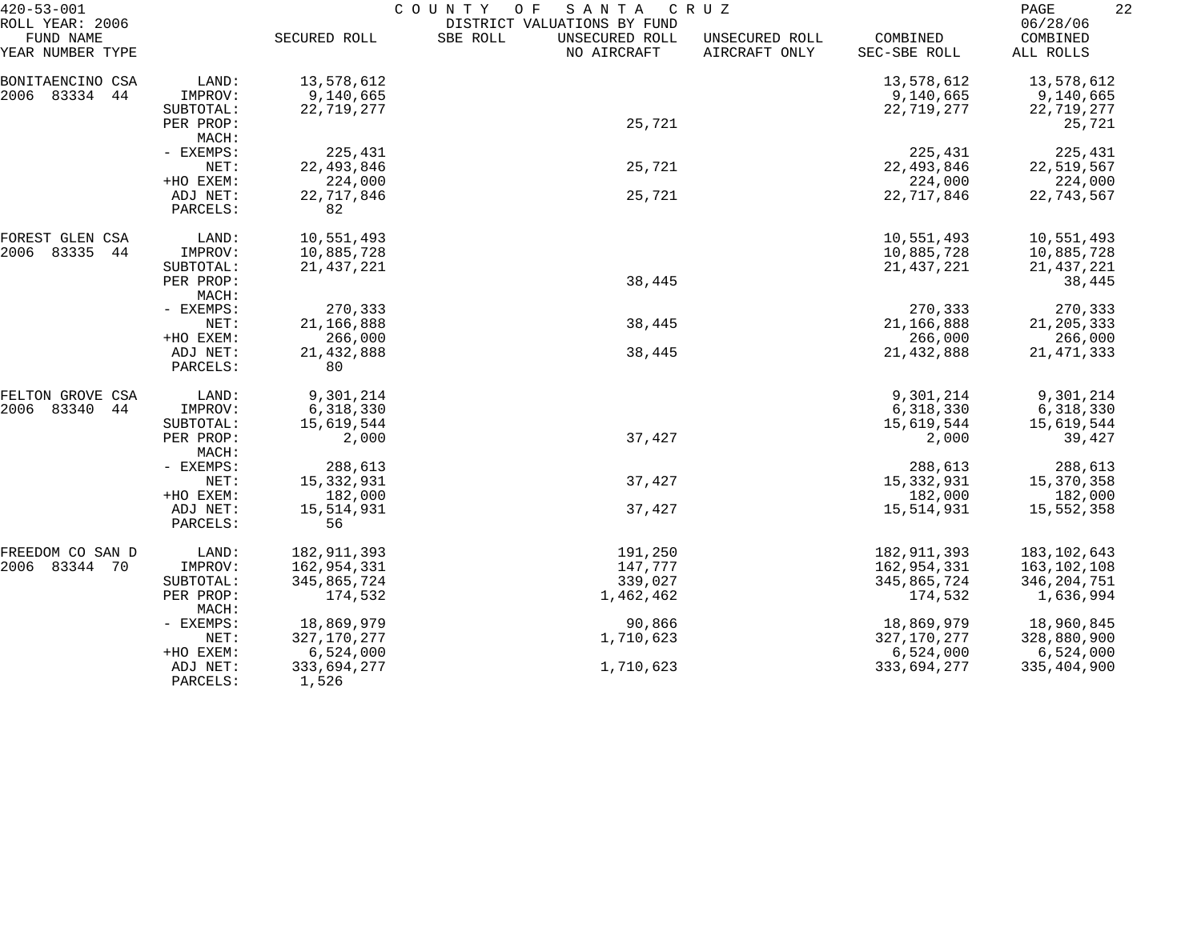420-53-001 COUNTY OF SANTA CRUZ
ROLL YEAR: 2006 DISTRICT VALUATIONS BY FUND 06/28/06

| FUND NAME YEAR NUMBER TYPE | | SECURED ROLL | SBE ROLL | UNSECURED ROLL NO AIRCRAFT | UNSECURED ROLL AIRCRAFT ONLY | COMBINED SEC-SBE ROLL | COMBINED ALL ROLLS |
|---|---|---|---|---|---|---|---|
| BONITAENCINO CSA | LAND: | 13,578,612 | | | | 13,578,612 | 13,578,612 |
| 2006 83334 44 | IMPROV: | 9,140,665 | | | | 9,140,665 | 9,140,665 |
| | SUBTOTAL: | 22,719,277 | | | | 22,719,277 | 22,719,277 |
| | PER PROP: | | | 25,721 | | | 25,721 |
| | MACH: | | | | | | |
| | - EXEMPS: | 225,431 | | | | 225,431 | 225,431 |
| | NET: | 22,493,846 | | 25,721 | | 22,493,846 | 22,519,567 |
| | +HO EXEM: | 224,000 | | | | 224,000 | 224,000 |
| | ADJ NET: | 22,717,846 | | 25,721 | | 22,717,846 | 22,743,567 |
| | PARCELS: | 82 | | | | | |
| FOREST GLEN CSA | LAND: | 10,551,493 | | | | 10,551,493 | 10,551,493 |
| 2006 83335 44 | IMPROV: | 10,885,728 | | | | 10,885,728 | 10,885,728 |
| | SUBTOTAL: | 21,437,221 | | | | 21,437,221 | 21,437,221 |
| | PER PROP: | | | 38,445 | | | 38,445 |
| | MACH: | | | | | | |
| | - EXEMPS: | 270,333 | | | | 270,333 | 270,333 |
| | NET: | 21,166,888 | | 38,445 | | 21,166,888 | 21,205,333 |
| | +HO EXEM: | 266,000 | | | | 266,000 | 266,000 |
| | ADJ NET: | 21,432,888 | | 38,445 | | 21,432,888 | 21,471,333 |
| | PARCELS: | 80 | | | | | |
| FELTON GROVE CSA | LAND: | 9,301,214 | | | | 9,301,214 | 9,301,214 |
| 2006 83340 44 | IMPROV: | 6,318,330 | | | | 6,318,330 | 6,318,330 |
| | SUBTOTAL: | 15,619,544 | | | | 15,619,544 | 15,619,544 |
| | PER PROP: | 2,000 | | 37,427 | | 2,000 | 39,427 |
| | MACH: | | | | | | |
| | - EXEMPS: | 288,613 | | | | 288,613 | 288,613 |
| | NET: | 15,332,931 | | 37,427 | | 15,332,931 | 15,370,358 |
| | +HO EXEM: | 182,000 | | | | 182,000 | 182,000 |
| | ADJ NET: | 15,514,931 | | 37,427 | | 15,514,931 | 15,552,358 |
| | PARCELS: | 56 | | | | | |
| FREEDOM CO SAN D | LAND: | 182,911,393 | | 191,250 | | 182,911,393 | 183,102,643 |
| 2006 83344 70 | IMPROV: | 162,954,331 | | 147,777 | | 162,954,331 | 163,102,108 |
| | SUBTOTAL: | 345,865,724 | | 339,027 | | 345,865,724 | 346,204,751 |
| | PER PROP: | 174,532 | | 1,462,462 | | 174,532 | 1,636,994 |
| | MACH: | | | | | | |
| | - EXEMPS: | 18,869,979 | | 90,866 | | 18,869,979 | 18,960,845 |
| | NET: | 327,170,277 | | 1,710,623 | | 327,170,277 | 328,880,900 |
| | +HO EXEM: | 6,524,000 | | | | 6,524,000 | 6,524,000 |
| | ADJ NET: | 333,694,277 | | 1,710,623 | | 333,694,277 | 335,404,900 |
| | PARCELS: | 1,526 | | | | | |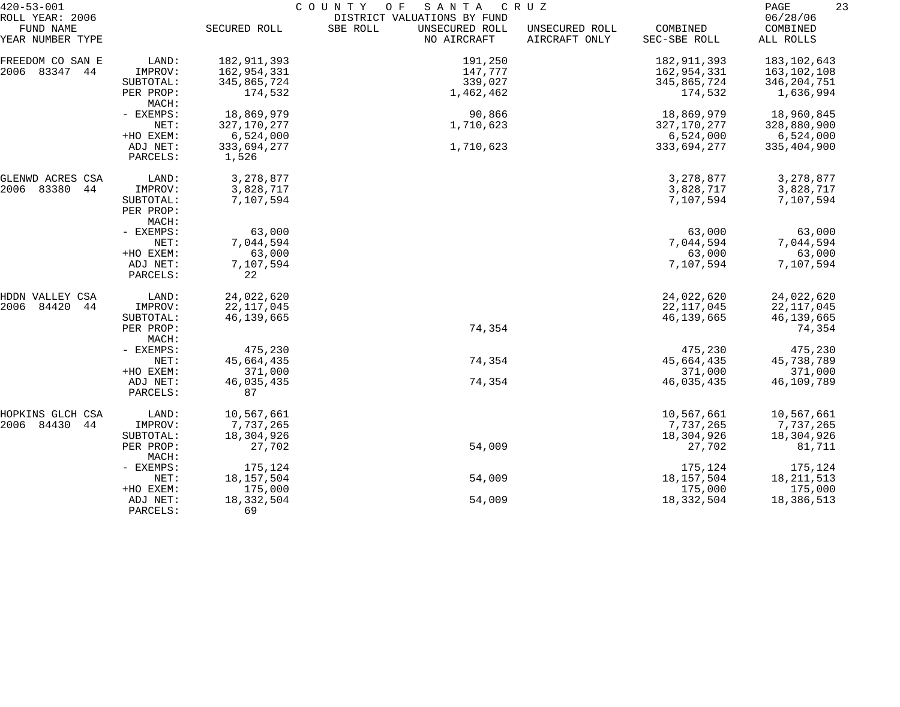420-53-001 COUNTY OF SANTA CRUZ

ROLL YEAR: 2006 DISTRICT VALUATIONS BY FUND 06/28/06

| FUND NAME YEAR NUMBER TYPE | | SECURED ROLL | SBE ROLL | UNSECURED ROLL NO AIRCRAFT | UNSECURED ROLL AIRCRAFT ONLY | COMBINED SEC-SBE ROLL | COMBINED ALL ROLLS |
|---|---|---|---|---|---|---|---|
| FREEDOM CO SAN E | LAND: | 182,911,393 | | 191,250 | | 182,911,393 | 183,102,643 |
| 2006 83347 44 | IMPROV: | 162,954,331 | | 147,777 | | 162,954,331 | 163,102,108 |
| | SUBTOTAL: | 345,865,724 | | 339,027 | | 345,865,724 | 346,204,751 |
| | PER PROP: | 174,532 | | 1,462,462 | | 174,532 | 1,636,994 |
| | MACH: | | | | | | |
| | - EXEMPS: | 18,869,979 | | 90,866 | | 18,869,979 | 18,960,845 |
| | NET: | 327,170,277 | | 1,710,623 | | 327,170,277 | 328,880,900 |
| | +HO EXEM: | 6,524,000 | | | | 6,524,000 | 6,524,000 |
| | ADJ NET: | 333,694,277 | | 1,710,623 | | 333,694,277 | 335,404,900 |
| | PARCELS: | 1,526 | | | | | |
| GLENWD ACRES CSA | LAND: | 3,278,877 | | | | 3,278,877 | 3,278,877 |
| 2006 83380 44 | IMPROV: | 3,828,717 | | | | 3,828,717 | 3,828,717 |
| | SUBTOTAL: | 7,107,594 | | | | 7,107,594 | 7,107,594 |
| | PER PROP: | | | | | | |
| | MACH: | | | | | | |
| | - EXEMPS: | 63,000 | | | | 63,000 | 63,000 |
| | NET: | 7,044,594 | | | | 7,044,594 | 7,044,594 |
| | +HO EXEM: | 63,000 | | | | 63,000 | 63,000 |
| | ADJ NET: | 7,107,594 | | | | 7,107,594 | 7,107,594 |
| | PARCELS: | 22 | | | | | |
| HDDN VALLEY CSA | LAND: | 24,022,620 | | | | 24,022,620 | 24,022,620 |
| 2006 84420 44 | IMPROV: | 22,117,045 | | | | 22,117,045 | 22,117,045 |
| | SUBTOTAL: | 46,139,665 | | | | 46,139,665 | 46,139,665 |
| | PER PROP: | | | 74,354 | | | 74,354 |
| | MACH: | | | | | | |
| | - EXEMPS: | 475,230 | | | | 475,230 | 475,230 |
| | NET: | 45,664,435 | | 74,354 | | 45,664,435 | 45,738,789 |
| | +HO EXEM: | 371,000 | | | | 371,000 | 371,000 |
| | ADJ NET: | 46,035,435 | | 74,354 | | 46,035,435 | 46,109,789 |
| | PARCELS: | 87 | | | | | |
| HOPKINS GLCH CSA | LAND: | 10,567,661 | | | | 10,567,661 | 10,567,661 |
| 2006 84430 44 | IMPROV: | 7,737,265 | | | | 7,737,265 | 7,737,265 |
| | SUBTOTAL: | 18,304,926 | | | | 18,304,926 | 18,304,926 |
| | PER PROP: | 27,702 | | 54,009 | | 27,702 | 81,711 |
| | MACH: | | | | | | |
| | - EXEMPS: | 175,124 | | | | 175,124 | 175,124 |
| | NET: | 18,157,504 | | 54,009 | | 18,157,504 | 18,211,513 |
| | +HO EXEM: | 175,000 | | | | 175,000 | 175,000 |
| | ADJ NET: | 18,332,504 | | 54,009 | | 18,332,504 | 18,386,513 |
| | PARCELS: | 69 | | | | | |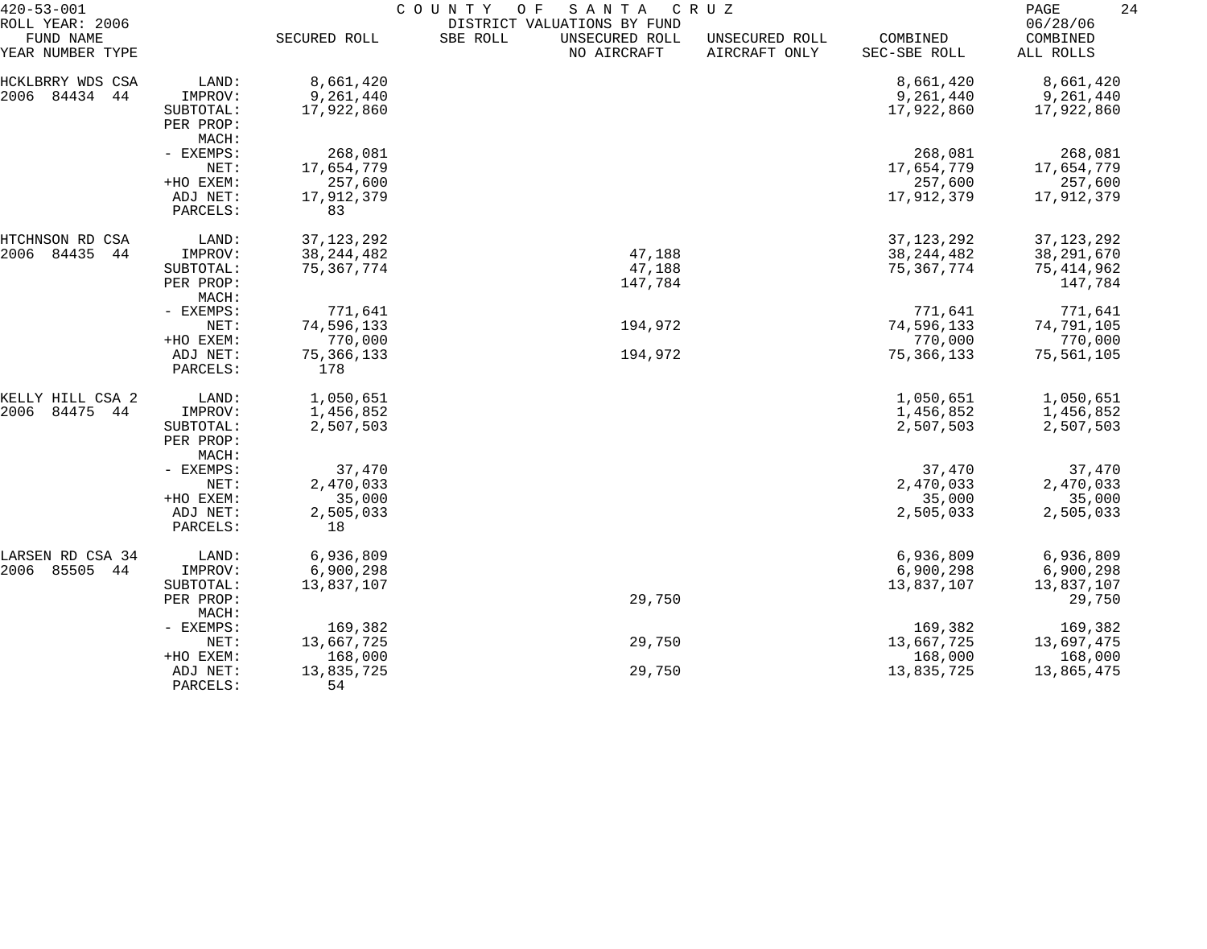420-53-001 COUNTY OF SANTA CRUZ
ROLL YEAR: 2006 DISTRICT VALUATIONS BY FUND 06/28/06

| FUND NAME YEAR NUMBER TYPE | | SECURED ROLL | SBE ROLL | UNSECURED ROLL NO AIRCRAFT | UNSECURED ROLL AIRCRAFT ONLY | COMBINED SEC-SBE ROLL | COMBINED ALL ROLLS |
|---|---|---|---|---|---|---|---|
| HCKLBRRY WDS CSA | LAND: | 8,661,420 | | | | 8,661,420 | 8,661,420 |
| 2006 84434 44 | IMPROV: | 9,261,440 | | | | 9,261,440 | 9,261,440 |
| | SUBTOTAL: | 17,922,860 | | | | 17,922,860 | 17,922,860 |
| | PER PROP: | | | | | | |
| | MACH: | | | | | | |
| | - EXEMPS: | 268,081 | | | | 268,081 | 268,081 |
| | NET: | 17,654,779 | | | | 17,654,779 | 17,654,779 |
| | +HO EXEM: | 257,600 | | | | 257,600 | 257,600 |
| | ADJ NET: | 17,912,379 | | | | 17,912,379 | 17,912,379 |
| | PARCELS: | 83 | | | | | |
| HTCHNSON RD CSA | LAND: | 37,123,292 | | | | 37,123,292 | 37,123,292 |
| 2006 84435 44 | IMPROV: | 38,244,482 | | 47,188 | | 38,244,482 | 38,291,670 |
| | SUBTOTAL: | 75,367,774 | | 47,188 | | 75,367,774 | 75,414,962 |
| | PER PROP: | | | 147,784 | | | 147,784 |
| | MACH: | | | | | | |
| | - EXEMPS: | 771,641 | | | | 771,641 | 771,641 |
| | NET: | 74,596,133 | | 194,972 | | 74,596,133 | 74,791,105 |
| | +HO EXEM: | 770,000 | | | | 770,000 | 770,000 |
| | ADJ NET: | 75,366,133 | | 194,972 | | 75,366,133 | 75,561,105 |
| | PARCELS: | 178 | | | | | |
| KELLY HILL CSA 2 | LAND: | 1,050,651 | | | | 1,050,651 | 1,050,651 |
| 2006 84475 44 | IMPROV: | 1,456,852 | | | | 1,456,852 | 1,456,852 |
| | SUBTOTAL: | 2,507,503 | | | | 2,507,503 | 2,507,503 |
| | PER PROP: | | | | | | |
| | MACH: | | | | | | |
| | - EXEMPS: | 37,470 | | | | 37,470 | 37,470 |
| | NET: | 2,470,033 | | | | 2,470,033 | 2,470,033 |
| | +HO EXEM: | 35,000 | | | | 35,000 | 35,000 |
| | ADJ NET: | 2,505,033 | | | | 2,505,033 | 2,505,033 |
| | PARCELS: | 18 | | | | | |
| LARSEN RD CSA 34 | LAND: | 6,936,809 | | | | 6,936,809 | 6,936,809 |
| 2006 85505 44 | IMPROV: | 6,900,298 | | | | 6,900,298 | 6,900,298 |
| | SUBTOTAL: | 13,837,107 | | | | 13,837,107 | 13,837,107 |
| | PER PROP: | | | 29,750 | | | 29,750 |
| | MACH: | | | | | | |
| | - EXEMPS: | 169,382 | | | | 169,382 | 169,382 |
| | NET: | 13,667,725 | | 29,750 | | 13,667,725 | 13,697,475 |
| | +HO EXEM: | 168,000 | | | | 168,000 | 168,000 |
| | ADJ NET: | 13,835,725 | | 29,750 | | 13,835,725 | 13,865,475 |
| | PARCELS: | 54 | | | | | |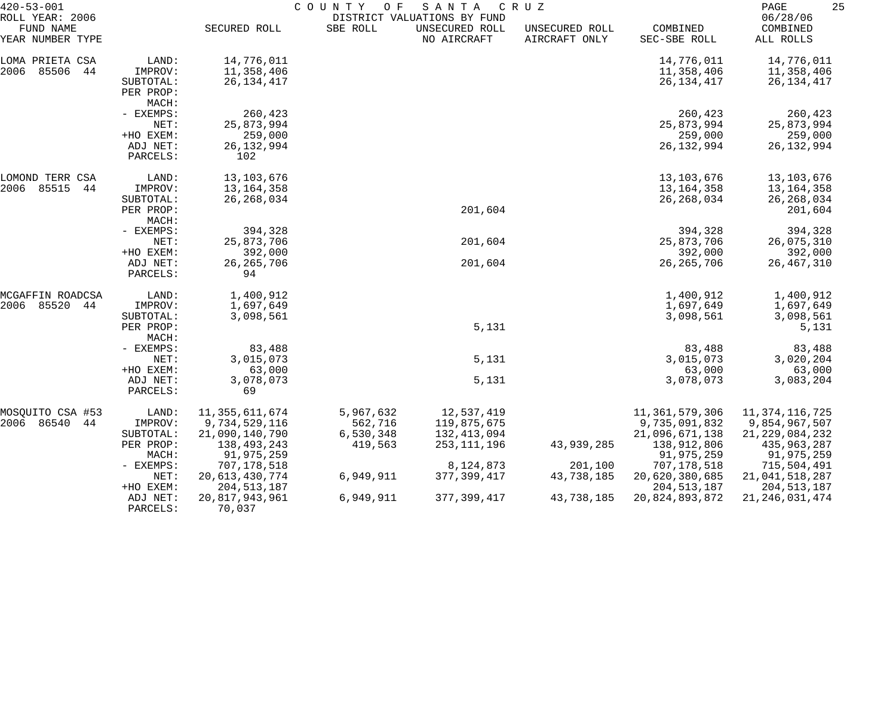420-53-001 COUNTY OF SANTA CRUZ

ROLL YEAR: 2006 DISTRICT VALUATIONS BY FUND 06/28/06

| FUND NAME YEAR NUMBER TYPE | | SECURED ROLL | SBE ROLL | UNSECURED ROLL NO AIRCRAFT | UNSECURED ROLL AIRCRAFT ONLY | COMBINED SEC-SBE ROLL | COMBINED ALL ROLLS |
|---|---|---|---|---|---|---|---|
| LOMA PRIETA CSA | LAND: | 14,776,011 | | | | 14,776,011 | 14,776,011 |
| 2006 85506 44 | IMPROV: | 11,358,406 | | | | 11,358,406 | 11,358,406 |
| | SUBTOTAL: | 26,134,417 | | | | 26,134,417 | 26,134,417 |
| | PER PROP: | | | | | | |
| | MACH: | | | | | | |
| | - EXEMPS: | 260,423 | | | | 260,423 | 260,423 |
| | NET: | 25,873,994 | | | | 25,873,994 | 25,873,994 |
| | +HO EXEM: | 259,000 | | | | 259,000 | 259,000 |
| | ADJ NET: | 26,132,994 | | | | 26,132,994 | 26,132,994 |
| | PARCELS: | 102 | | | | | |
| LOMOND TERR CSA | LAND: | 13,103,676 | | | | 13,103,676 | 13,103,676 |
| 2006 85515 44 | IMPROV: | 13,164,358 | | | | 13,164,358 | 13,164,358 |
| | SUBTOTAL: | 26,268,034 | | | | 26,268,034 | 26,268,034 |
| | PER PROP: | | | 201,604 | | | 201,604 |
| | MACH: | | | | | | |
| | - EXEMPS: | 394,328 | | | | 394,328 | 394,328 |
| | NET: | 25,873,706 | | 201,604 | | 25,873,706 | 26,075,310 |
| | +HO EXEM: | 392,000 | | | | 392,000 | 392,000 |
| | ADJ NET: | 26,265,706 | | 201,604 | | 26,265,706 | 26,467,310 |
| | PARCELS: | 94 | | | | | |
| MCGAFFIN ROADCSA | LAND: | 1,400,912 | | | | 1,400,912 | 1,400,912 |
| 2006 85520 44 | IMPROV: | 1,697,649 | | | | 1,697,649 | 1,697,649 |
| | SUBTOTAL: | 3,098,561 | | | | 3,098,561 | 3,098,561 |
| | PER PROP: | | | 5,131 | | | 5,131 |
| | MACH: | | | | | | |
| | - EXEMPS: | 83,488 | | | | 83,488 | 83,488 |
| | NET: | 3,015,073 | | 5,131 | | 3,015,073 | 3,020,204 |
| | +HO EXEM: | 63,000 | | | | 63,000 | 63,000 |
| | ADJ NET: | 3,078,073 | | 5,131 | | 3,078,073 | 3,083,204 |
| | PARCELS: | 69 | | | | | |
| MOSQUITO CSA #53 | LAND: | 11,355,611,674 | 5,967,632 | 12,537,419 | | 11,361,579,306 | 11,374,116,725 |
| 2006 86540 44 | IMPROV: | 9,734,529,116 | 562,716 | 119,875,675 | | 9,735,091,832 | 9,854,967,507 |
| | SUBTOTAL: | 21,090,140,790 | 6,530,348 | 132,413,094 | | 21,096,671,138 | 21,229,084,232 |
| | PER PROP: | 138,493,243 | 419,563 | 253,111,196 | 43,939,285 | 138,912,806 | 435,963,287 |
| | MACH: | 91,975,259 | | | | 91,975,259 | 91,975,259 |
| | - EXEMPS: | 707,178,518 | | 8,124,873 | 201,100 | 707,178,518 | 715,504,491 |
| | NET: | 20,613,430,774 | 6,949,911 | 377,399,417 | 43,738,185 | 20,620,380,685 | 21,041,518,287 |
| | +HO EXEM: | 204,513,187 | | | | 204,513,187 | 204,513,187 |
| | ADJ NET: | 20,817,943,961 | 6,949,911 | 377,399,417 | 43,738,185 | 20,824,893,872 | 21,246,031,474 |
| | PARCELS: | 70,037 | | | | | |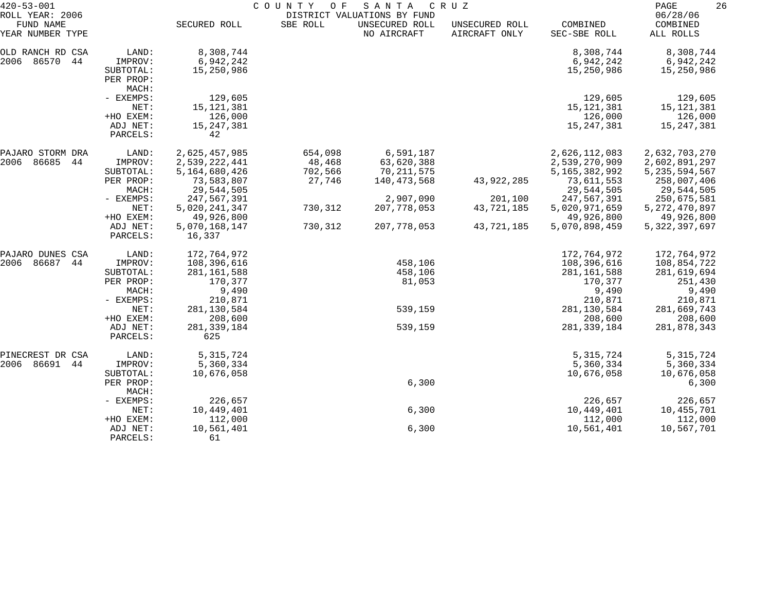420-53-001 COUNTY OF SANTA CRUZ
ROLL YEAR: 2006 DISTRICT VALUATIONS BY FUND 06/28/06

| FUND NAME YEAR NUMBER TYPE | | SECURED ROLL | SBE ROLL | UNSECURED ROLL NO AIRCRAFT | UNSECURED ROLL AIRCRAFT ONLY | COMBINED SEC-SBE ROLL | COMBINED ALL ROLLS |
|---|---|---|---|---|---|---|---|
| OLD RANCH RD CSA | LAND: | 8,308,744 | | | | 8,308,744 | 8,308,744 |
| 2006 86570 44 | IMPROV: | 6,942,242 | | | | 6,942,242 | 6,942,242 |
| | SUBTOTAL: | 15,250,986 | | | | 15,250,986 | 15,250,986 |
| | PER PROP: | | | | | | |
| | MACH: | | | | | | |
| | - EXEMPS: | 129,605 | | | | 129,605 | 129,605 |
| | NET: | 15,121,381 | | | | 15,121,381 | 15,121,381 |
| | +HO EXEM: | 126,000 | | | | 126,000 | 126,000 |
| | ADJ NET: | 15,247,381 | | | | 15,247,381 | 15,247,381 |
| | PARCELS: | 42 | | | | | |
| PAJARO STORM DRA | LAND: | 2,625,457,985 | 654,098 | 6,591,187 | | 2,626,112,083 | 2,632,703,270 |
| 2006 86685 44 | IMPROV: | 2,539,222,441 | 48,468 | 63,620,388 | | 2,539,270,909 | 2,602,891,297 |
| | SUBTOTAL: | 5,164,680,426 | 702,566 | 70,211,575 | | 5,165,382,992 | 5,235,594,567 |
| | PER PROP: | 73,583,807 | 27,746 | 140,473,568 | 43,922,285 | 73,611,553 | 258,007,406 |
| | MACH: | 29,544,505 | | | | 29,544,505 | 29,544,505 |
| | - EXEMPS: | 247,567,391 | | 2,907,090 | 201,100 | 247,567,391 | 250,675,581 |
| | NET: | 5,020,241,347 | 730,312 | 207,778,053 | 43,721,185 | 5,020,971,659 | 5,272,470,897 |
| | +HO EXEM: | 49,926,800 | | | | 49,926,800 | 49,926,800 |
| | ADJ NET: | 5,070,168,147 | 730,312 | 207,778,053 | 43,721,185 | 5,070,898,459 | 5,322,397,697 |
| | PARCELS: | 16,337 | | | | | |
| PAJARO DUNES CSA | LAND: | 172,764,972 | | | | 172,764,972 | 172,764,972 |
| 2006 86687 44 | IMPROV: | 108,396,616 | | 458,106 | | 108,396,616 | 108,854,722 |
| | SUBTOTAL: | 281,161,588 | | 458,106 | | 281,161,588 | 281,619,694 |
| | PER PROP: | 170,377 | | 81,053 | | 170,377 | 251,430 |
| | MACH: | 9,490 | | | | 9,490 | 9,490 |
| | - EXEMPS: | 210,871 | | | | 210,871 | 210,871 |
| | NET: | 281,130,584 | | 539,159 | | 281,130,584 | 281,669,743 |
| | +HO EXEM: | 208,600 | | | | 208,600 | 208,600 |
| | ADJ NET: | 281,339,184 | | 539,159 | | 281,339,184 | 281,878,343 |
| | PARCELS: | 625 | | | | | |
| PINECREST DR CSA | LAND: | 5,315,724 | | | | 5,315,724 | 5,315,724 |
| 2006 86691 44 | IMPROV: | 5,360,334 | | | | 5,360,334 | 5,360,334 |
| | SUBTOTAL: | 10,676,058 | | | | 10,676,058 | 10,676,058 |
| | PER PROP: | | | 6,300 | | | 6,300 |
| | MACH: | | | | | | |
| | - EXEMPS: | 226,657 | | | | 226,657 | 226,657 |
| | NET: | 10,449,401 | | 6,300 | | 10,449,401 | 10,455,701 |
| | +HO EXEM: | 112,000 | | | | 112,000 | 112,000 |
| | ADJ NET: | 10,561,401 | | 6,300 | | 10,561,401 | 10,567,701 |
| | PARCELS: | 61 | | | | | |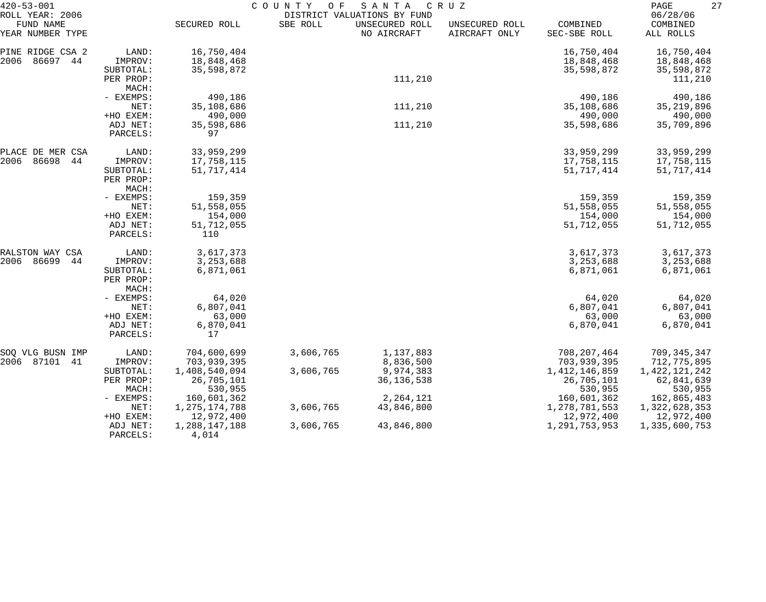420-53-001 COUNTY OF SANTA CRUZ

ROLL YEAR: 2006 DISTRICT VALUATIONS BY FUND 06/28/06

| FUND NAME YEAR NUMBER TYPE | | SECURED ROLL | SBE ROLL | UNSECURED ROLL NO AIRCRAFT | UNSECURED ROLL AIRCRAFT ONLY | COMBINED SEC-SBE ROLL | COMBINED ALL ROLLS |
|---|---|---|---|---|---|---|---|
| PINE RIDGE CSA 2 | LAND: | 16,750,404 | | | | 16,750,404 | 16,750,404 |
| 2006 86697 44 | IMPROV: | 18,848,468 | | | | 18,848,468 | 18,848,468 |
| | SUBTOTAL: | 35,598,872 | | | | 35,598,872 | 35,598,872 |
| | PER PROP: | | | 111,210 | | | 111,210 |
| | MACH: | | | | | | |
| | - EXEMPS: | 490,186 | | | | 490,186 | 490,186 |
| | NET: | 35,108,686 | | 111,210 | | 35,108,686 | 35,219,896 |
| | +HO EXEM: | 490,000 | | | | 490,000 | 490,000 |
| | ADJ NET: | 35,598,686 | | 111,210 | | 35,598,686 | 35,709,896 |
| | PARCELS: | 97 | | | | | |
| PLACE DE MER CSA | LAND: | 33,959,299 | | | | 33,959,299 | 33,959,299 |
| 2006 86698 44 | IMPROV: | 17,758,115 | | | | 17,758,115 | 17,758,115 |
| | SUBTOTAL: | 51,717,414 | | | | 51,717,414 | 51,717,414 |
| | PER PROP: | | | | | | |
| | MACH: | | | | | | |
| | - EXEMPS: | 159,359 | | | | 159,359 | 159,359 |
| | NET: | 51,558,055 | | | | 51,558,055 | 51,558,055 |
| | +HO EXEM: | 154,000 | | | | 154,000 | 154,000 |
| | ADJ NET: | 51,712,055 | | | | 51,712,055 | 51,712,055 |
| | PARCELS: | 110 | | | | | |
| RALSTON WAY CSA | LAND: | 3,617,373 | | | | 3,617,373 | 3,617,373 |
| 2006 86699 44 | IMPROV: | 3,253,688 | | | | 3,253,688 | 3,253,688 |
| | SUBTOTAL: | 6,871,061 | | | | 6,871,061 | 6,871,061 |
| | PER PROP: | | | | | | |
| | MACH: | | | | | | |
| | - EXEMPS: | 64,020 | | | | 64,020 | 64,020 |
| | NET: | 6,807,041 | | | | 6,807,041 | 6,807,041 |
| | +HO EXEM: | 63,000 | | | | 63,000 | 63,000 |
| | ADJ NET: | 6,870,041 | | | | 6,870,041 | 6,870,041 |
| | PARCELS: | 17 | | | | | |
| SOQ VLG BUSN IMP | LAND: | 704,600,699 | 3,606,765 | 1,137,883 | | 708,207,464 | 709,345,347 |
| 2006 87101 41 | IMPROV: | 703,939,395 | | 8,836,500 | | 703,939,395 | 712,775,895 |
| | SUBTOTAL: | 1,408,540,094 | 3,606,765 | 9,974,383 | | 1,412,146,859 | 1,422,121,242 |
| | PER PROP: | 26,705,101 | | 36,136,538 | | 26,705,101 | 62,841,639 |
| | MACH: | 530,955 | | | | 530,955 | 530,955 |
| | - EXEMPS: | 160,601,362 | | 2,264,121 | | 160,601,362 | 162,865,483 |
| | NET: | 1,275,174,788 | 3,606,765 | 43,846,800 | | 1,278,781,553 | 1,322,628,353 |
| | +HO EXEM: | 12,972,400 | | | | 12,972,400 | 12,972,400 |
| | ADJ NET: | 1,288,147,188 | 3,606,765 | 43,846,800 | | 1,291,753,953 | 1,335,600,753 |
| | PARCELS: | 4,014 | | | | | |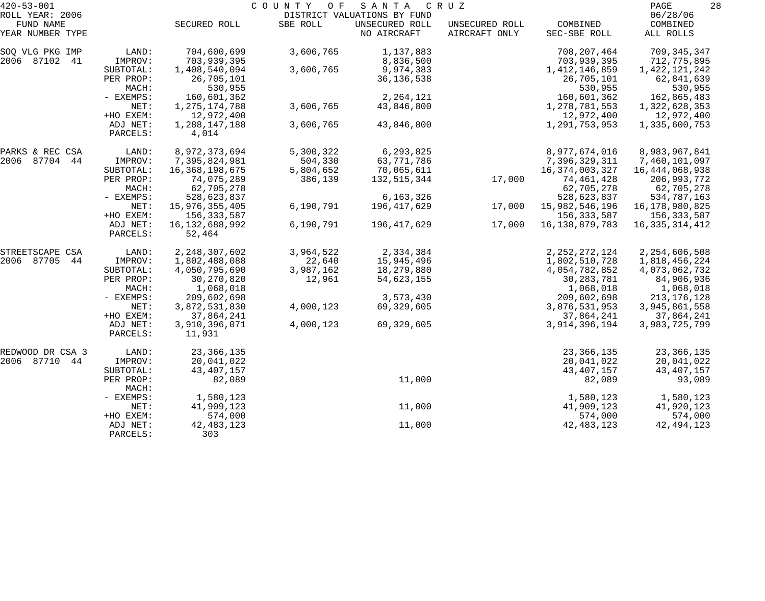420-53-001 COUNTY OF SANTA CRUZ

ROLL YEAR: 2006 DISTRICT VALUATIONS BY FUND 06/28/06

| FUND NAME YEAR NUMBER TYPE | | SECURED ROLL | SBE ROLL | UNSECURED ROLL NO AIRCRAFT | UNSECURED ROLL AIRCRAFT ONLY | COMBINED SEC-SBE ROLL | COMBINED ALL ROLLS |
|---|---|---|---|---|---|---|---|
| SOQ VLG PKG IMP | LAND: | 704,600,699 | 3,606,765 | 1,137,883 | | 708,207,464 | 709,345,347 |
| 2006 87102 41 | IMPROV: | 703,939,395 | | 8,836,500 | | 703,939,395 | 712,775,895 |
| | SUBTOTAL: | 1,408,540,094 | 3,606,765 | 9,974,383 | | 1,412,146,859 | 1,422,121,242 |
| | PER PROP: | 26,705,101 | | 36,136,538 | | 26,705,101 | 62,841,639 |
| | MACH: | 530,955 | | | | 530,955 | 530,955 |
| | - EXEMPS: | 160,601,362 | | 2,264,121 | | 160,601,362 | 162,865,483 |
| | NET: | 1,275,174,788 | 3,606,765 | 43,846,800 | | 1,278,781,553 | 1,322,628,353 |
| | +HO EXEM: | 12,972,400 | | | | 12,972,400 | 12,972,400 |
| | ADJ NET: | 1,288,147,188 | 3,606,765 | 43,846,800 | | 1,291,753,953 | 1,335,600,753 |
| | PARCELS: | 4,014 | | | | | |
| PARKS & REC CSA | LAND: | 8,972,373,694 | 5,300,322 | 6,293,825 | | 8,977,674,016 | 8,983,967,841 |
| 2006 87704 44 | IMPROV: | 7,395,824,981 | 504,330 | 63,771,786 | | 7,396,329,311 | 7,460,101,097 |
| | SUBTOTAL: | 16,368,198,675 | 5,804,652 | 70,065,611 | | 16,374,003,327 | 16,444,068,938 |
| | PER PROP: | 74,075,289 | 386,139 | 132,515,344 | 17,000 | 74,461,428 | 206,993,772 |
| | MACH: | 62,705,278 | | | | 62,705,278 | 62,705,278 |
| | - EXEMPS: | 528,623,837 | | 6,163,326 | | 528,623,837 | 534,787,163 |
| | NET: | 15,976,355,405 | 6,190,791 | 196,417,629 | 17,000 | 15,982,546,196 | 16,178,980,825 |
| | +HO EXEM: | 156,333,587 | | | | 156,333,587 | 156,333,587 |
| | ADJ NET: | 16,132,688,992 | 6,190,791 | 196,417,629 | 17,000 | 16,138,879,783 | 16,335,314,412 |
| | PARCELS: | 52,464 | | | | | |
| STREETSCAPE CSA | LAND: | 2,248,307,602 | 3,964,522 | 2,334,384 | | 2,252,272,124 | 2,254,606,508 |
| 2006 87705 44 | IMPROV: | 1,802,488,088 | 22,640 | 15,945,496 | | 1,802,510,728 | 1,818,456,224 |
| | SUBTOTAL: | 4,050,795,690 | 3,987,162 | 18,279,880 | | 4,054,782,852 | 4,073,062,732 |
| | PER PROP: | 30,270,820 | 12,961 | 54,623,155 | | 30,283,781 | 84,906,936 |
| | MACH: | 1,068,018 | | | | 1,068,018 | 1,068,018 |
| | - EXEMPS: | 209,602,698 | | 3,573,430 | | 209,602,698 | 213,176,128 |
| | NET: | 3,872,531,830 | 4,000,123 | 69,329,605 | | 3,876,531,953 | 3,945,861,558 |
| | +HO EXEM: | 37,864,241 | | | | 37,864,241 | 37,864,241 |
| | ADJ NET: | 3,910,396,071 | 4,000,123 | 69,329,605 | | 3,914,396,194 | 3,983,725,799 |
| | PARCELS: | 11,931 | | | | | |
| REDWOOD DR CSA 3 | LAND: | 23,366,135 | | | | 23,366,135 | 23,366,135 |
| 2006 87710 44 | IMPROV: | 20,041,022 | | | | 20,041,022 | 20,041,022 |
| | SUBTOTAL: | 43,407,157 | | | | 43,407,157 | 43,407,157 |
| | PER PROP: | 82,089 | | 11,000 | | 82,089 | 93,089 |
| | MACH: | | | | | | |
| | - EXEMPS: | 1,580,123 | | | | 1,580,123 | 1,580,123 |
| | NET: | 41,909,123 | | 11,000 | | 41,909,123 | 41,920,123 |
| | +HO EXEM: | 574,000 | | | | 574,000 | 574,000 |
| | ADJ NET: | 42,483,123 | | 11,000 | | 42,483,123 | 42,494,123 |
| | PARCELS: | 303 | | | | | |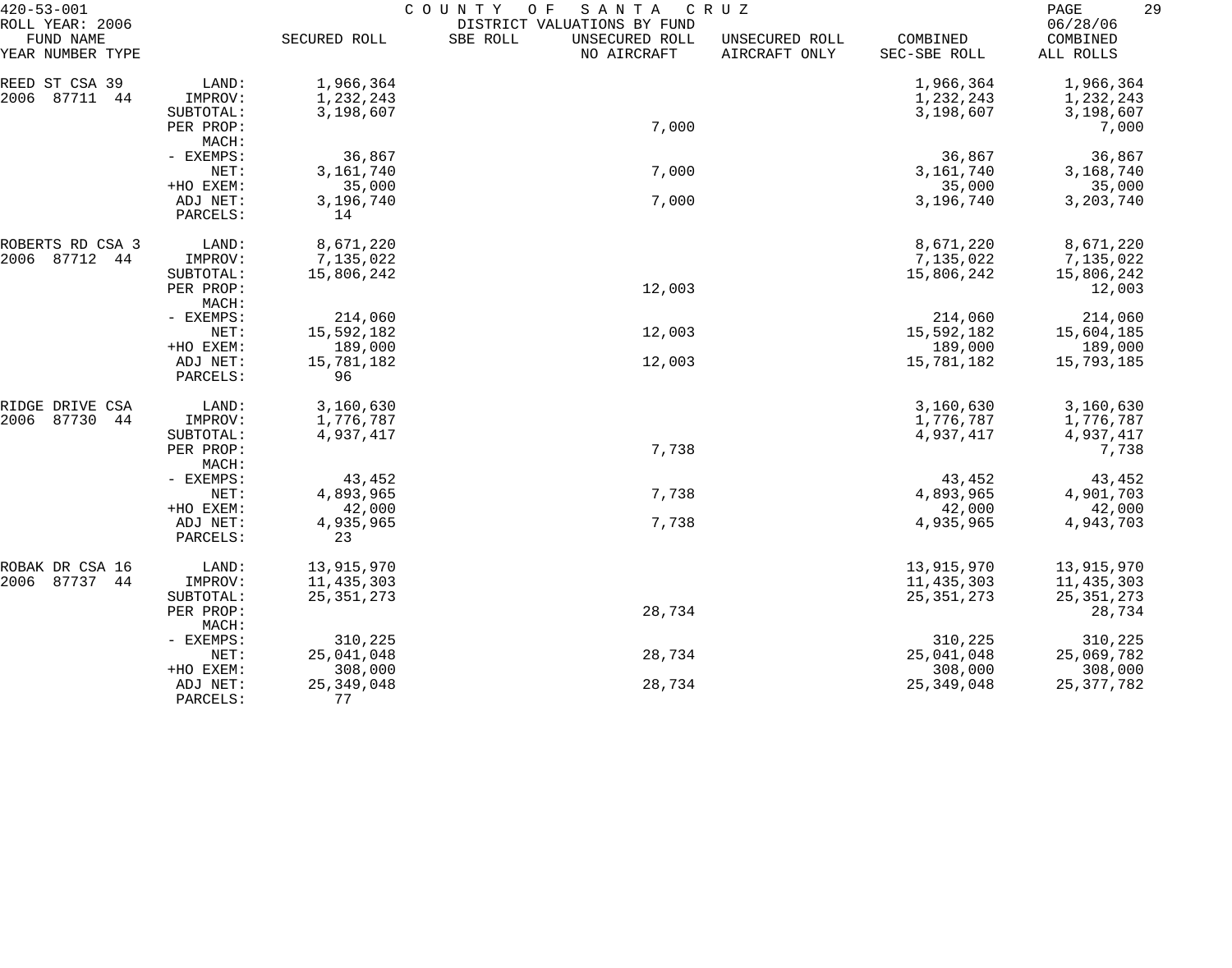420-53-001 COUNTY OF SANTA CRUZ

ROLL YEAR: 2006 — DISTRICT VALUATIONS BY FUND — 06/28/06

| FUND NAME YEAR NUMBER TYPE | | SECURED ROLL | SBE ROLL | UNSECURED ROLL NO AIRCRAFT | UNSECURED ROLL AIRCRAFT ONLY | COMBINED SEC-SBE ROLL | COMBINED ALL ROLLS |
|---|---|---|---|---|---|---|---|
| REED ST CSA 39 | LAND: | 1,966,364 | | | | 1,966,364 | 1,966,364 |
| 2006 87711 44 | IMPROV: | 1,232,243 | | | | 1,232,243 | 1,232,243 |
| | SUBTOTAL: | 3,198,607 | | | | 3,198,607 | 3,198,607 |
| | PER PROP: | | | 7,000 | | | 7,000 |
| | MACH: | | | | | | |
| | - EXEMPS: | 36,867 | | | | 36,867 | 36,867 |
| | NET: | 3,161,740 | | 7,000 | | 3,161,740 | 3,168,740 |
| | +HO EXEM: | 35,000 | | | | 35,000 | 35,000 |
| | ADJ NET: | 3,196,740 | | 7,000 | | 3,196,740 | 3,203,740 |
| | PARCELS: | 14 | | | | | |
| ROBERTS RD CSA 3 | LAND: | 8,671,220 | | | | 8,671,220 | 8,671,220 |
| 2006 87712 44 | IMPROV: | 7,135,022 | | | | 7,135,022 | 7,135,022 |
| | SUBTOTAL: | 15,806,242 | | | | 15,806,242 | 15,806,242 |
| | PER PROP: | | | 12,003 | | | 12,003 |
| | MACH: | | | | | | |
| | - EXEMPS: | 214,060 | | | | 214,060 | 214,060 |
| | NET: | 15,592,182 | | 12,003 | | 15,592,182 | 15,604,185 |
| | +HO EXEM: | 189,000 | | | | 189,000 | 189,000 |
| | ADJ NET: | 15,781,182 | | 12,003 | | 15,781,182 | 15,793,185 |
| | PARCELS: | 96 | | | | | |
| RIDGE DRIVE CSA | LAND: | 3,160,630 | | | | 3,160,630 | 3,160,630 |
| 2006 87730 44 | IMPROV: | 1,776,787 | | | | 1,776,787 | 1,776,787 |
| | SUBTOTAL: | 4,937,417 | | | | 4,937,417 | 4,937,417 |
| | PER PROP: | | | 7,738 | | | 7,738 |
| | MACH: | | | | | | |
| | - EXEMPS: | 43,452 | | | | 43,452 | 43,452 |
| | NET: | 4,893,965 | | 7,738 | | 4,893,965 | 4,901,703 |
| | +HO EXEM: | 42,000 | | | | 42,000 | 42,000 |
| | ADJ NET: | 4,935,965 | | 7,738 | | 4,935,965 | 4,943,703 |
| | PARCELS: | 23 | | | | | |
| ROBAK DR CSA 16 | LAND: | 13,915,970 | | | | 13,915,970 | 13,915,970 |
| 2006 87737 44 | IMPROV: | 11,435,303 | | | | 11,435,303 | 11,435,303 |
| | SUBTOTAL: | 25,351,273 | | | | 25,351,273 | 25,351,273 |
| | PER PROP: | | | 28,734 | | | 28,734 |
| | MACH: | | | | | | |
| | - EXEMPS: | 310,225 | | | | 310,225 | 310,225 |
| | NET: | 25,041,048 | | 28,734 | | 25,041,048 | 25,069,782 |
| | +HO EXEM: | 308,000 | | | | 308,000 | 308,000 |
| | ADJ NET: | 25,349,048 | | 28,734 | | 25,349,048 | 25,377,782 |
| | PARCELS: | 77 | | | | | |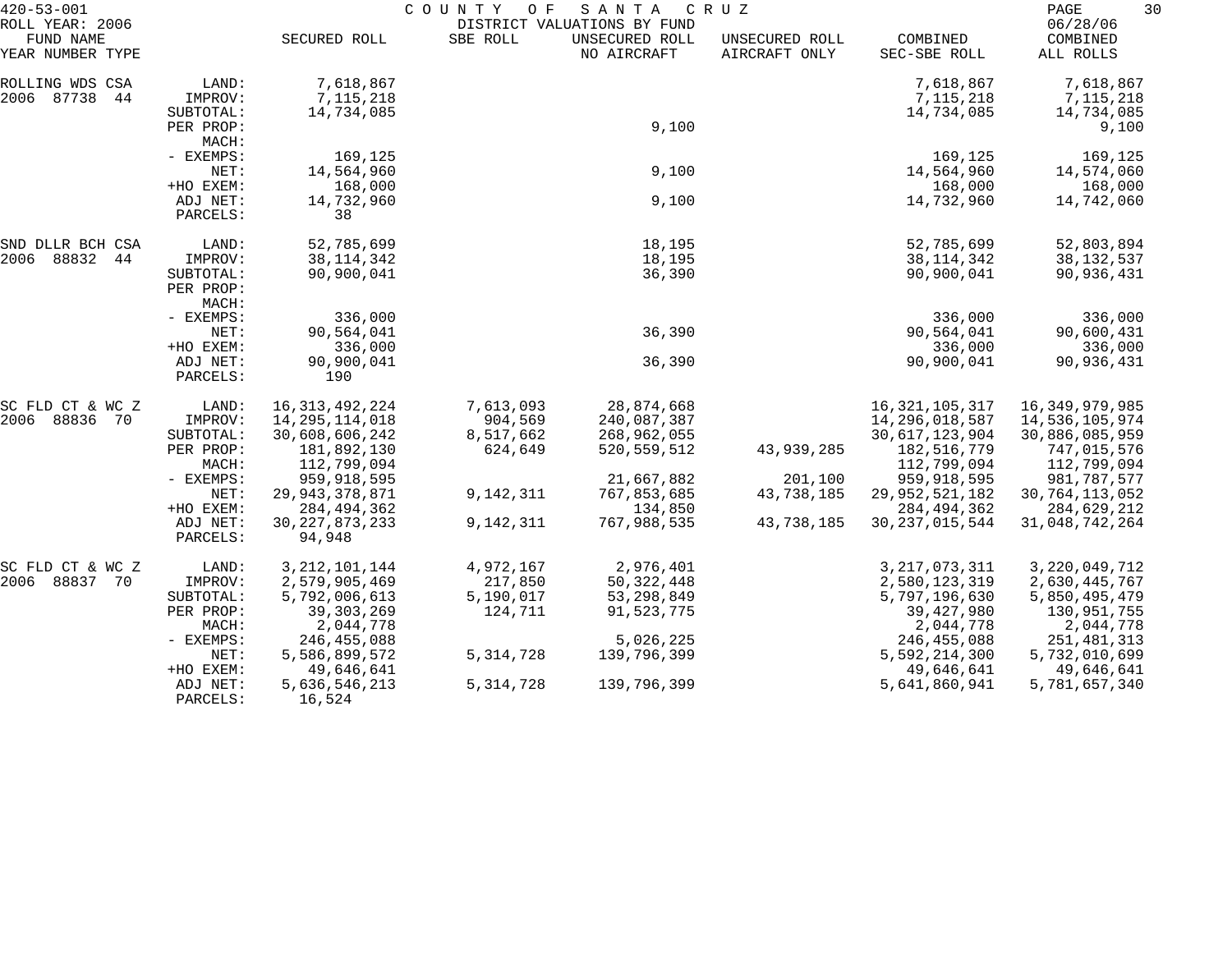420-53-001 COUNTY OF SANTA CRUZ
ROLL YEAR: 2006 DISTRICT VALUATIONS BY FUND 06/28/06

| FUND NAME YEAR NUMBER TYPE | | SECURED ROLL | SBE ROLL | UNSECURED ROLL NO AIRCRAFT | UNSECURED ROLL AIRCRAFT ONLY | COMBINED SEC-SBE ROLL | COMBINED ALL ROLLS |
|---|---|---|---|---|---|---|---|
| ROLLING WDS CSA | LAND: | 7,618,867 | | | | 7,618,867 | 7,618,867 |
| 2006 87738 44 | IMPROV: | 7,115,218 | | | | 7,115,218 | 7,115,218 |
| | SUBTOTAL: | 14,734,085 | | | | 14,734,085 | 14,734,085 |
| | PER PROP: | | | 9,100 | | | 9,100 |
| | MACH: | | | | | | |
| | - EXEMPS: | 169,125 | | | | 169,125 | 169,125 |
| | NET: | 14,564,960 | | 9,100 | | 14,564,960 | 14,574,060 |
| | +HO EXEM: | 168,000 | | | | 168,000 | 168,000 |
| | ADJ NET: | 14,732,960 | | 9,100 | | 14,732,960 | 14,742,060 |
| | PARCELS: | 38 | | | | | |
| SND DLLR BCH CSA | LAND: | 52,785,699 | | 18,195 | | 52,785,699 | 52,803,894 |
| 2006 88832 44 | IMPROV: | 38,114,342 | | 18,195 | | 38,114,342 | 38,132,537 |
| | SUBTOTAL: | 90,900,041 | | 36,390 | | 90,900,041 | 90,936,431 |
| | PER PROP: | | | | | | |
| | MACH: | | | | | | |
| | - EXEMPS: | 336,000 | | | | 336,000 | 336,000 |
| | NET: | 90,564,041 | | 36,390 | | 90,564,041 | 90,600,431 |
| | +HO EXEM: | 336,000 | | | | 336,000 | 336,000 |
| | ADJ NET: | 90,900,041 | | 36,390 | | 90,900,041 | 90,936,431 |
| | PARCELS: | 190 | | | | | |
| SC FLD CT & WC Z | LAND: | 16,313,492,224 | 7,613,093 | 28,874,668 | | 16,321,105,317 | 16,349,979,985 |
| 2006 88836 70 | IMPROV: | 14,295,114,018 | 904,569 | 240,087,387 | | 14,296,018,587 | 14,536,105,974 |
| | SUBTOTAL: | 30,608,606,242 | 8,517,662 | 268,962,055 | | 30,617,123,904 | 30,886,085,959 |
| | PER PROP: | 181,892,130 | 624,649 | 520,559,512 | 43,939,285 | 182,516,779 | 747,015,576 |
| | MACH: | 112,799,094 | | | | 112,799,094 | 112,799,094 |
| | - EXEMPS: | 959,918,595 | | 21,667,882 | 201,100 | 959,918,595 | 981,787,577 |
| | NET: | 29,943,378,871 | 9,142,311 | 767,853,685 | 43,738,185 | 29,952,521,182 | 30,764,113,052 |
| | +HO EXEM: | 284,494,362 | | 134,850 | | 284,494,362 | 284,629,212 |
| | ADJ NET: | 30,227,873,233 | 9,142,311 | 767,988,535 | 43,738,185 | 30,237,015,544 | 31,048,742,264 |
| | PARCELS: | 94,948 | | | | | |
| SC FLD CT & WC Z | LAND: | 3,212,101,144 | 4,972,167 | 2,976,401 | | 3,217,073,311 | 3,220,049,712 |
| 2006 88837 70 | IMPROV: | 2,579,905,469 | 217,850 | 50,322,448 | | 2,580,123,319 | 2,630,445,767 |
| | SUBTOTAL: | 5,792,006,613 | 5,190,017 | 53,298,849 | | 5,797,196,630 | 5,850,495,479 |
| | PER PROP: | 39,303,269 | 124,711 | 91,523,775 | | 39,427,980 | 130,951,755 |
| | MACH: | 2,044,778 | | | | 2,044,778 | 2,044,778 |
| | - EXEMPS: | 246,455,088 | | 5,026,225 | | 246,455,088 | 251,481,313 |
| | NET: | 5,586,899,572 | 5,314,728 | 139,796,399 | | 5,592,214,300 | 5,732,010,699 |
| | +HO EXEM: | 49,646,641 | | | | 49,646,641 | 49,646,641 |
| | ADJ NET: | 5,636,546,213 | 5,314,728 | 139,796,399 | | 5,641,860,941 | 5,781,657,340 |
| | PARCELS: | 16,524 | | | | | |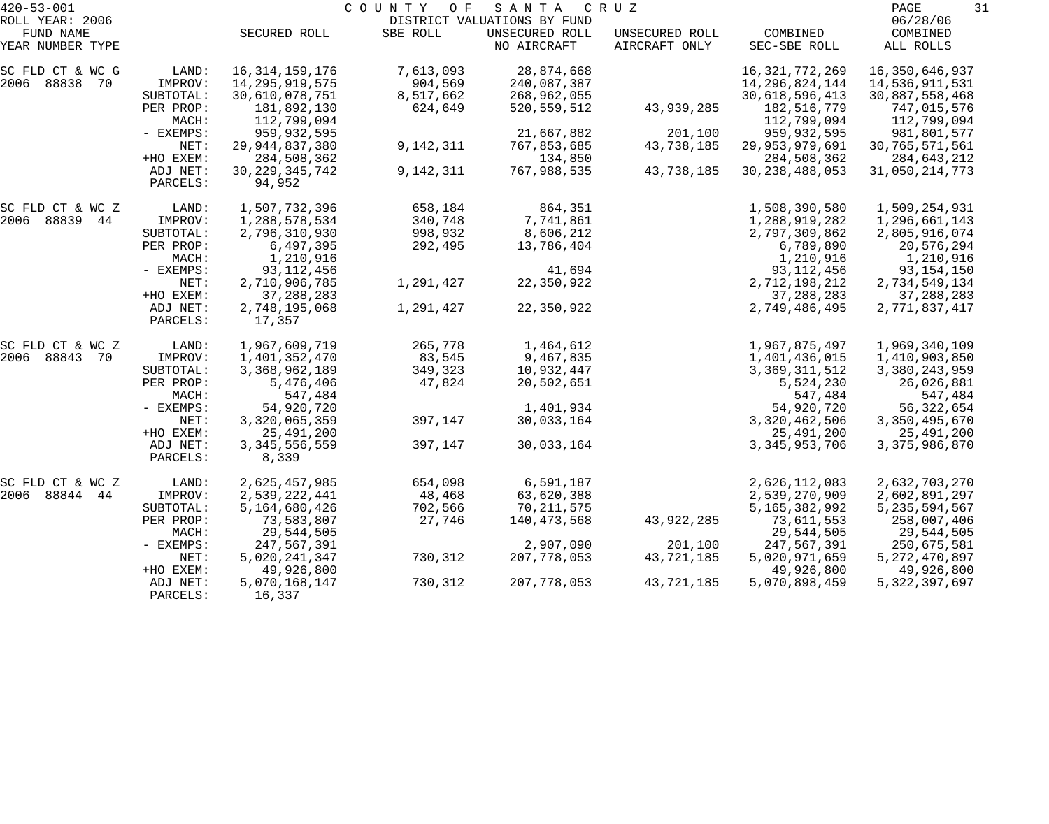420-53-001 COUNTY OF SANTA CRUZ

ROLL YEAR: 2006 DISTRICT VALUATIONS BY FUND 06/28/06

| FUND NAME YEAR NUMBER TYPE | | SECURED ROLL | SBE ROLL | UNSECURED ROLL NO AIRCRAFT | UNSECURED ROLL AIRCRAFT ONLY | COMBINED SEC-SBE ROLL | COMBINED ALL ROLLS |
|---|---|---|---|---|---|---|---|
| SC FLD CT & WC G | LAND: | 16,314,159,176 | 7,613,093 | 28,874,668 | | 16,321,772,269 | 16,350,646,937 |
| 2006 88838 70 | IMPROV: | 14,295,919,575 | 904,569 | 240,087,387 | | 14,296,824,144 | 14,536,911,531 |
| | SUBTOTAL: | 30,610,078,751 | 8,517,662 | 268,962,055 | | 30,618,596,413 | 30,887,558,468 |
| | PER PROP: | 181,892,130 | 624,649 | 520,559,512 | 43,939,285 | 182,516,779 | 747,015,576 |
| | MACH: | 112,799,094 | | | | 112,799,094 | 112,799,094 |
| | - EXEMPS: | 959,932,595 | | 21,667,882 | 201,100 | 959,932,595 | 981,801,577 |
| | NET: | 29,944,837,380 | 9,142,311 | 767,853,685 | 43,738,185 | 29,953,979,691 | 30,765,571,561 |
| | +HO EXEM: | 284,508,362 | | 134,850 | | 284,508,362 | 284,643,212 |
| | ADJ NET: | 30,229,345,742 | 9,142,311 | 767,988,535 | 43,738,185 | 30,238,488,053 | 31,050,214,773 |
| | PARCELS: | 94,952 | | | | | |
| SC FLD CT & WC Z | LAND: | 1,507,732,396 | 658,184 | 864,351 | | 1,508,390,580 | 1,509,254,931 |
| 2006 88839 44 | IMPROV: | 1,288,578,534 | 340,748 | 7,741,861 | | 1,288,919,282 | 1,296,661,143 |
| | SUBTOTAL: | 2,796,310,930 | 998,932 | 8,606,212 | | 2,797,309,862 | 2,805,916,074 |
| | PER PROP: | 6,497,395 | 292,495 | 13,786,404 | | 6,789,890 | 20,576,294 |
| | MACH: | 1,210,916 | | | | 1,210,916 | 1,210,916 |
| | - EXEMPS: | 93,112,456 | | 41,694 | | 93,112,456 | 93,154,150 |
| | NET: | 2,710,906,785 | 1,291,427 | 22,350,922 | | 2,712,198,212 | 2,734,549,134 |
| | +HO EXEM: | 37,288,283 | | | | 37,288,283 | 37,288,283 |
| | ADJ NET: | 2,748,195,068 | 1,291,427 | 22,350,922 | | 2,749,486,495 | 2,771,837,417 |
| | PARCELS: | 17,357 | | | | | |
| SC FLD CT & WC Z | LAND: | 1,967,609,719 | 265,778 | 1,464,612 | | 1,967,875,497 | 1,969,340,109 |
| 2006 88843 70 | IMPROV: | 1,401,352,470 | 83,545 | 9,467,835 | | 1,401,436,015 | 1,410,903,850 |
| | SUBTOTAL: | 3,368,962,189 | 349,323 | 10,932,447 | | 3,369,311,512 | 3,380,243,959 |
| | PER PROP: | 5,476,406 | 47,824 | 20,502,651 | | 5,524,230 | 26,026,881 |
| | MACH: | 547,484 | | | | 547,484 | 547,484 |
| | - EXEMPS: | 54,920,720 | | 1,401,934 | | 54,920,720 | 56,322,654 |
| | NET: | 3,320,065,359 | 397,147 | 30,033,164 | | 3,320,462,506 | 3,350,495,670 |
| | +HO EXEM: | 25,491,200 | | | | 25,491,200 | 25,491,200 |
| | ADJ NET: | 3,345,556,559 | 397,147 | 30,033,164 | | 3,345,953,706 | 3,375,986,870 |
| | PARCELS: | 8,339 | | | | | |
| SC FLD CT & WC Z | LAND: | 2,625,457,985 | 654,098 | 6,591,187 | | 2,626,112,083 | 2,632,703,270 |
| 2006 88844 44 | IMPROV: | 2,539,222,441 | 48,468 | 63,620,388 | | 2,539,270,909 | 2,602,891,297 |
| | SUBTOTAL: | 5,164,680,426 | 702,566 | 70,211,575 | | 5,165,382,992 | 5,235,594,567 |
| | PER PROP: | 73,583,807 | 27,746 | 140,473,568 | 43,922,285 | 73,611,553 | 258,007,406 |
| | MACH: | 29,544,505 | | | | 29,544,505 | 29,544,505 |
| | - EXEMPS: | 247,567,391 | | 2,907,090 | 201,100 | 247,567,391 | 250,675,581 |
| | NET: | 5,020,241,347 | 730,312 | 207,778,053 | 43,721,185 | 5,020,971,659 | 5,272,470,897 |
| | +HO EXEM: | 49,926,800 | | | | 49,926,800 | 49,926,800 |
| | ADJ NET: | 5,070,168,147 | 730,312 | 207,778,053 | 43,721,185 | 5,070,898,459 | 5,322,397,697 |
| | PARCELS: | 16,337 | | | | | |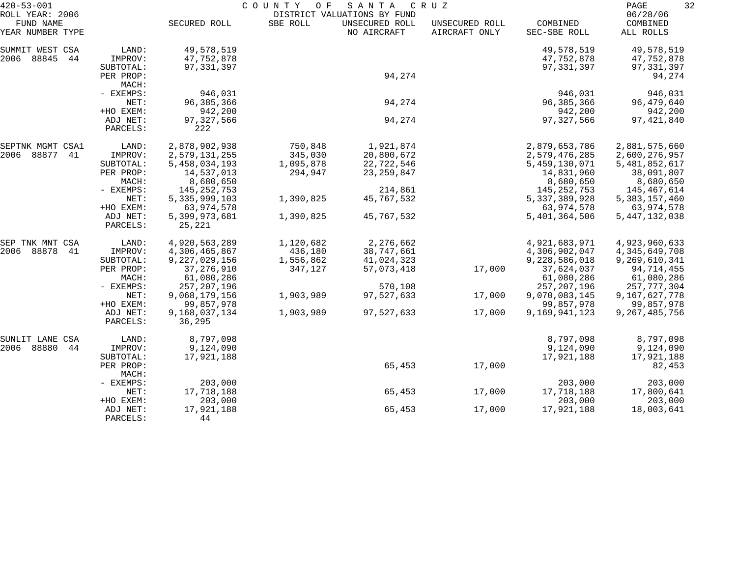420-53-001 — COUNTY OF SANTA CRUZ — DISTRICT VALUATIONS BY FUND — ROLL YEAR: 2006 — 06/28/06

| FUND NAME YEAR NUMBER TYPE | | SECURED ROLL | SBE ROLL | UNSECURED ROLL NO AIRCRAFT | UNSECURED ROLL AIRCRAFT ONLY | COMBINED SEC-SBE ROLL | COMBINED ALL ROLLS |
|---|---|---|---|---|---|---|---|
| SUMMIT WEST CSA | LAND: | 49,578,519 | | | | 49,578,519 | 49,578,519 |
| 2006 88845 44 | IMPROV: | 47,752,878 | | | | 47,752,878 | 47,752,878 |
| | SUBTOTAL: | 97,331,397 | | | | 97,331,397 | 97,331,397 |
| | PER PROP: | | | 94,274 | | | 94,274 |
| | MACH: | | | | | | |
| | - EXEMPS: | 946,031 | | | | 946,031 | 946,031 |
| | NET: | 96,385,366 | | 94,274 | | 96,385,366 | 96,479,640 |
| | +HO EXEM: | 942,200 | | | | 942,200 | 942,200 |
| | ADJ NET: | 97,327,566 | | 94,274 | | 97,327,566 | 97,421,840 |
| | PARCELS: | 222 | | | | | |
| SEPTNK MGMT CSA1 | LAND: | 2,878,902,938 | 750,848 | 1,921,874 | | 2,879,653,786 | 2,881,575,660 |
| 2006 88877 41 | IMPROV: | 2,579,131,255 | 345,030 | 20,800,672 | | 2,579,476,285 | 2,600,276,957 |
| | SUBTOTAL: | 5,458,034,193 | 1,095,878 | 22,722,546 | | 5,459,130,071 | 5,481,852,617 |
| | PER PROP: | 14,537,013 | 294,947 | 23,259,847 | | 14,831,960 | 38,091,807 |
| | MACH: | 8,680,650 | | | | 8,680,650 | 8,680,650 |
| | - EXEMPS: | 145,252,753 | | 214,861 | | 145,252,753 | 145,467,614 |
| | NET: | 5,335,999,103 | 1,390,825 | 45,767,532 | | 5,337,389,928 | 5,383,157,460 |
| | +HO EXEM: | 63,974,578 | | | | 63,974,578 | 63,974,578 |
| | ADJ NET: | 5,399,973,681 | 1,390,825 | 45,767,532 | | 5,401,364,506 | 5,447,132,038 |
| | PARCELS: | 25,221 | | | | | |
| SEP TNK MNT CSA | LAND: | 4,920,563,289 | 1,120,682 | 2,276,662 | | 4,921,683,971 | 4,923,960,633 |
| 2006 88878 41 | IMPROV: | 4,306,465,867 | 436,180 | 38,747,661 | | 4,306,902,047 | 4,345,649,708 |
| | SUBTOTAL: | 9,227,029,156 | 1,556,862 | 41,024,323 | | 9,228,586,018 | 9,269,610,341 |
| | PER PROP: | 37,276,910 | 347,127 | 57,073,418 | 17,000 | 37,624,037 | 94,714,455 |
| | MACH: | 61,080,286 | | | | 61,080,286 | 61,080,286 |
| | - EXEMPS: | 257,207,196 | | 570,108 | | 257,207,196 | 257,777,304 |
| | NET: | 9,068,179,156 | 1,903,989 | 97,527,633 | 17,000 | 9,070,083,145 | 9,167,627,778 |
| | +HO EXEM: | 99,857,978 | | | | 99,857,978 | 99,857,978 |
| | ADJ NET: | 9,168,037,134 | 1,903,989 | 97,527,633 | 17,000 | 9,169,941,123 | 9,267,485,756 |
| | PARCELS: | 36,295 | | | | | |
| SUNLIT LANE CSA | LAND: | 8,797,098 | | | | 8,797,098 | 8,797,098 |
| 2006 88880 44 | IMPROV: | 9,124,090 | | | | 9,124,090 | 9,124,090 |
| | SUBTOTAL: | 17,921,188 | | | | 17,921,188 | 17,921,188 |
| | PER PROP: | | | 65,453 | 17,000 | | 82,453 |
| | MACH: | | | | | | |
| | - EXEMPS: | 203,000 | | | | 203,000 | 203,000 |
| | NET: | 17,718,188 | | 65,453 | 17,000 | 17,718,188 | 17,800,641 |
| | +HO EXEM: | 203,000 | | | | 203,000 | 203,000 |
| | ADJ NET: | 17,921,188 | | 65,453 | 17,000 | 17,921,188 | 18,003,641 |
| | PARCELS: | 44 | | | | | |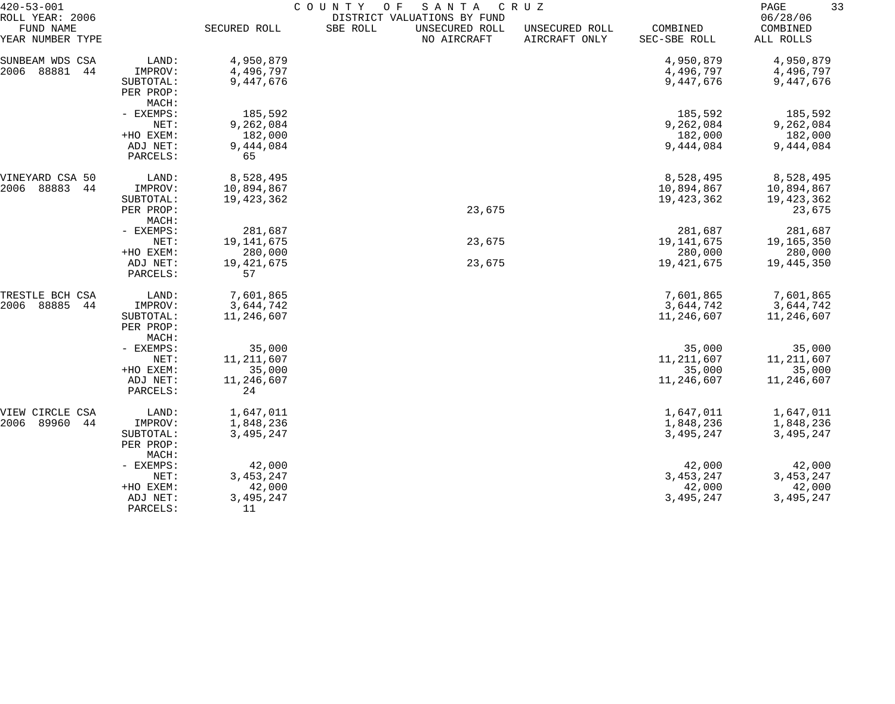420-53-001 COUNTY OF SANTA CRUZ
ROLL YEAR: 2006 DISTRICT VALUATIONS BY FUND 06/28/06

| FUND NAME YEAR NUMBER TYPE | | SECURED ROLL | SBE ROLL | UNSECURED ROLL NO AIRCRAFT | UNSECURED ROLL AIRCRAFT ONLY | COMBINED SEC-SBE ROLL | COMBINED ALL ROLLS |
|---|---|---|---|---|---|---|---|
| SUNBEAM WDS CSA | LAND: | 4,950,879 | | | | 4,950,879 | 4,950,879 |
| 2006 88881 44 | IMPROV: | 4,496,797 | | | | 4,496,797 | 4,496,797 |
| | SUBTOTAL: | 9,447,676 | | | | 9,447,676 | 9,447,676 |
| | PER PROP: | | | | | | |
| | MACH: | | | | | | |
| | - EXEMPS: | 185,592 | | | | 185,592 | 185,592 |
| | NET: | 9,262,084 | | | | 9,262,084 | 9,262,084 |
| | +HO EXEM: | 182,000 | | | | 182,000 | 182,000 |
| | ADJ NET: | 9,444,084 | | | | 9,444,084 | 9,444,084 |
| | PARCELS: | 65 | | | | | |
| VINEYARD CSA 50 | LAND: | 8,528,495 | | | | 8,528,495 | 8,528,495 |
| 2006 88883 44 | IMPROV: | 10,894,867 | | | | 10,894,867 | 10,894,867 |
| | SUBTOTAL: | 19,423,362 | | | | 19,423,362 | 19,423,362 |
| | PER PROP: | | | 23,675 | | | 23,675 |
| | MACH: | | | | | | |
| | - EXEMPS: | 281,687 | | | | 281,687 | 281,687 |
| | NET: | 19,141,675 | | 23,675 | | 19,141,675 | 19,165,350 |
| | +HO EXEM: | 280,000 | | | | 280,000 | 280,000 |
| | ADJ NET: | 19,421,675 | | 23,675 | | 19,421,675 | 19,445,350 |
| | PARCELS: | 57 | | | | | |
| TRESTLE BCH CSA | LAND: | 7,601,865 | | | | 7,601,865 | 7,601,865 |
| 2006 88885 44 | IMPROV: | 3,644,742 | | | | 3,644,742 | 3,644,742 |
| | SUBTOTAL: | 11,246,607 | | | | 11,246,607 | 11,246,607 |
| | PER PROP: | | | | | | |
| | MACH: | | | | | | |
| | - EXEMPS: | 35,000 | | | | 35,000 | 35,000 |
| | NET: | 11,211,607 | | | | 11,211,607 | 11,211,607 |
| | +HO EXEM: | 35,000 | | | | 35,000 | 35,000 |
| | ADJ NET: | 11,246,607 | | | | 11,246,607 | 11,246,607 |
| | PARCELS: | 24 | | | | | |
| VIEW CIRCLE CSA | LAND: | 1,647,011 | | | | 1,647,011 | 1,647,011 |
| 2006 89960 44 | IMPROV: | 1,848,236 | | | | 1,848,236 | 1,848,236 |
| | SUBTOTAL: | 3,495,247 | | | | 3,495,247 | 3,495,247 |
| | PER PROP: | | | | | | |
| | MACH: | | | | | | |
| | - EXEMPS: | 42,000 | | | | 42,000 | 42,000 |
| | NET: | 3,453,247 | | | | 3,453,247 | 3,453,247 |
| | +HO EXEM: | 42,000 | | | | 42,000 | 42,000 |
| | ADJ NET: | 3,495,247 | | | | 3,495,247 | 3,495,247 |
| | PARCELS: | 11 | | | | | |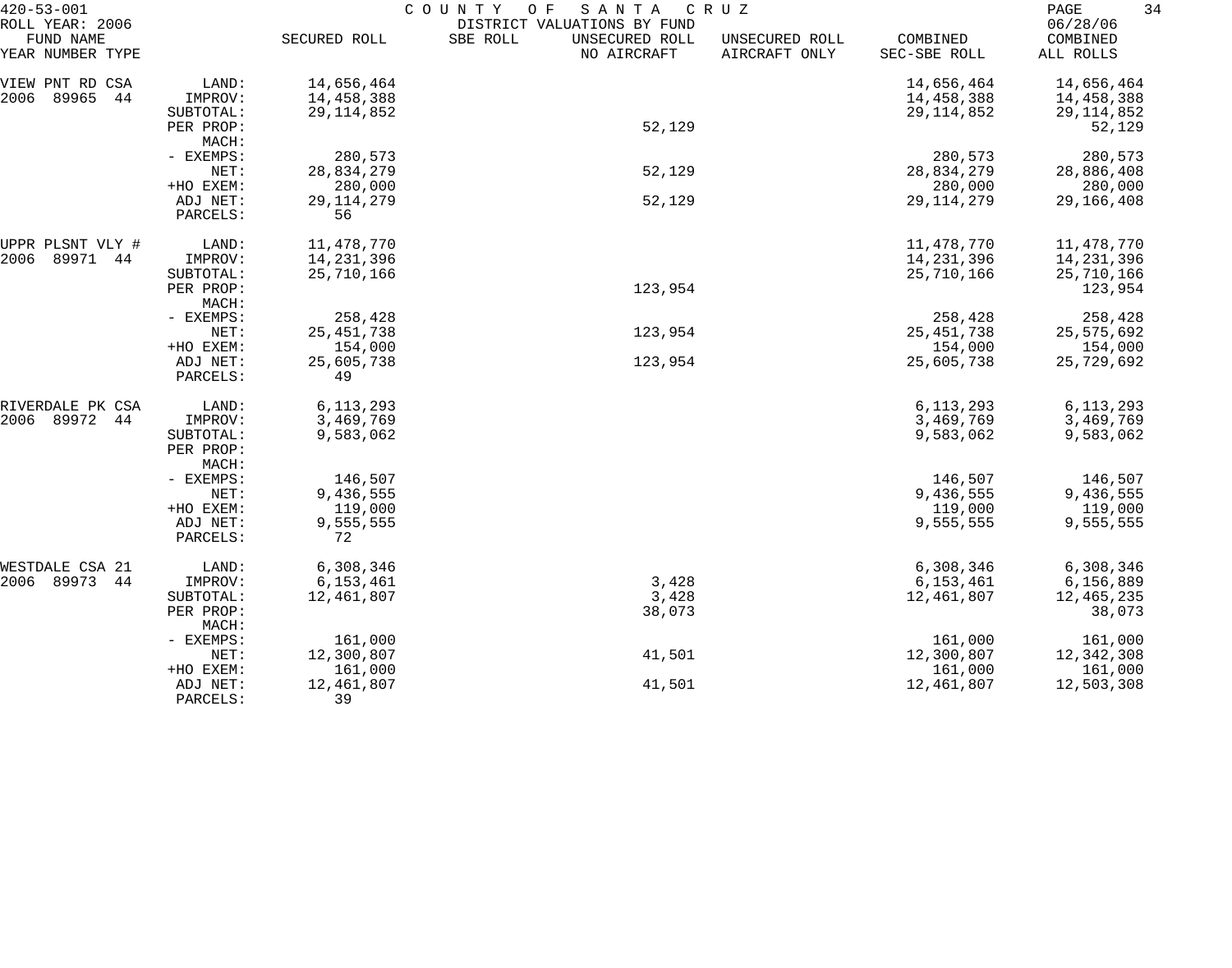420-53-001 COUNTY OF SANTA CRUZ

ROLL YEAR: 2006 DISTRICT VALUATIONS BY FUND 06/28/06

| FUND NAME YEAR NUMBER TYPE | | SECURED ROLL | SBE ROLL | UNSECURED ROLL NO AIRCRAFT | UNSECURED ROLL AIRCRAFT ONLY | COMBINED SEC-SBE ROLL | COMBINED ALL ROLLS |
|---|---|---|---|---|---|---|---|
| VIEW PNT RD CSA | LAND: | 14,656,464 | | | | 14,656,464 | 14,656,464 |
| 2006 89965 44 | IMPROV: | 14,458,388 | | | | 14,458,388 | 14,458,388 |
| | SUBTOTAL: | 29,114,852 | | | | 29,114,852 | 29,114,852 |
| | PER PROP: | | | 52,129 | | | 52,129 |
| | MACH: | | | | | | |
| | - EXEMPS: | 280,573 | | | | 280,573 | 280,573 |
| | NET: | 28,834,279 | | 52,129 | | 28,834,279 | 28,886,408 |
| | +HO EXEM: | 280,000 | | | | 280,000 | 280,000 |
| | ADJ NET: | 29,114,279 | | 52,129 | | 29,114,279 | 29,166,408 |
| | PARCELS: | 56 | | | | | |
| UPPR PLSNT VLY # | LAND: | 11,478,770 | | | | 11,478,770 | 11,478,770 |
| 2006 89971 44 | IMPROV: | 14,231,396 | | | | 14,231,396 | 14,231,396 |
| | SUBTOTAL: | 25,710,166 | | | | 25,710,166 | 25,710,166 |
| | PER PROP: | | | 123,954 | | | 123,954 |
| | MACH: | | | | | | |
| | - EXEMPS: | 258,428 | | | | 258,428 | 258,428 |
| | NET: | 25,451,738 | | 123,954 | | 25,451,738 | 25,575,692 |
| | +HO EXEM: | 154,000 | | | | 154,000 | 154,000 |
| | ADJ NET: | 25,605,738 | | 123,954 | | 25,605,738 | 25,729,692 |
| | PARCELS: | 49 | | | | | |
| RIVERDALE PK CSA | LAND: | 6,113,293 | | | | 6,113,293 | 6,113,293 |
| 2006 89972 44 | IMPROV: | 3,469,769 | | | | 3,469,769 | 3,469,769 |
| | SUBTOTAL: | 9,583,062 | | | | 9,583,062 | 9,583,062 |
| | PER PROP: | | | | | | |
| | MACH: | | | | | | |
| | - EXEMPS: | 146,507 | | | | 146,507 | 146,507 |
| | NET: | 9,436,555 | | | | 9,436,555 | 9,436,555 |
| | +HO EXEM: | 119,000 | | | | 119,000 | 119,000 |
| | ADJ NET: | 9,555,555 | | | | 9,555,555 | 9,555,555 |
| | PARCELS: | 72 | | | | | |
| WESTDALE CSA 21 | LAND: | 6,308,346 | | | | 6,308,346 | 6,308,346 |
| 2006 89973 44 | IMPROV: | 6,153,461 | | 3,428 | | 6,153,461 | 6,156,889 |
| | SUBTOTAL: | 12,461,807 | | 3,428 | | 12,461,807 | 12,465,235 |
| | PER PROP: | | | 38,073 | | | 38,073 |
| | MACH: | | | | | | |
| | - EXEMPS: | 161,000 | | | | 161,000 | 161,000 |
| | NET: | 12,300,807 | | 41,501 | | 12,300,807 | 12,342,308 |
| | +HO EXEM: | 161,000 | | | | 161,000 | 161,000 |
| | ADJ NET: | 12,461,807 | | 41,501 | | 12,461,807 | 12,503,308 |
| | PARCELS: | 39 | | | | | |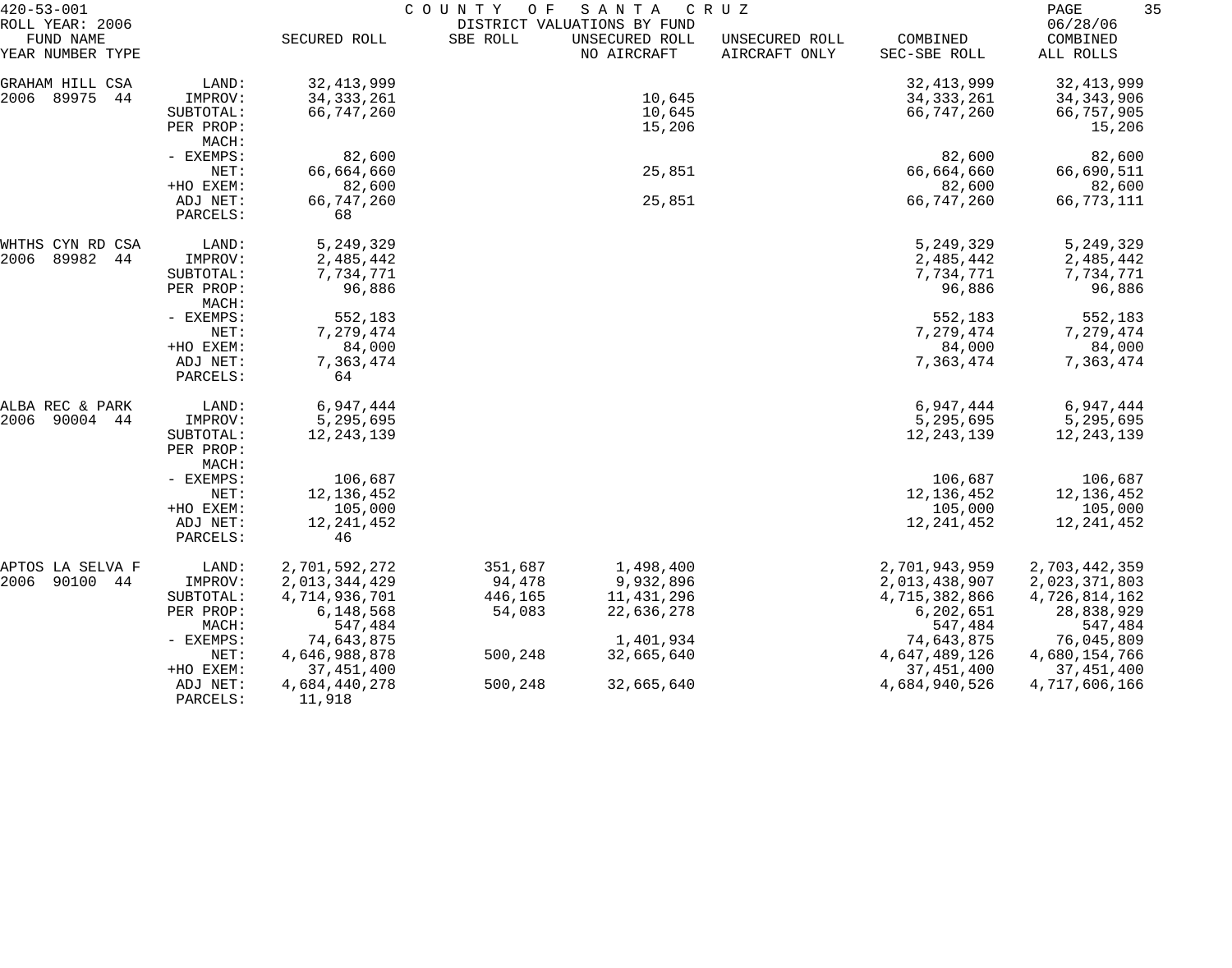420-53-001 COUNTY OF SANTA CRUZ
ROLL YEAR: 2006 DISTRICT VALUATIONS BY FUND 06/28/06

| FUND NAME YEAR NUMBER TYPE | | SECURED ROLL | SBE ROLL | UNSECURED ROLL NO AIRCRAFT | UNSECURED ROLL AIRCRAFT ONLY | COMBINED SEC-SBE ROLL | COMBINED ALL ROLLS |
|---|---|---|---|---|---|---|---|
| GRAHAM HILL CSA | LAND: | 32,413,999 | | | | 32,413,999 | 32,413,999 |
| 2006 89975 44 | IMPROV: | 34,333,261 | | 10,645 | | 34,333,261 | 34,343,906 |
| | SUBTOTAL: | 66,747,260 | | 10,645 | | 66,747,260 | 66,757,905 |
| | PER PROP: | | | 15,206 | | | 15,206 |
| | MACH: | | | | | | |
| | - EXEMPS: | 82,600 | | | | 82,600 | 82,600 |
| | NET: | 66,664,660 | | 25,851 | | 66,664,660 | 66,690,511 |
| | +HO EXEM: | 82,600 | | | | 82,600 | 82,600 |
| | ADJ NET: | 66,747,260 | | 25,851 | | 66,747,260 | 66,773,111 |
| | PARCELS: | 68 | | | | | |
| WHTHS CYN RD CSA | LAND: | 5,249,329 | | | | 5,249,329 | 5,249,329 |
| 2006 89982 44 | IMPROV: | 2,485,442 | | | | 2,485,442 | 2,485,442 |
| | SUBTOTAL: | 7,734,771 | | | | 7,734,771 | 7,734,771 |
| | PER PROP: | 96,886 | | | | 96,886 | 96,886 |
| | MACH: | | | | | | |
| | - EXEMPS: | 552,183 | | | | 552,183 | 552,183 |
| | NET: | 7,279,474 | | | | 7,279,474 | 7,279,474 |
| | +HO EXEM: | 84,000 | | | | 84,000 | 84,000 |
| | ADJ NET: | 7,363,474 | | | | 7,363,474 | 7,363,474 |
| | PARCELS: | 64 | | | | | |
| ALBA REC & PARK | LAND: | 6,947,444 | | | | 6,947,444 | 6,947,444 |
| 2006 90004 44 | IMPROV: | 5,295,695 | | | | 5,295,695 | 5,295,695 |
| | SUBTOTAL: | 12,243,139 | | | | 12,243,139 | 12,243,139 |
| | PER PROP: | | | | | | |
| | MACH: | | | | | | |
| | - EXEMPS: | 106,687 | | | | 106,687 | 106,687 |
| | NET: | 12,136,452 | | | | 12,136,452 | 12,136,452 |
| | +HO EXEM: | 105,000 | | | | 105,000 | 105,000 |
| | ADJ NET: | 12,241,452 | | | | 12,241,452 | 12,241,452 |
| | PARCELS: | 46 | | | | | |
| APTOS LA SELVA F | LAND: | 2,701,592,272 | 351,687 | 1,498,400 | | 2,701,943,959 | 2,703,442,359 |
| 2006 90100 44 | IMPROV: | 2,013,344,429 | 94,478 | 9,932,896 | | 2,013,438,907 | 2,023,371,803 |
| | SUBTOTAL: | 4,714,936,701 | 446,165 | 11,431,296 | | 4,715,382,866 | 4,726,814,162 |
| | PER PROP: | 6,148,568 | 54,083 | 22,636,278 | | 6,202,651 | 28,838,929 |
| | MACH: | 547,484 | | | | 547,484 | 547,484 |
| | - EXEMPS: | 74,643,875 | | 1,401,934 | | 74,643,875 | 76,045,809 |
| | NET: | 4,646,988,878 | 500,248 | 32,665,640 | | 4,647,489,126 | 4,680,154,766 |
| | +HO EXEM: | 37,451,400 | | | | 37,451,400 | 37,451,400 |
| | ADJ NET: | 4,684,440,278 | 500,248 | 32,665,640 | | 4,684,940,526 | 4,717,606,166 |
| | PARCELS: | 11,918 | | | | | |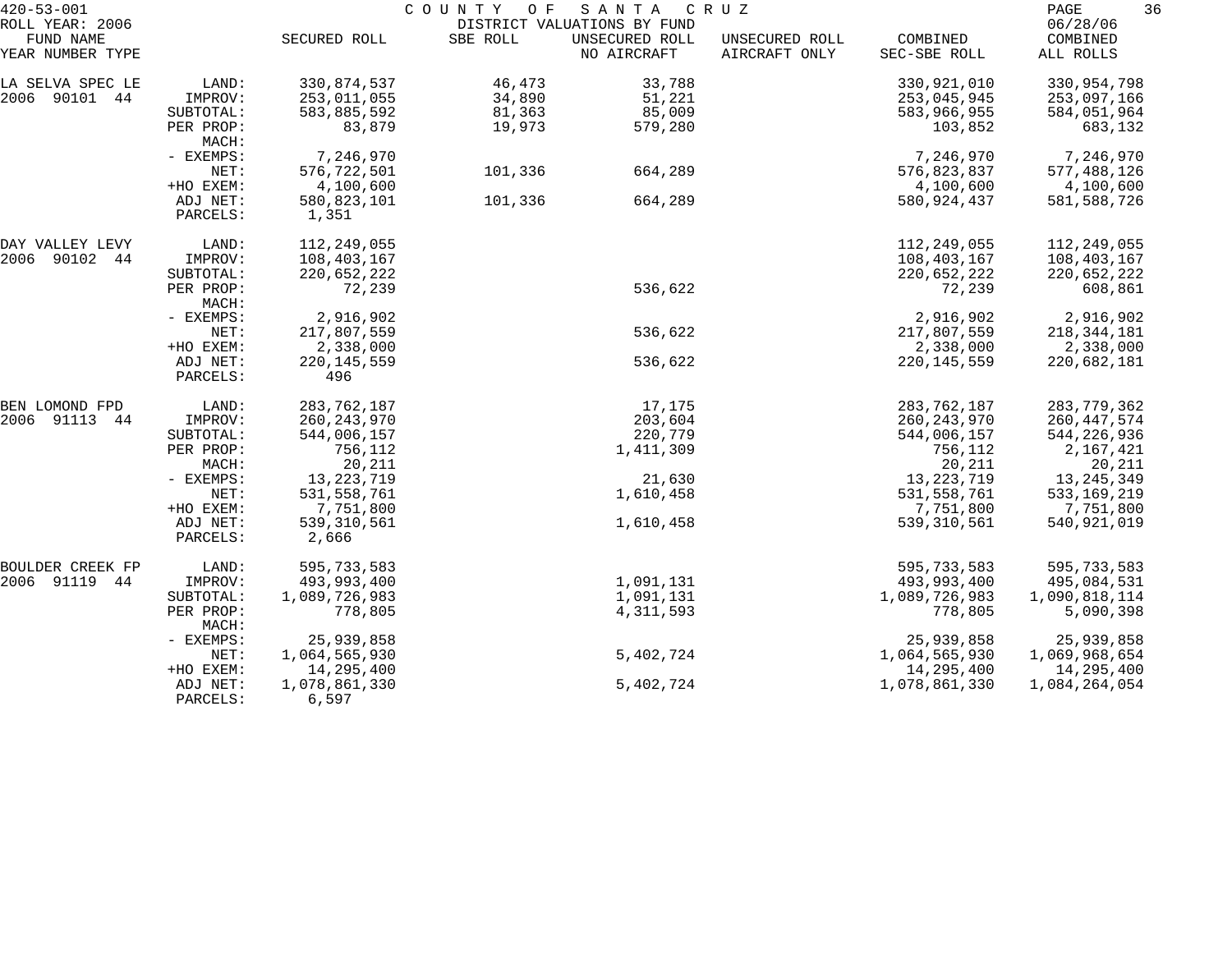420-53-001 COUNTY OF SANTA CRUZ
ROLL YEAR: 2006 DISTRICT VALUATIONS BY FUND 06/28/06

| FUND NAME YEAR NUMBER TYPE | | SECURED ROLL | SBE ROLL | UNSECURED ROLL NO AIRCRAFT | UNSECURED ROLL AIRCRAFT ONLY | COMBINED SEC-SBE ROLL | COMBINED ALL ROLLS |
|---|---|---|---|---|---|---|---|
| LA SELVA SPEC LE | LAND: | 330,874,537 | 46,473 | 33,788 | | 330,921,010 | 330,954,798 |
| 2006 90101 44 | IMPROV: | 253,011,055 | 34,890 | 51,221 | | 253,045,945 | 253,097,166 |
| | SUBTOTAL: | 583,885,592 | 81,363 | 85,009 | | 583,966,955 | 584,051,964 |
| | PER PROP: | 83,879 | 19,973 | 579,280 | | 103,852 | 683,132 |
| | MACH: | | | | | | |
| | - EXEMPS: | 7,246,970 | | | | 7,246,970 | 7,246,970 |
| | NET: | 576,722,501 | 101,336 | 664,289 | | 576,823,837 | 577,488,126 |
| | +HO EXEM: | 4,100,600 | | | | 4,100,600 | 4,100,600 |
| | ADJ NET: | 580,823,101 | 101,336 | 664,289 | | 580,924,437 | 581,588,726 |
| | PARCELS: | 1,351 | | | | | |
| DAY VALLEY LEVY | LAND: | 112,249,055 | | | | 112,249,055 | 112,249,055 |
| 2006 90102 44 | IMPROV: | 108,403,167 | | | | 108,403,167 | 108,403,167 |
| | SUBTOTAL: | 220,652,222 | | | | 220,652,222 | 220,652,222 |
| | PER PROP: | 72,239 | | 536,622 | | 72,239 | 608,861 |
| | MACH: | | | | | | |
| | - EXEMPS: | 2,916,902 | | | | 2,916,902 | 2,916,902 |
| | NET: | 217,807,559 | | 536,622 | | 217,807,559 | 218,344,181 |
| | +HO EXEM: | 2,338,000 | | | | 2,338,000 | 2,338,000 |
| | ADJ NET: | 220,145,559 | | 536,622 | | 220,145,559 | 220,682,181 |
| | PARCELS: | 496 | | | | | |
| BEN LOMOND FPD | LAND: | 283,762,187 | | 17,175 | | 283,762,187 | 283,779,362 |
| 2006 91113 44 | IMPROV: | 260,243,970 | | 203,604 | | 260,243,970 | 260,447,574 |
| | SUBTOTAL: | 544,006,157 | | 220,779 | | 544,006,157 | 544,226,936 |
| | PER PROP: | 756,112 | | 1,411,309 | | 756,112 | 2,167,421 |
| | MACH: | 20,211 | | | | 20,211 | 20,211 |
| | - EXEMPS: | 13,223,719 | | 21,630 | | 13,223,719 | 13,245,349 |
| | NET: | 531,558,761 | | 1,610,458 | | 531,558,761 | 533,169,219 |
| | +HO EXEM: | 7,751,800 | | | | 7,751,800 | 7,751,800 |
| | ADJ NET: | 539,310,561 | | 1,610,458 | | 539,310,561 | 540,921,019 |
| | PARCELS: | 2,666 | | | | | |
| BOULDER CREEK FP | LAND: | 595,733,583 | | | | 595,733,583 | 595,733,583 |
| 2006 91119 44 | IMPROV: | 493,993,400 | | 1,091,131 | | 493,993,400 | 495,084,531 |
| | SUBTOTAL: | 1,089,726,983 | | 1,091,131 | | 1,089,726,983 | 1,090,818,114 |
| | PER PROP: | 778,805 | | 4,311,593 | | 778,805 | 5,090,398 |
| | MACH: | | | | | | |
| | - EXEMPS: | 25,939,858 | | | | 25,939,858 | 25,939,858 |
| | NET: | 1,064,565,930 | | 5,402,724 | | 1,064,565,930 | 1,069,968,654 |
| | +HO EXEM: | 14,295,400 | | | | 14,295,400 | 14,295,400 |
| | ADJ NET: | 1,078,861,330 | | 5,402,724 | | 1,078,861,330 | 1,084,264,054 |
| | PARCELS: | 6,597 | | | | | |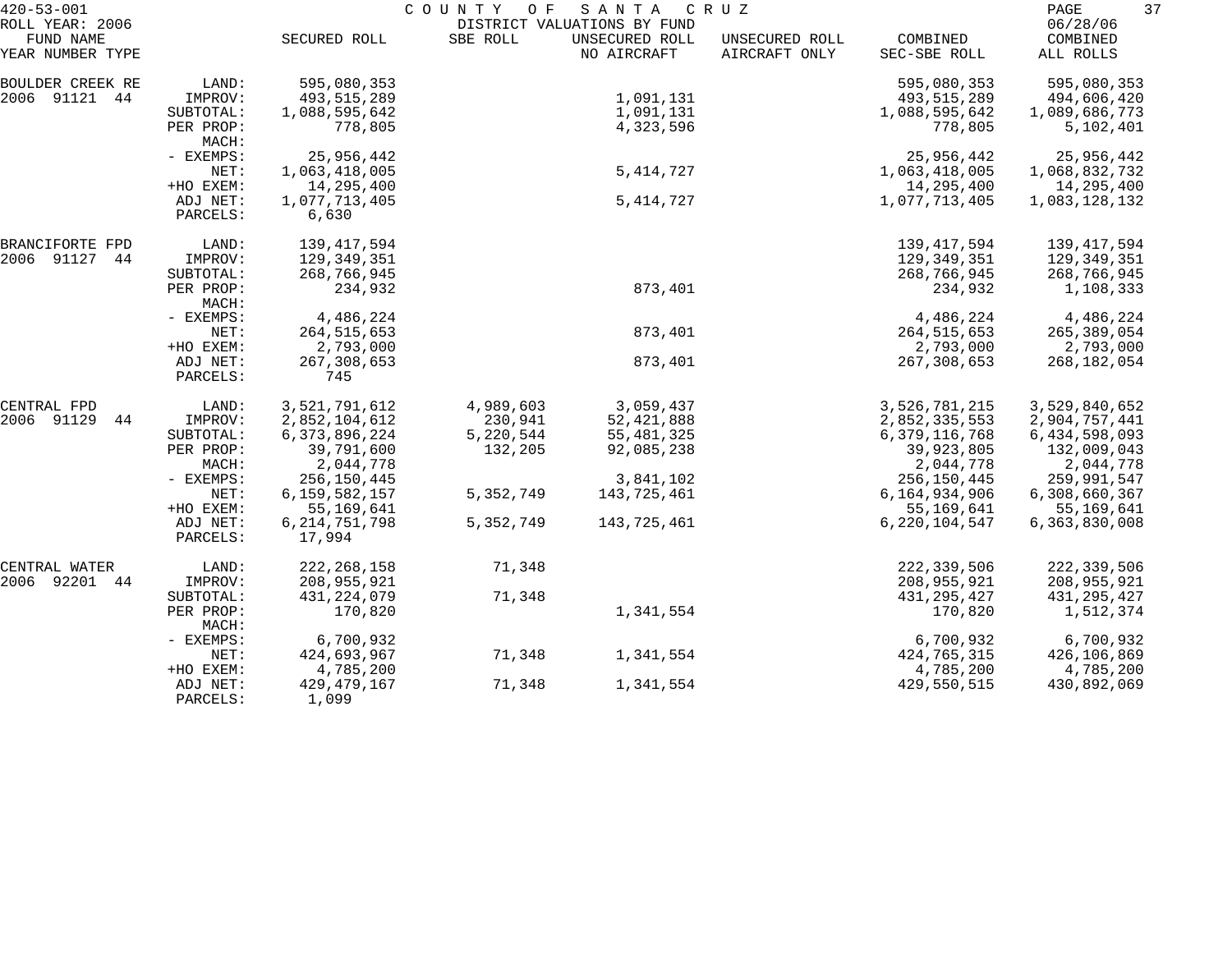420-53-001 COUNTY OF SANTA CRUZ
ROLL YEAR: 2006 DISTRICT VALUATIONS BY FUND 06/28/06

| FUND NAME YEAR NUMBER TYPE | | SECURED ROLL | SBE ROLL | UNSECURED ROLL NO AIRCRAFT | UNSECURED ROLL AIRCRAFT ONLY | COMBINED SEC-SBE ROLL | COMBINED ALL ROLLS |
|---|---|---|---|---|---|---|---|
| BOULDER CREEK RE | LAND: | 595,080,353 | | | | 595,080,353 | 595,080,353 |
| 2006 91121 44 | IMPROV: | 493,515,289 | | 1,091,131 | | 493,515,289 | 494,606,420 |
| | SUBTOTAL: | 1,088,595,642 | | 1,091,131 | | 1,088,595,642 | 1,089,686,773 |
| | PER PROP: | 778,805 | | 4,323,596 | | 778,805 | 5,102,401 |
| | MACH: | | | | | | |
| | - EXEMPS: | 25,956,442 | | | | 25,956,442 | 25,956,442 |
| | NET: | 1,063,418,005 | | 5,414,727 | | 1,063,418,005 | 1,068,832,732 |
| | +HO EXEM: | 14,295,400 | | | | 14,295,400 | 14,295,400 |
| | ADJ NET: | 1,077,713,405 | | 5,414,727 | | 1,077,713,405 | 1,083,128,132 |
| | PARCELS: | 6,630 | | | | | |
| BRANCIFORTE FPD | LAND: | 139,417,594 | | | | 139,417,594 | 139,417,594 |
| 2006 91127 44 | IMPROV: | 129,349,351 | | | | 129,349,351 | 129,349,351 |
| | SUBTOTAL: | 268,766,945 | | | | 268,766,945 | 268,766,945 |
| | PER PROP: | 234,932 | | 873,401 | | 234,932 | 1,108,333 |
| | MACH: | | | | | | |
| | - EXEMPS: | 4,486,224 | | | | 4,486,224 | 4,486,224 |
| | NET: | 264,515,653 | | 873,401 | | 264,515,653 | 265,389,054 |
| | +HO EXEM: | 2,793,000 | | | | 2,793,000 | 2,793,000 |
| | ADJ NET: | 267,308,653 | | 873,401 | | 267,308,653 | 268,182,054 |
| | PARCELS: | 745 | | | | | |
| CENTRAL FPD | LAND: | 3,521,791,612 | 4,989,603 | 3,059,437 | | 3,526,781,215 | 3,529,840,652 |
| 2006 91129 44 | IMPROV: | 2,852,104,612 | 230,941 | 52,421,888 | | 2,852,335,553 | 2,904,757,441 |
| | SUBTOTAL: | 6,373,896,224 | 5,220,544 | 55,481,325 | | 6,379,116,768 | 6,434,598,093 |
| | PER PROP: | 39,791,600 | 132,205 | 92,085,238 | | 39,923,805 | 132,009,043 |
| | MACH: | 2,044,778 | | | | 2,044,778 | 2,044,778 |
| | - EXEMPS: | 256,150,445 | | 3,841,102 | | 256,150,445 | 259,991,547 |
| | NET: | 6,159,582,157 | 5,352,749 | 143,725,461 | | 6,164,934,906 | 6,308,660,367 |
| | +HO EXEM: | 55,169,641 | | | | 55,169,641 | 55,169,641 |
| | ADJ NET: | 6,214,751,798 | 5,352,749 | 143,725,461 | | 6,220,104,547 | 6,363,830,008 |
| | PARCELS: | 17,994 | | | | | |
| CENTRAL WATER | LAND: | 222,268,158 | 71,348 | | | 222,339,506 | 222,339,506 |
| 2006 92201 44 | IMPROV: | 208,955,921 | | | | 208,955,921 | 208,955,921 |
| | SUBTOTAL: | 431,224,079 | 71,348 | | | 431,295,427 | 431,295,427 |
| | PER PROP: | 170,820 | | 1,341,554 | | 170,820 | 1,512,374 |
| | MACH: | | | | | | |
| | - EXEMPS: | 6,700,932 | | | | 6,700,932 | 6,700,932 |
| | NET: | 424,693,967 | 71,348 | 1,341,554 | | 424,765,315 | 426,106,869 |
| | +HO EXEM: | 4,785,200 | | | | 4,785,200 | 4,785,200 |
| | ADJ NET: | 429,479,167 | 71,348 | 1,341,554 | | 429,550,515 | 430,892,069 |
| | PARCELS: | 1,099 | | | | | |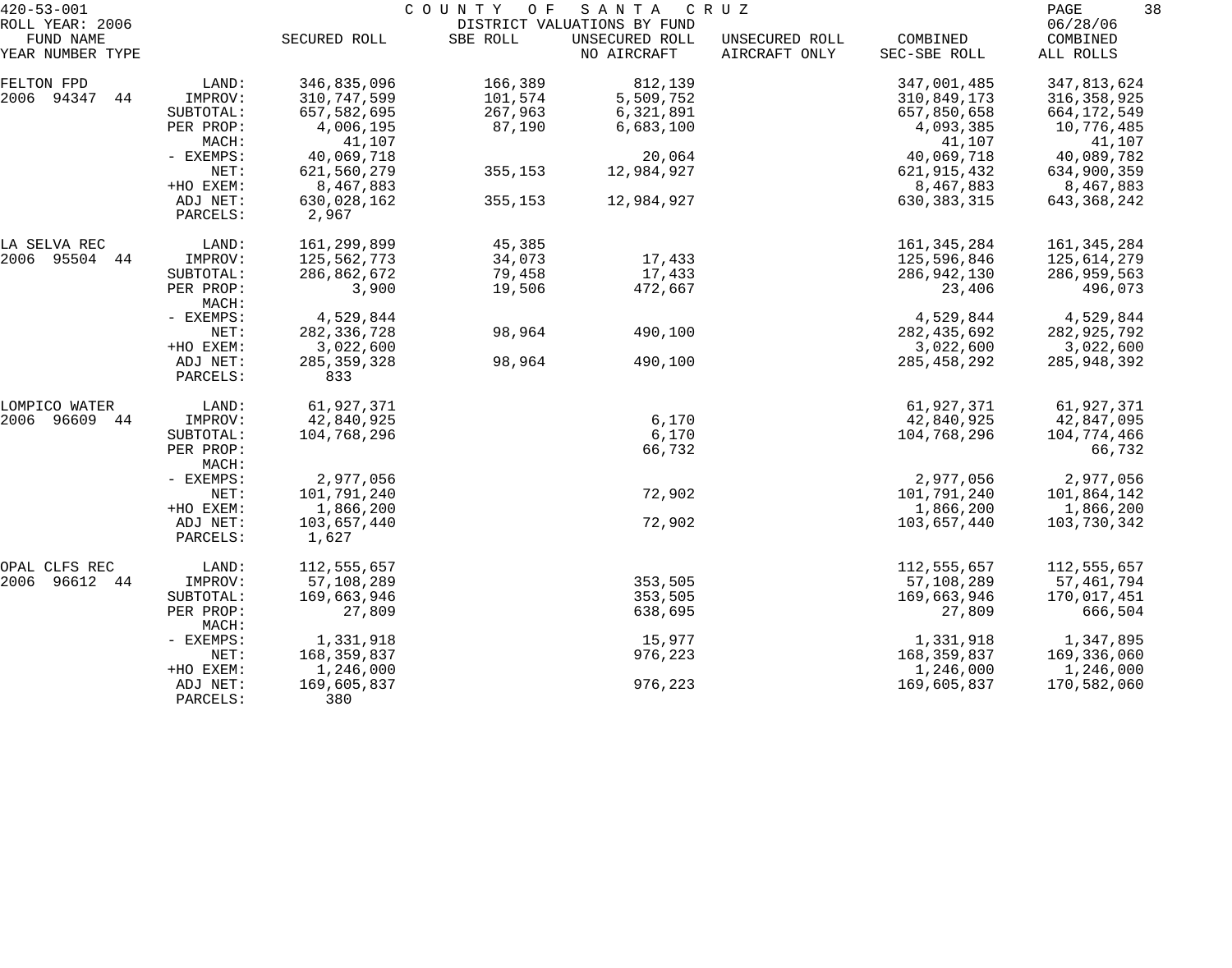420-53-001 COUNTY OF SANTA CRUZ

ROLL YEAR: 2006 DISTRICT VALUATIONS BY FUND 06/28/06

| FUND NAME YEAR NUMBER TYPE | | SECURED ROLL | SBE ROLL | UNSECURED ROLL NO AIRCRAFT | UNSECURED ROLL AIRCRAFT ONLY | COMBINED SEC-SBE ROLL | COMBINED ALL ROLLS |
|---|---|---|---|---|---|---|---|
| FELTON FPD | LAND: | 346,835,096 | 166,389 | 812,139 | | 347,001,485 | 347,813,624 |
| 2006 94347 44 | IMPROV: | 310,747,599 | 101,574 | 5,509,752 | | 310,849,173 | 316,358,925 |
| | SUBTOTAL: | 657,582,695 | 267,963 | 6,321,891 | | 657,850,658 | 664,172,549 |
| | PER PROP: | 4,006,195 | 87,190 | 6,683,100 | | 4,093,385 | 10,776,485 |
| | MACH: | 41,107 | | | | 41,107 | 41,107 |
| | - EXEMPS: | 40,069,718 | | 20,064 | | 40,069,718 | 40,089,782 |
| | NET: | 621,560,279 | 355,153 | 12,984,927 | | 621,915,432 | 634,900,359 |
| | +HO EXEM: | 8,467,883 | | | | 8,467,883 | 8,467,883 |
| | ADJ NET: | 630,028,162 | 355,153 | 12,984,927 | | 630,383,315 | 643,368,242 |
| | PARCELS: | 2,967 | | | | | |
| LA SELVA REC | LAND: | 161,299,899 | 45,385 | | | 161,345,284 | 161,345,284 |
| 2006 95504 44 | IMPROV: | 125,562,773 | 34,073 | 17,433 | | 125,596,846 | 125,614,279 |
| | SUBTOTAL: | 286,862,672 | 79,458 | 17,433 | | 286,942,130 | 286,959,563 |
| | PER PROP: | 3,900 | 19,506 | 472,667 | | 23,406 | 496,073 |
| | MACH: | | | | | | |
| | - EXEMPS: | 4,529,844 | | | | 4,529,844 | 4,529,844 |
| | NET: | 282,336,728 | 98,964 | 490,100 | | 282,435,692 | 282,925,792 |
| | +HO EXEM: | 3,022,600 | | | | 3,022,600 | 3,022,600 |
| | ADJ NET: | 285,359,328 | 98,964 | 490,100 | | 285,458,292 | 285,948,392 |
| | PARCELS: | 833 | | | | | |
| LOMPICO WATER | LAND: | 61,927,371 | | | | 61,927,371 | 61,927,371 |
| 2006 96609 44 | IMPROV: | 42,840,925 | | 6,170 | | 42,840,925 | 42,847,095 |
| | SUBTOTAL: | 104,768,296 | | 6,170 | | 104,768,296 | 104,774,466 |
| | PER PROP: | | | 66,732 | | | 66,732 |
| | MACH: | | | | | | |
| | - EXEMPS: | 2,977,056 | | | | 2,977,056 | 2,977,056 |
| | NET: | 101,791,240 | | 72,902 | | 101,791,240 | 101,864,142 |
| | +HO EXEM: | 1,866,200 | | | | 1,866,200 | 1,866,200 |
| | ADJ NET: | 103,657,440 | | 72,902 | | 103,657,440 | 103,730,342 |
| | PARCELS: | 1,627 | | | | | |
| OPAL CLFS REC | LAND: | 112,555,657 | | | | 112,555,657 | 112,555,657 |
| 2006 96612 44 | IMPROV: | 57,108,289 | | 353,505 | | 57,108,289 | 57,461,794 |
| | SUBTOTAL: | 169,663,946 | | 353,505 | | 169,663,946 | 170,017,451 |
| | PER PROP: | 27,809 | | 638,695 | | 27,809 | 666,504 |
| | MACH: | | | | | | |
| | - EXEMPS: | 1,331,918 | | 15,977 | | 1,331,918 | 1,347,895 |
| | NET: | 168,359,837 | | 976,223 | | 168,359,837 | 169,336,060 |
| | +HO EXEM: | 1,246,000 | | | | 1,246,000 | 1,246,000 |
| | ADJ NET: | 169,605,837 | | 976,223 | | 169,605,837 | 170,582,060 |
| | PARCELS: | 380 | | | | | |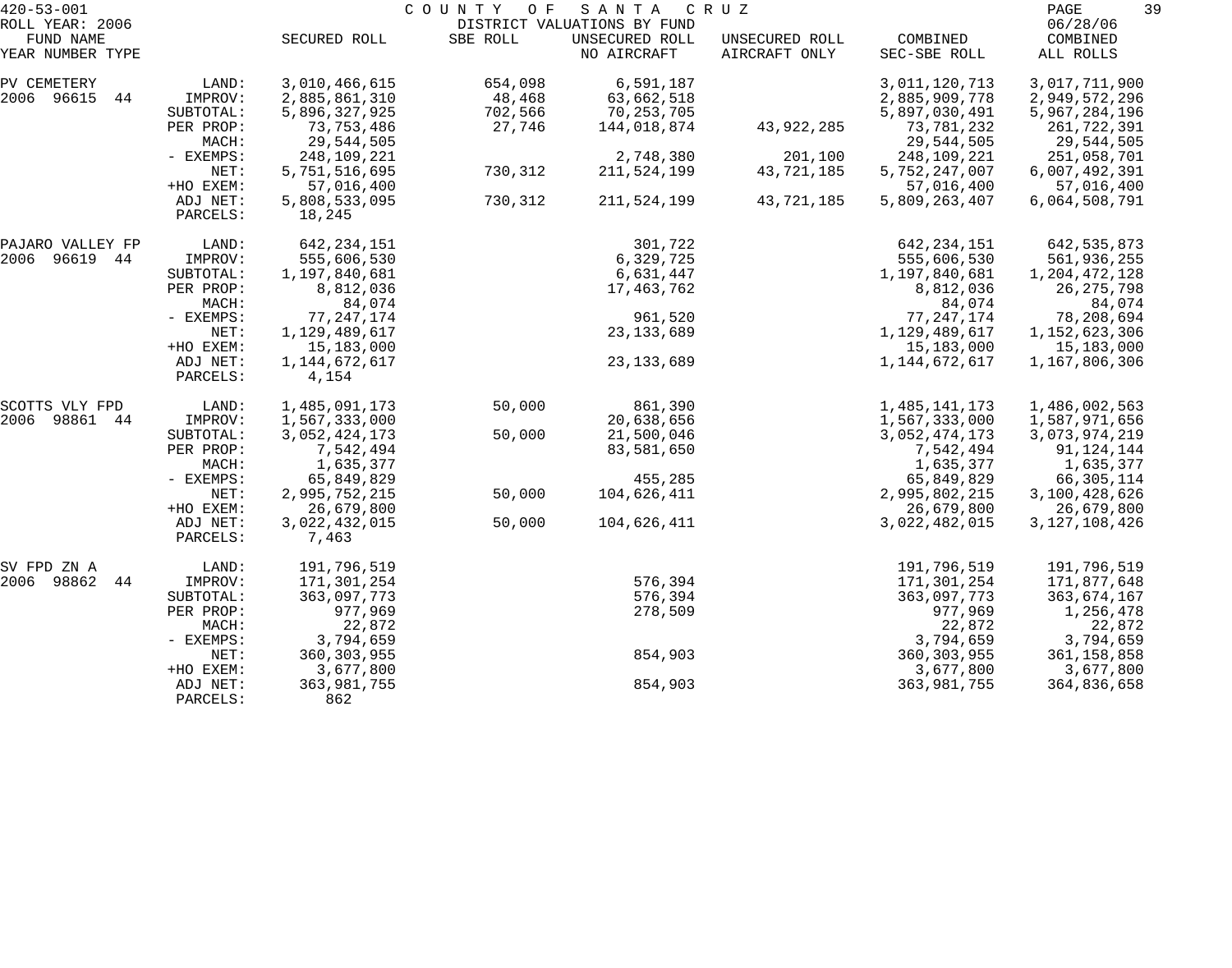420-53-001 COUNTY OF SANTA CRUZ

ROLL YEAR: 2006 DISTRICT VALUATIONS BY FUND 06/28/06

| FUND NAME YEAR NUMBER TYPE | | SECURED ROLL | SBE ROLL | UNSECURED ROLL NO AIRCRAFT | UNSECURED ROLL AIRCRAFT ONLY | COMBINED SEC-SBE ROLL | COMBINED ALL ROLLS |
|---|---|---|---|---|---|---|---|
| PV CEMETERY | LAND: | 3,010,466,615 | 654,098 | 6,591,187 | | 3,011,120,713 | 3,017,711,900 |
| 2006 96615 44 | IMPROV: | 2,885,861,310 | 48,468 | 63,662,518 | | 2,885,909,778 | 2,949,572,296 |
| | SUBTOTAL: | 5,896,327,925 | 702,566 | 70,253,705 | | 5,897,030,491 | 5,967,284,196 |
| | PER PROP: | 73,753,486 | 27,746 | 144,018,874 | 43,922,285 | 73,781,232 | 261,722,391 |
| | MACH: | 29,544,505 | | | | 29,544,505 | 29,544,505 |
| | - EXEMPS: | 248,109,221 | | 2,748,380 | 201,100 | 248,109,221 | 251,058,701 |
| | NET: | 5,751,516,695 | 730,312 | 211,524,199 | 43,721,185 | 5,752,247,007 | 6,007,492,391 |
| | +HO EXEM: | 57,016,400 | | | | 57,016,400 | 57,016,400 |
| | ADJ NET: | 5,808,533,095 | 730,312 | 211,524,199 | 43,721,185 | 5,809,263,407 | 6,064,508,791 |
| | PARCELS: | 18,245 | | | | | |
| PAJARO VALLEY FP | LAND: | 642,234,151 | | 301,722 | | 642,234,151 | 642,535,873 |
| 2006 96619 44 | IMPROV: | 555,606,530 | | 6,329,725 | | 555,606,530 | 561,936,255 |
| | SUBTOTAL: | 1,197,840,681 | | 6,631,447 | | 1,197,840,681 | 1,204,472,128 |
| | PER PROP: | 8,812,036 | | 17,463,762 | | 8,812,036 | 26,275,798 |
| | MACH: | 84,074 | | | | 84,074 | 84,074 |
| | - EXEMPS: | 77,247,174 | | 961,520 | | 77,247,174 | 78,208,694 |
| | NET: | 1,129,489,617 | | 23,133,689 | | 1,129,489,617 | 1,152,623,306 |
| | +HO EXEM: | 15,183,000 | | | | 15,183,000 | 15,183,000 |
| | ADJ NET: | 1,144,672,617 | | 23,133,689 | | 1,144,672,617 | 1,167,806,306 |
| | PARCELS: | 4,154 | | | | | |
| SCOTTS VLY FPD | LAND: | 1,485,091,173 | 50,000 | 861,390 | | 1,485,141,173 | 1,486,002,563 |
| 2006 98861 44 | IMPROV: | 1,567,333,000 | | 20,638,656 | | 1,567,333,000 | 1,587,971,656 |
| | SUBTOTAL: | 3,052,424,173 | 50,000 | 21,500,046 | | 3,052,474,173 | 3,073,974,219 |
| | PER PROP: | 7,542,494 | | 83,581,650 | | 7,542,494 | 91,124,144 |
| | MACH: | 1,635,377 | | | | 1,635,377 | 1,635,377 |
| | - EXEMPS: | 65,849,829 | | 455,285 | | 65,849,829 | 66,305,114 |
| | NET: | 2,995,752,215 | 50,000 | 104,626,411 | | 2,995,802,215 | 3,100,428,626 |
| | +HO EXEM: | 26,679,800 | | | | 26,679,800 | 26,679,800 |
| | ADJ NET: | 3,022,432,015 | 50,000 | 104,626,411 | | 3,022,482,015 | 3,127,108,426 |
| | PARCELS: | 7,463 | | | | | |
| SV FPD ZN A | LAND: | 191,796,519 | | | | 191,796,519 | 191,796,519 |
| 2006 98862 44 | IMPROV: | 171,301,254 | | 576,394 | | 171,301,254 | 171,877,648 |
| | SUBTOTAL: | 363,097,773 | | 576,394 | | 363,097,773 | 363,674,167 |
| | PER PROP: | 977,969 | | 278,509 | | 977,969 | 1,256,478 |
| | MACH: | 22,872 | | | | 22,872 | 22,872 |
| | - EXEMPS: | 3,794,659 | | | | 3,794,659 | 3,794,659 |
| | NET: | 360,303,955 | | 854,903 | | 360,303,955 | 361,158,858 |
| | +HO EXEM: | 3,677,800 | | | | 3,677,800 | 3,677,800 |
| | ADJ NET: | 363,981,755 | | 854,903 | | 363,981,755 | 364,836,658 |
| | PARCELS: | 862 | | | | | |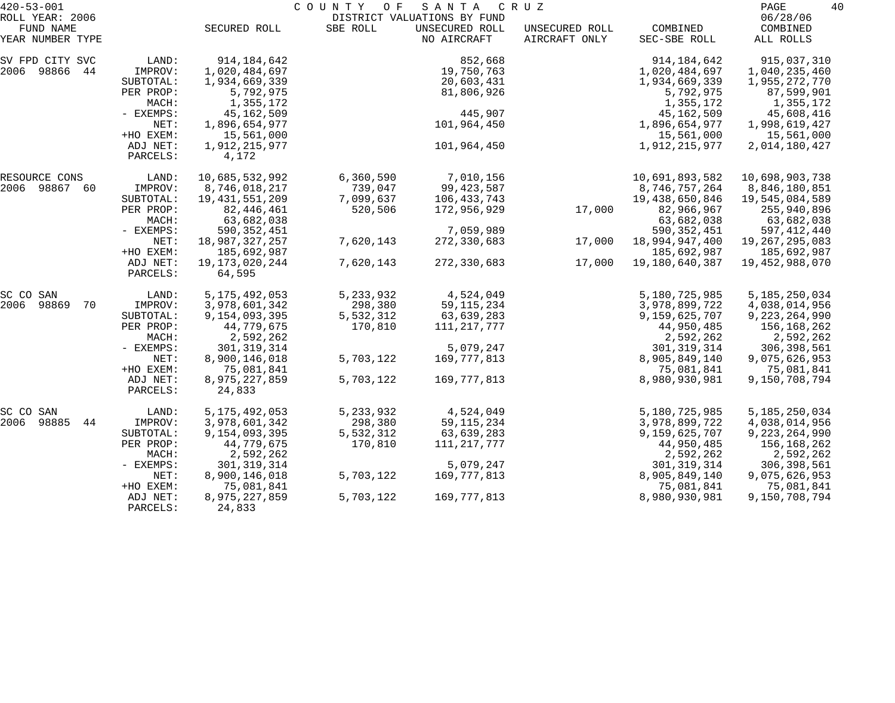420-53-001 COUNTY OF SANTA CRUZ
ROLL YEAR: 2006 DISTRICT VALUATIONS BY FUND 06/28/06

| FUND NAME YEAR NUMBER TYPE | | SECURED ROLL | SBE ROLL | UNSECURED ROLL NO AIRCRAFT | UNSECURED ROLL AIRCRAFT ONLY | COMBINED SEC-SBE ROLL | COMBINED ALL ROLLS |
|---|---|---|---|---|---|---|---|
| SV FPD CITY SVC | LAND: | 914,184,642 | | 852,668 | | 914,184,642 | 915,037,310 |
| 2006 98866 44 | IMPROV: | 1,020,484,697 | | 19,750,763 | | 1,020,484,697 | 1,040,235,460 |
| | SUBTOTAL: | 1,934,669,339 | | 20,603,431 | | 1,934,669,339 | 1,955,272,770 |
| | PER PROP: | 5,792,975 | | 81,806,926 | | 5,792,975 | 87,599,901 |
| | MACH: | 1,355,172 | | | | 1,355,172 | 1,355,172 |
| | - EXEMPS: | 45,162,509 | | 445,907 | | 45,162,509 | 45,608,416 |
| | NET: | 1,896,654,977 | | 101,964,450 | | 1,896,654,977 | 1,998,619,427 |
| | +HO EXEM: | 15,561,000 | | | | 15,561,000 | 15,561,000 |
| | ADJ NET: | 1,912,215,977 | | 101,964,450 | | 1,912,215,977 | 2,014,180,427 |
| | PARCELS: | 4,172 | | | | | |
| RESOURCE CONS | LAND: | 10,685,532,992 | 6,360,590 | 7,010,156 | | 10,691,893,582 | 10,698,903,738 |
| 2006 98867 60 | IMPROV: | 8,746,018,217 | 739,047 | 99,423,587 | | 8,746,757,264 | 8,846,180,851 |
| | SUBTOTAL: | 19,431,551,209 | 7,099,637 | 106,433,743 | | 19,438,650,846 | 19,545,084,589 |
| | PER PROP: | 82,446,461 | 520,506 | 172,956,929 | 17,000 | 82,966,967 | 255,940,896 |
| | MACH: | 63,682,038 | | | | 63,682,038 | 63,682,038 |
| | - EXEMPS: | 590,352,451 | | 7,059,989 | | 590,352,451 | 597,412,440 |
| | NET: | 18,987,327,257 | 7,620,143 | 272,330,683 | 17,000 | 18,994,947,400 | 19,267,295,083 |
| | +HO EXEM: | 185,692,987 | | | | 185,692,987 | 185,692,987 |
| | ADJ NET: | 19,173,020,244 | 7,620,143 | 272,330,683 | 17,000 | 19,180,640,387 | 19,452,988,070 |
| | PARCELS: | 64,595 | | | | | |
| SC CO SAN | LAND: | 5,175,492,053 | 5,233,932 | 4,524,049 | | 5,180,725,985 | 5,185,250,034 |
| 2006 98869 70 | IMPROV: | 3,978,601,342 | 298,380 | 59,115,234 | | 3,978,899,722 | 4,038,014,956 |
| | SUBTOTAL: | 9,154,093,395 | 5,532,312 | 63,639,283 | | 9,159,625,707 | 9,223,264,990 |
| | PER PROP: | 44,779,675 | 170,810 | 111,217,777 | | 44,950,485 | 156,168,262 |
| | MACH: | 2,592,262 | | | | 2,592,262 | 2,592,262 |
| | - EXEMPS: | 301,319,314 | | 5,079,247 | | 301,319,314 | 306,398,561 |
| | NET: | 8,900,146,018 | 5,703,122 | 169,777,813 | | 8,905,849,140 | 9,075,626,953 |
| | +HO EXEM: | 75,081,841 | | | | 75,081,841 | 75,081,841 |
| | ADJ NET: | 8,975,227,859 | 5,703,122 | 169,777,813 | | 8,980,930,981 | 9,150,708,794 |
| | PARCELS: | 24,833 | | | | | |
| SC CO SAN | LAND: | 5,175,492,053 | 5,233,932 | 4,524,049 | | 5,180,725,985 | 5,185,250,034 |
| 2006 98885 44 | IMPROV: | 3,978,601,342 | 298,380 | 59,115,234 | | 3,978,899,722 | 4,038,014,956 |
| | SUBTOTAL: | 9,154,093,395 | 5,532,312 | 63,639,283 | | 9,159,625,707 | 9,223,264,990 |
| | PER PROP: | 44,779,675 | 170,810 | 111,217,777 | | 44,950,485 | 156,168,262 |
| | MACH: | 2,592,262 | | | | 2,592,262 | 2,592,262 |
| | - EXEMPS: | 301,319,314 | | 5,079,247 | | 301,319,314 | 306,398,561 |
| | NET: | 8,900,146,018 | 5,703,122 | 169,777,813 | | 8,905,849,140 | 9,075,626,953 |
| | +HO EXEM: | 75,081,841 | | | | 75,081,841 | 75,081,841 |
| | ADJ NET: | 8,975,227,859 | 5,703,122 | 169,777,813 | | 8,980,930,981 | 9,150,708,794 |
| | PARCELS: | 24,833 | | | | | |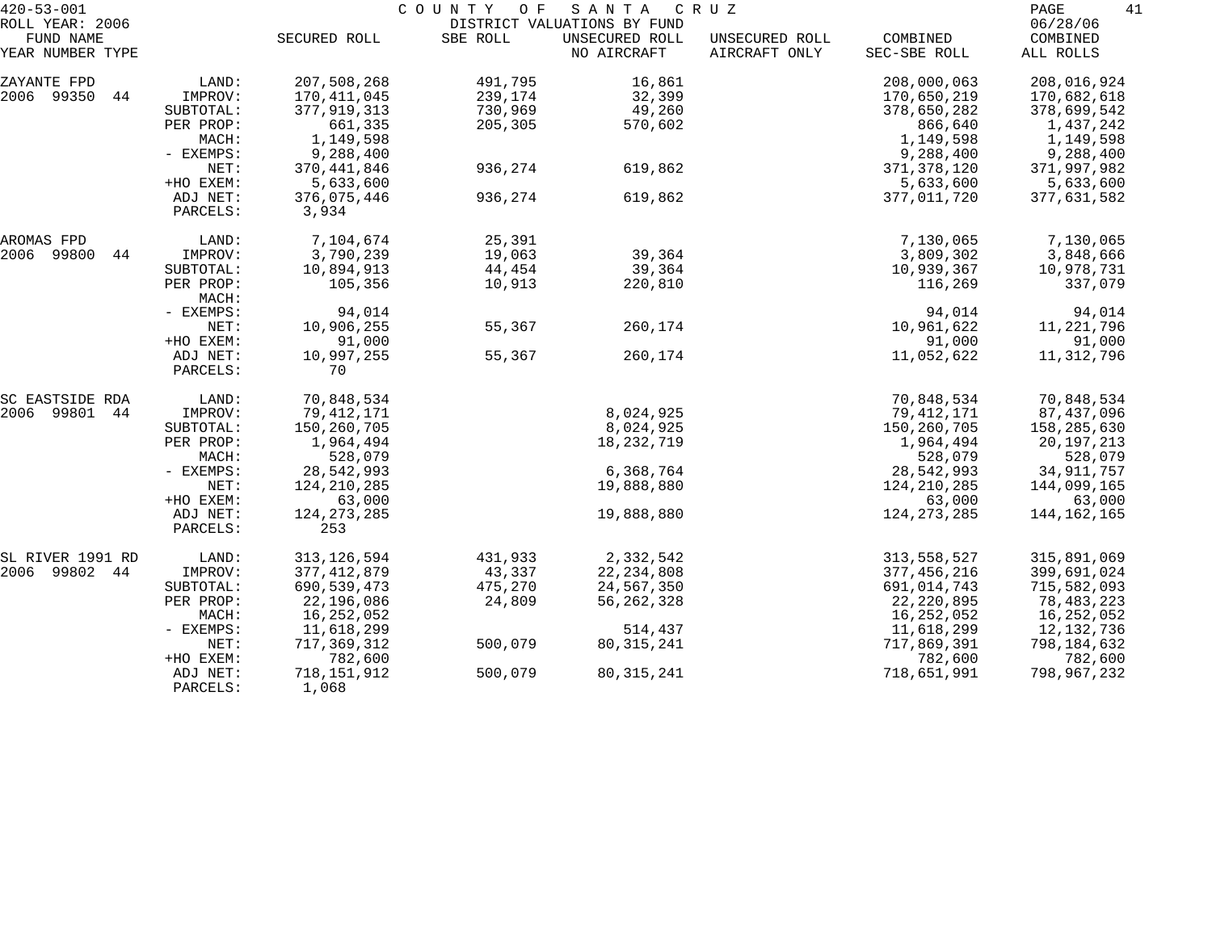COUNTY OF SANTA CRUZ

DISTRICT VALUATIONS BY FUND

ROLL YEAR: 2006

06/28/06

| FUND NAME YEAR NUMBER TYPE | | SECURED ROLL | SBE ROLL | UNSECURED ROLL NO AIRCRAFT | UNSECURED ROLL AIRCRAFT ONLY | COMBINED SEC-SBE ROLL | COMBINED ALL ROLLS |
|---|---|---|---|---|---|---|---|
| ZAYANTE FPD | LAND: | 207,508,268 | 491,795 | 16,861 | | 208,000,063 | 208,016,924 |
| 2006 99350 44 | IMPROV: | 170,411,045 | 239,174 | 32,399 | | 170,650,219 | 170,682,618 |
| | SUBTOTAL: | 377,919,313 | 730,969 | 49,260 | | 378,650,282 | 378,699,542 |
| | PER PROP: | 661,335 | 205,305 | 570,602 | | 866,640 | 1,437,242 |
| | MACH: | 1,149,598 | | | | 1,149,598 | 1,149,598 |
| | - EXEMPS: | 9,288,400 | | | | 9,288,400 | 9,288,400 |
| | NET: | 370,441,846 | 936,274 | 619,862 | | 371,378,120 | 371,997,982 |
| | +HO EXEM: | 5,633,600 | | | | 5,633,600 | 5,633,600 |
| | ADJ NET: | 376,075,446 | 936,274 | 619,862 | | 377,011,720 | 377,631,582 |
| | PARCELS: | 3,934 | | | | | |
| AROMAS FPD | LAND: | 7,104,674 | 25,391 | | | 7,130,065 | 7,130,065 |
| 2006 99800 44 | IMPROV: | 3,790,239 | 19,063 | 39,364 | | 3,809,302 | 3,848,666 |
| | SUBTOTAL: | 10,894,913 | 44,454 | 39,364 | | 10,939,367 | 10,978,731 |
| | PER PROP: | 105,356 | 10,913 | 220,810 | | 116,269 | 337,079 |
| | MACH: | | | | | | |
| | - EXEMPS: | 94,014 | | | | 94,014 | 94,014 |
| | NET: | 10,906,255 | 55,367 | 260,174 | | 10,961,622 | 11,221,796 |
| | +HO EXEM: | 91,000 | | | | 91,000 | 91,000 |
| | ADJ NET: | 10,997,255 | 55,367 | 260,174 | | 11,052,622 | 11,312,796 |
| | PARCELS: | 70 | | | | | |
| SC EASTSIDE RDA | LAND: | 70,848,534 | | | | 70,848,534 | 70,848,534 |
| 2006 99801 44 | IMPROV: | 79,412,171 | | 8,024,925 | | 79,412,171 | 87,437,096 |
| | SUBTOTAL: | 150,260,705 | | 8,024,925 | | 150,260,705 | 158,285,630 |
| | PER PROP: | 1,964,494 | | 18,232,719 | | 1,964,494 | 20,197,213 |
| | MACH: | 528,079 | | | | 528,079 | 528,079 |
| | - EXEMPS: | 28,542,993 | | 6,368,764 | | 28,542,993 | 34,911,757 |
| | NET: | 124,210,285 | | 19,888,880 | | 124,210,285 | 144,099,165 |
| | +HO EXEM: | 63,000 | | | | 63,000 | 63,000 |
| | ADJ NET: | 124,273,285 | | 19,888,880 | | 124,273,285 | 144,162,165 |
| | PARCELS: | 253 | | | | | |
| SL RIVER 1991 RD | LAND: | 313,126,594 | 431,933 | 2,332,542 | | 313,558,527 | 315,891,069 |
| 2006 99802 44 | IMPROV: | 377,412,879 | 43,337 | 22,234,808 | | 377,456,216 | 399,691,024 |
| | SUBTOTAL: | 690,539,473 | 475,270 | 24,567,350 | | 691,014,743 | 715,582,093 |
| | PER PROP: | 22,196,086 | 24,809 | 56,262,328 | | 22,220,895 | 78,483,223 |
| | MACH: | 16,252,052 | | | | 16,252,052 | 16,252,052 |
| | - EXEMPS: | 11,618,299 | | 514,437 | | 11,618,299 | 12,132,736 |
| | NET: | 717,369,312 | 500,079 | 80,315,241 | | 717,869,391 | 798,184,632 |
| | +HO EXEM: | 782,600 | | | | 782,600 | 782,600 |
| | ADJ NET: | 718,151,912 | 500,079 | 80,315,241 | | 718,651,991 | 798,967,232 |
| | PARCELS: | 1,068 | | | | | |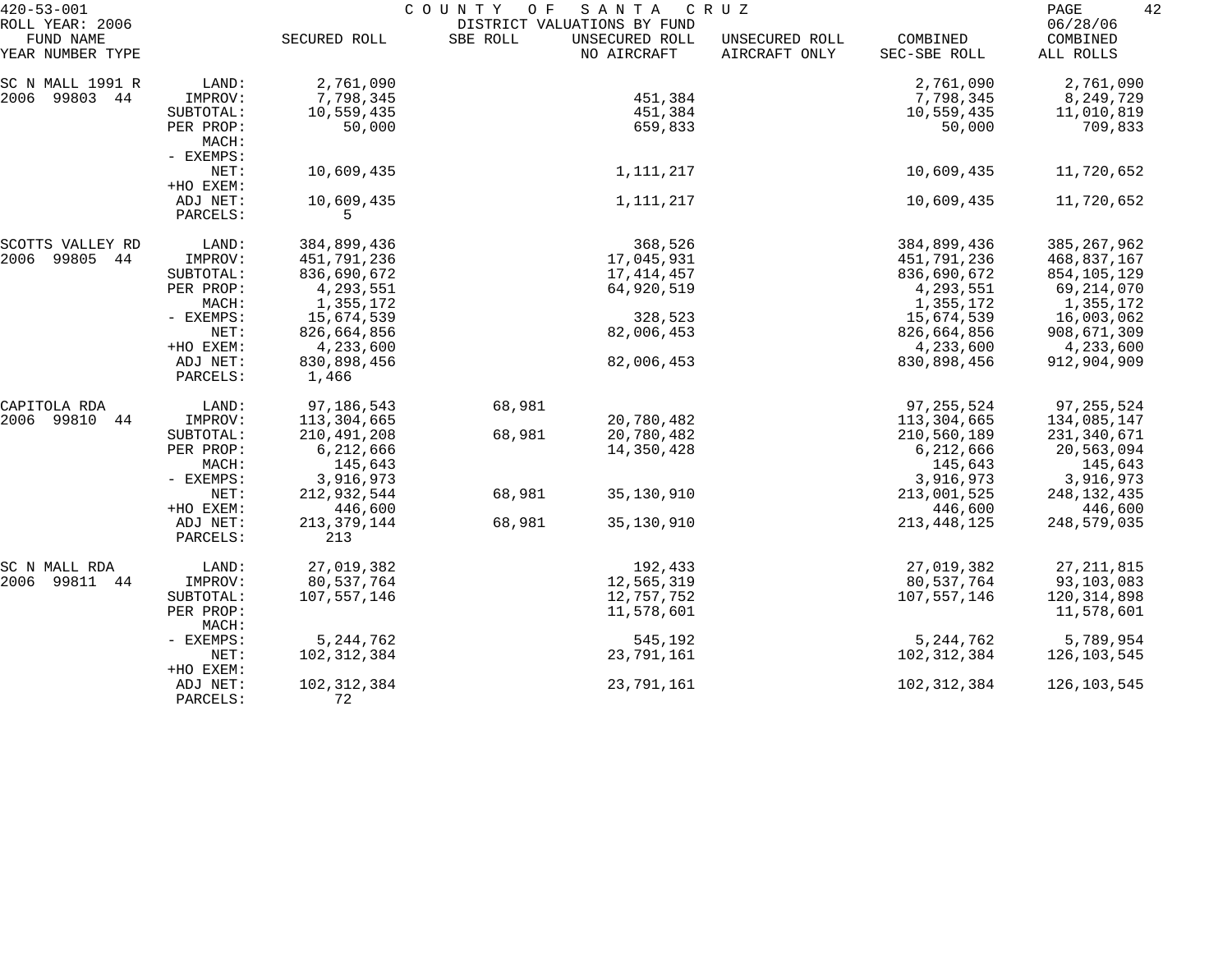420-53-001 COUNTY OF SANTA CRUZ

ROLL YEAR: 2006 DISTRICT VALUATIONS BY FUND 06/28/06

| FUND NAME YEAR NUMBER TYPE | | SECURED ROLL | SBE ROLL | UNSECURED ROLL NO AIRCRAFT | UNSECURED ROLL AIRCRAFT ONLY | COMBINED SEC-SBE ROLL | COMBINED ALL ROLLS |
|---|---|---|---|---|---|---|---|
| SC N MALL 1991 R | LAND: | 2,761,090 | | | | 2,761,090 | 2,761,090 |
| 2006 99803 44 | IMPROV: | 7,798,345 | | 451,384 | | 7,798,345 | 8,249,729 |
| | SUBTOTAL: | 10,559,435 | | 451,384 | | 10,559,435 | 11,010,819 |
| | PER PROP: | 50,000 | | 659,833 | | 50,000 | 709,833 |
| | MACH: | | | | | | |
| | - EXEMPS: | | | | | | |
| | NET: | 10,609,435 | | 1,111,217 | | 10,609,435 | 11,720,652 |
| | +HO EXEM: | | | | | | |
| | ADJ NET: | 10,609,435 | | 1,111,217 | | 10,609,435 | 11,720,652 |
| | PARCELS: | 5 | | | | | |
| SCOTTS VALLEY RD | LAND: | 384,899,436 | | 368,526 | | 384,899,436 | 385,267,962 |
| 2006 99805 44 | IMPROV: | 451,791,236 | | 17,045,931 | | 451,791,236 | 468,837,167 |
| | SUBTOTAL: | 836,690,672 | | 17,414,457 | | 836,690,672 | 854,105,129 |
| | PER PROP: | 4,293,551 | | 64,920,519 | | 4,293,551 | 69,214,070 |
| | MACH: | 1,355,172 | | | | 1,355,172 | 1,355,172 |
| | - EXEMPS: | 15,674,539 | | 328,523 | | 15,674,539 | 16,003,062 |
| | NET: | 826,664,856 | | 82,006,453 | | 826,664,856 | 908,671,309 |
| | +HO EXEM: | 4,233,600 | | | | 4,233,600 | 4,233,600 |
| | ADJ NET: | 830,898,456 | | 82,006,453 | | 830,898,456 | 912,904,909 |
| | PARCELS: | 1,466 | | | | | |
| CAPITOLA RDA | LAND: | 97,186,543 | 68,981 | | | 97,255,524 | 97,255,524 |
| 2006 99810 44 | IMPROV: | 113,304,665 | | 20,780,482 | | 113,304,665 | 134,085,147 |
| | SUBTOTAL: | 210,491,208 | 68,981 | 20,780,482 | | 210,560,189 | 231,340,671 |
| | PER PROP: | 6,212,666 | | 14,350,428 | | 6,212,666 | 20,563,094 |
| | MACH: | 145,643 | | | | 145,643 | 145,643 |
| | - EXEMPS: | 3,916,973 | | | | 3,916,973 | 3,916,973 |
| | NET: | 212,932,544 | 68,981 | 35,130,910 | | 213,001,525 | 248,132,435 |
| | +HO EXEM: | 446,600 | | | | 446,600 | 446,600 |
| | ADJ NET: | 213,379,144 | 68,981 | 35,130,910 | | 213,448,125 | 248,579,035 |
| | PARCELS: | 213 | | | | | |
| SC N MALL RDA | LAND: | 27,019,382 | | 192,433 | | 27,019,382 | 27,211,815 |
| 2006 99811 44 | IMPROV: | 80,537,764 | | 12,565,319 | | 80,537,764 | 93,103,083 |
| | SUBTOTAL: | 107,557,146 | | 12,757,752 | | 107,557,146 | 120,314,898 |
| | PER PROP: | | | 11,578,601 | | | 11,578,601 |
| | MACH: | | | | | | |
| | - EXEMPS: | 5,244,762 | | 545,192 | | 5,244,762 | 5,789,954 |
| | NET: | 102,312,384 | | 23,791,161 | | 102,312,384 | 126,103,545 |
| | +HO EXEM: | | | | | | |
| | ADJ NET: | 102,312,384 | | 23,791,161 | | 102,312,384 | 126,103,545 |
| | PARCELS: | 72 | | | | | |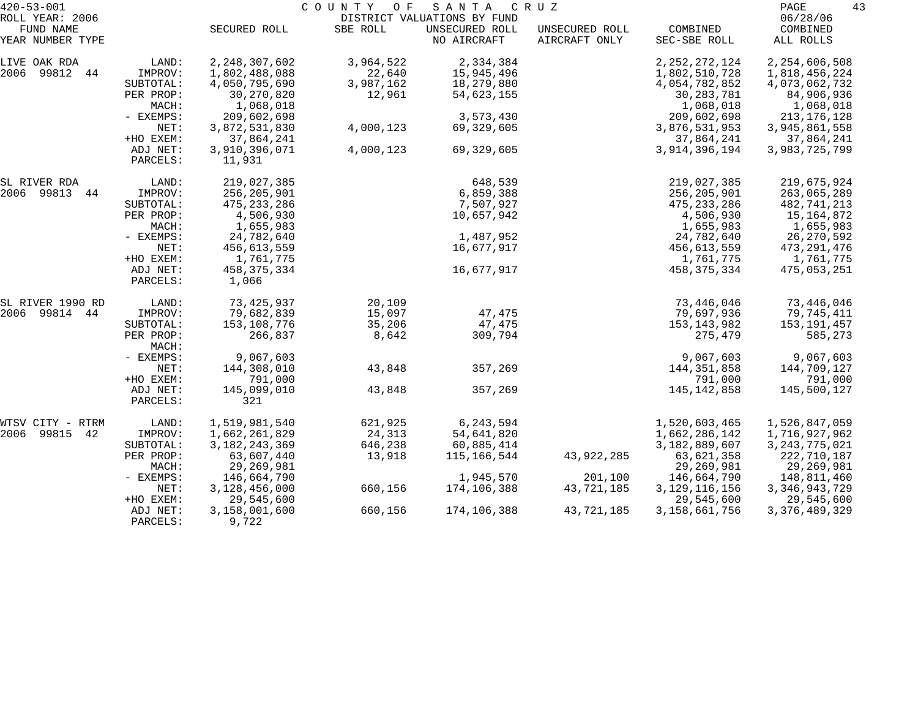420-53-001 COUNTY OF SANTA CRUZ

ROLL YEAR: 2006 DISTRICT VALUATIONS BY FUND 06/28/06

| FUND NAME YEAR NUMBER TYPE | | SECURED ROLL | SBE ROLL | UNSECURED ROLL NO AIRCRAFT | UNSECURED ROLL AIRCRAFT ONLY | COMBINED SEC-SBE ROLL | COMBINED ALL ROLLS |
|---|---|---|---|---|---|---|---|
| LIVE OAK RDA | LAND: | 2,248,307,602 | 3,964,522 | 2,334,384 | | 2,252,272,124 | 2,254,606,508 |
| 2006 99812 44 | IMPROV: | 1,802,488,088 | 22,640 | 15,945,496 | | 1,802,510,728 | 1,818,456,224 |
| | SUBTOTAL: | 4,050,795,690 | 3,987,162 | 18,279,880 | | 4,054,782,852 | 4,073,062,732 |
| | PER PROP: | 30,270,820 | 12,961 | 54,623,155 | | 30,283,781 | 84,906,936 |
| | MACH: | 1,068,018 | | | | 1,068,018 | 1,068,018 |
| | - EXEMPS: | 209,602,698 | | 3,573,430 | | 209,602,698 | 213,176,128 |
| | NET: | 3,872,531,830 | 4,000,123 | 69,329,605 | | 3,876,531,953 | 3,945,861,558 |
| | +HO EXEM: | 37,864,241 | | | | 37,864,241 | 37,864,241 |
| | ADJ NET: | 3,910,396,071 | 4,000,123 | 69,329,605 | | 3,914,396,194 | 3,983,725,799 |
| | PARCELS: | 11,931 | | | | | |
| SL RIVER RDA | LAND: | 219,027,385 | | 648,539 | | 219,027,385 | 219,675,924 |
| 2006 99813 44 | IMPROV: | 256,205,901 | | 6,859,388 | | 256,205,901 | 263,065,289 |
| | SUBTOTAL: | 475,233,286 | | 7,507,927 | | 475,233,286 | 482,741,213 |
| | PER PROP: | 4,506,930 | | 10,657,942 | | 4,506,930 | 15,164,872 |
| | MACH: | 1,655,983 | | | | 1,655,983 | 1,655,983 |
| | - EXEMPS: | 24,782,640 | | 1,487,952 | | 24,782,640 | 26,270,592 |
| | NET: | 456,613,559 | | 16,677,917 | | 456,613,559 | 473,291,476 |
| | +HO EXEM: | 1,761,775 | | | | 1,761,775 | 1,761,775 |
| | ADJ NET: | 458,375,334 | | 16,677,917 | | 458,375,334 | 475,053,251 |
| | PARCELS: | 1,066 | | | | | |
| SL RIVER 1990 RD | LAND: | 73,425,937 | 20,109 | | | 73,446,046 | 73,446,046 |
| 2006 99814 44 | IMPROV: | 79,682,839 | 15,097 | 47,475 | | 79,697,936 | 79,745,411 |
| | SUBTOTAL: | 153,108,776 | 35,206 | 47,475 | | 153,143,982 | 153,191,457 |
| | PER PROP: | 266,837 | 8,642 | 309,794 | | 275,479 | 585,273 |
| | MACH: | | | | | | |
| | - EXEMPS: | 9,067,603 | | | | 9,067,603 | 9,067,603 |
| | NET: | 144,308,010 | 43,848 | 357,269 | | 144,351,858 | 144,709,127 |
| | +HO EXEM: | 791,000 | | | | 791,000 | 791,000 |
| | ADJ NET: | 145,099,010 | 43,848 | 357,269 | | 145,142,858 | 145,500,127 |
| | PARCELS: | 321 | | | | | |
| WTSV CITY - RTRM | LAND: | 1,519,981,540 | 621,925 | 6,243,594 | | 1,520,603,465 | 1,526,847,059 |
| 2006 99815 42 | IMPROV: | 1,662,261,829 | 24,313 | 54,641,820 | | 1,662,286,142 | 1,716,927,962 |
| | SUBTOTAL: | 3,182,243,369 | 646,238 | 60,885,414 | | 3,182,889,607 | 3,243,775,021 |
| | PER PROP: | 63,607,440 | 13,918 | 115,166,544 | 43,922,285 | 63,621,358 | 222,710,187 |
| | MACH: | 29,269,981 | | | | 29,269,981 | 29,269,981 |
| | - EXEMPS: | 146,664,790 | | 1,945,570 | 201,100 | 146,664,790 | 148,811,460 |
| | NET: | 3,128,456,000 | 660,156 | 174,106,388 | 43,721,185 | 3,129,116,156 | 3,346,943,729 |
| | +HO EXEM: | 29,545,600 | | | | 29,545,600 | 29,545,600 |
| | ADJ NET: | 3,158,001,600 | 660,156 | 174,106,388 | 43,721,185 | 3,158,661,756 | 3,376,489,329 |
| | PARCELS: | 9,722 | | | | | |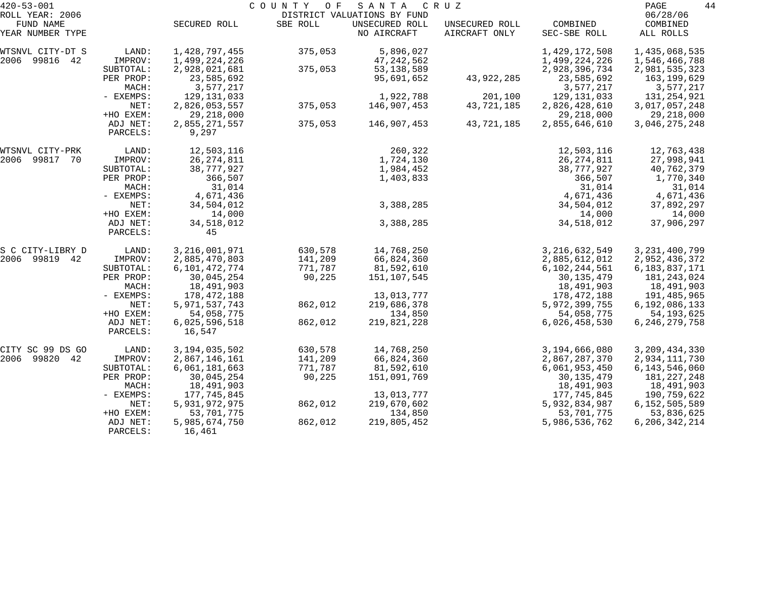420-53-001 COUNTY OF SANTA CRUZ
ROLL YEAR: 2006 DISTRICT VALUATIONS BY FUND 06/28/06

| FUND NAME YEAR NUMBER TYPE | | SECURED ROLL | SBE ROLL | UNSECURED ROLL NO AIRCRAFT | UNSECURED ROLL AIRCRAFT ONLY | COMBINED SEC-SBE ROLL | COMBINED ALL ROLLS |
|---|---|---|---|---|---|---|---|
| WTSNVL CITY-DT S | LAND: | 1,428,797,455 | 375,053 | 5,896,027 | | 1,429,172,508 | 1,435,068,535 |
| 2006 99816 42 | IMPROV: | 1,499,224,226 | | 47,242,562 | | 1,499,224,226 | 1,546,466,788 |
| | SUBTOTAL: | 2,928,021,681 | 375,053 | 53,138,589 | | 2,928,396,734 | 2,981,535,323 |
| | PER PROP: | 23,585,692 | | 95,691,652 | 43,922,285 | 23,585,692 | 163,199,629 |
| | MACH: | 3,577,217 | | | | 3,577,217 | 3,577,217 |
| | - EXEMPS: | 129,131,033 | | 1,922,788 | 201,100 | 129,131,033 | 131,254,921 |
| | NET: | 2,826,053,557 | 375,053 | 146,907,453 | 43,721,185 | 2,826,428,610 | 3,017,057,248 |
| | +HO EXEM: | 29,218,000 | | | | 29,218,000 | 29,218,000 |
| | ADJ NET: | 2,855,271,557 | 375,053 | 146,907,453 | 43,721,185 | 2,855,646,610 | 3,046,275,248 |
| | PARCELS: | 9,297 | | | | | |
| WTSNVL CITY-PRK | LAND: | 12,503,116 | | 260,322 | | 12,503,116 | 12,763,438 |
| 2006 99817 70 | IMPROV: | 26,274,811 | | 1,724,130 | | 26,274,811 | 27,998,941 |
| | SUBTOTAL: | 38,777,927 | | 1,984,452 | | 38,777,927 | 40,762,379 |
| | PER PROP: | 366,507 | | 1,403,833 | | 366,507 | 1,770,340 |
| | MACH: | 31,014 | | | | 31,014 | 31,014 |
| | - EXEMPS: | 4,671,436 | | | | 4,671,436 | 4,671,436 |
| | NET: | 34,504,012 | | 3,388,285 | | 34,504,012 | 37,892,297 |
| | +HO EXEM: | 14,000 | | | | 14,000 | 14,000 |
| | ADJ NET: | 34,518,012 | | 3,388,285 | | 34,518,012 | 37,906,297 |
| | PARCELS: | 45 | | | | | |
| S C CITY-LIBRY D | LAND: | 3,216,001,971 | 630,578 | 14,768,250 | | 3,216,632,549 | 3,231,400,799 |
| 2006 99819 42 | IMPROV: | 2,885,470,803 | 141,209 | 66,824,360 | | 2,885,612,012 | 2,952,436,372 |
| | SUBTOTAL: | 6,101,472,774 | 771,787 | 81,592,610 | | 6,102,244,561 | 6,183,837,171 |
| | PER PROP: | 30,045,254 | 90,225 | 151,107,545 | | 30,135,479 | 181,243,024 |
| | MACH: | 18,491,903 | | | | 18,491,903 | 18,491,903 |
| | - EXEMPS: | 178,472,188 | | 13,013,777 | | 178,472,188 | 191,485,965 |
| | NET: | 5,971,537,743 | 862,012 | 219,686,378 | | 5,972,399,755 | 6,192,086,133 |
| | +HO EXEM: | 54,058,775 | | 134,850 | | 54,058,775 | 54,193,625 |
| | ADJ NET: | 6,025,596,518 | 862,012 | 219,821,228 | | 6,026,458,530 | 6,246,279,758 |
| | PARCELS: | 16,547 | | | | | |
| CITY SC 99 DS GO | LAND: | 3,194,035,502 | 630,578 | 14,768,250 | | 3,194,666,080 | 3,209,434,330 |
| 2006 99820 42 | IMPROV: | 2,867,146,161 | 141,209 | 66,824,360 | | 2,867,287,370 | 2,934,111,730 |
| | SUBTOTAL: | 6,061,181,663 | 771,787 | 81,592,610 | | 6,061,953,450 | 6,143,546,060 |
| | PER PROP: | 30,045,254 | 90,225 | 151,091,769 | | 30,135,479 | 181,227,248 |
| | MACH: | 18,491,903 | | | | 18,491,903 | 18,491,903 |
| | - EXEMPS: | 177,745,845 | | 13,013,777 | | 177,745,845 | 190,759,622 |
| | NET: | 5,931,972,975 | 862,012 | 219,670,602 | | 5,932,834,987 | 6,152,505,589 |
| | +HO EXEM: | 53,701,775 | | 134,850 | | 53,701,775 | 53,836,625 |
| | ADJ NET: | 5,985,674,750 | 862,012 | 219,805,452 | | 5,986,536,762 | 6,206,342,214 |
| | PARCELS: | 16,461 | | | | | |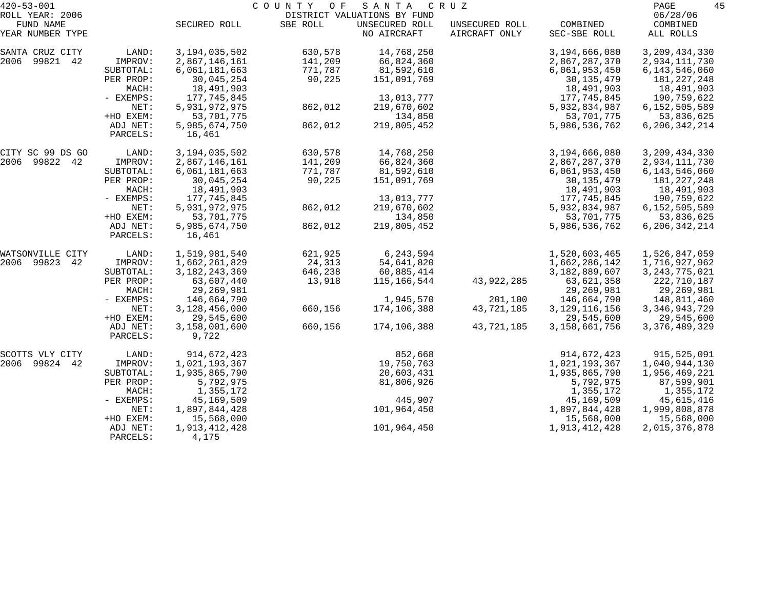420-53-001 COUNTY OF SANTA CRUZ

ROLL YEAR: 2006 DISTRICT VALUATIONS BY FUND 06/28/06

| FUND NAME YEAR NUMBER TYPE | | SECURED ROLL | SBE ROLL | UNSECURED ROLL NO AIRCRAFT | UNSECURED ROLL AIRCRAFT ONLY | COMBINED SEC-SBE ROLL | COMBINED ALL ROLLS |
|---|---|---|---|---|---|---|---|
| SANTA CRUZ CITY | LAND: | 3,194,035,502 | 630,578 | 14,768,250 | | 3,194,666,080 | 3,209,434,330 |
| 2006 99821 42 | IMPROV: | 2,867,146,161 | 141,209 | 66,824,360 | | 2,867,287,370 | 2,934,111,730 |
| | SUBTOTAL: | 6,061,181,663 | 771,787 | 81,592,610 | | 6,061,953,450 | 6,143,546,060 |
| | PER PROP: | 30,045,254 | 90,225 | 151,091,769 | | 30,135,479 | 181,227,248 |
| | MACH: | 18,491,903 | | | | 18,491,903 | 18,491,903 |
| | - EXEMPS: | 177,745,845 | | 13,013,777 | | 177,745,845 | 190,759,622 |
| | NET: | 5,931,972,975 | 862,012 | 219,670,602 | | 5,932,834,987 | 6,152,505,589 |
| | +HO EXEM: | 53,701,775 | | 134,850 | | 53,701,775 | 53,836,625 |
| | ADJ NET: | 5,985,674,750 | 862,012 | 219,805,452 | | 5,986,536,762 | 6,206,342,214 |
| | PARCELS: | 16,461 | | | | | |
| CITY SC 99 DS GO | LAND: | 3,194,035,502 | 630,578 | 14,768,250 | | 3,194,666,080 | 3,209,434,330 |
| 2006 99822 42 | IMPROV: | 2,867,146,161 | 141,209 | 66,824,360 | | 2,867,287,370 | 2,934,111,730 |
| | SUBTOTAL: | 6,061,181,663 | 771,787 | 81,592,610 | | 6,061,953,450 | 6,143,546,060 |
| | PER PROP: | 30,045,254 | 90,225 | 151,091,769 | | 30,135,479 | 181,227,248 |
| | MACH: | 18,491,903 | | | | 18,491,903 | 18,491,903 |
| | - EXEMPS: | 177,745,845 | | 13,013,777 | | 177,745,845 | 190,759,622 |
| | NET: | 5,931,972,975 | 862,012 | 219,670,602 | | 5,932,834,987 | 6,152,505,589 |
| | +HO EXEM: | 53,701,775 | | 134,850 | | 53,701,775 | 53,836,625 |
| | ADJ NET: | 5,985,674,750 | 862,012 | 219,805,452 | | 5,986,536,762 | 6,206,342,214 |
| | PARCELS: | 16,461 | | | | | |
| WATSONVILLE CITY | LAND: | 1,519,981,540 | 621,925 | 6,243,594 | | 1,520,603,465 | 1,526,847,059 |
| 2006 99823 42 | IMPROV: | 1,662,261,829 | 24,313 | 54,641,820 | | 1,662,286,142 | 1,716,927,962 |
| | SUBTOTAL: | 3,182,243,369 | 646,238 | 60,885,414 | | 3,182,889,607 | 3,243,775,021 |
| | PER PROP: | 63,607,440 | 13,918 | 115,166,544 | 43,922,285 | 63,621,358 | 222,710,187 |
| | MACH: | 29,269,981 | | | | 29,269,981 | 29,269,981 |
| | - EXEMPS: | 146,664,790 | | 1,945,570 | 201,100 | 146,664,790 | 148,811,460 |
| | NET: | 3,128,456,000 | 660,156 | 174,106,388 | 43,721,185 | 3,129,116,156 | 3,346,943,729 |
| | +HO EXEM: | 29,545,600 | | | | 29,545,600 | 29,545,600 |
| | ADJ NET: | 3,158,001,600 | 660,156 | 174,106,388 | 43,721,185 | 3,158,661,756 | 3,376,489,329 |
| | PARCELS: | 9,722 | | | | | |
| SCOTTS VLY CITY | LAND: | 914,672,423 | | 852,668 | | 914,672,423 | 915,525,091 |
| 2006 99824 42 | IMPROV: | 1,021,193,367 | | 19,750,763 | | 1,021,193,367 | 1,040,944,130 |
| | SUBTOTAL: | 1,935,865,790 | | 20,603,431 | | 1,935,865,790 | 1,956,469,221 |
| | PER PROP: | 5,792,975 | | 81,806,926 | | 5,792,975 | 87,599,901 |
| | MACH: | 1,355,172 | | | | 1,355,172 | 1,355,172 |
| | - EXEMPS: | 45,169,509 | | 445,907 | | 45,169,509 | 45,615,416 |
| | NET: | 1,897,844,428 | | 101,964,450 | | 1,897,844,428 | 1,999,808,878 |
| | +HO EXEM: | 15,568,000 | | | | 15,568,000 | 15,568,000 |
| | ADJ NET: | 1,913,412,428 | | 101,964,450 | | 1,913,412,428 | 2,015,376,878 |
| | PARCELS: | 4,175 | | | | | |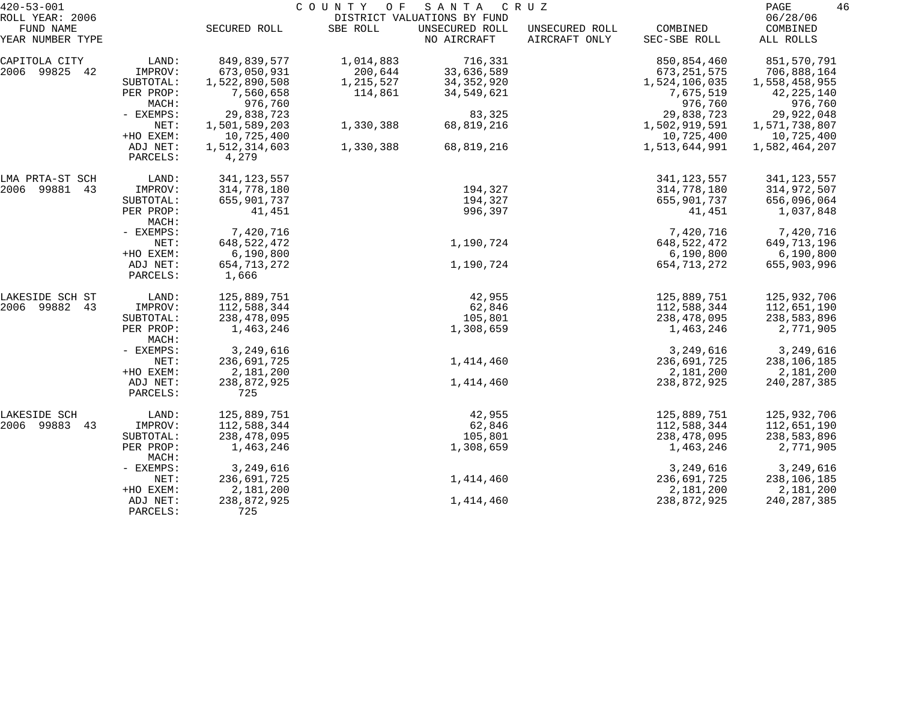420-53-001 COUNTY OF SANTA CRUZ
ROLL YEAR: 2006 DISTRICT VALUATIONS BY FUND 06/28/06

| FUND NAME YEAR NUMBER TYPE | | SECURED ROLL | SBE ROLL | UNSECURED ROLL NO AIRCRAFT | UNSECURED ROLL AIRCRAFT ONLY | COMBINED SEC-SBE ROLL | COMBINED ALL ROLLS |
|---|---|---|---|---|---|---|---|
| CAPITOLA CITY | LAND: | 849,839,577 | 1,014,883 | 716,331 | | 850,854,460 | 851,570,791 |
| 2006 99825 42 | IMPROV: | 673,050,931 | 200,644 | 33,636,589 | | 673,251,575 | 706,888,164 |
| | SUBTOTAL: | 1,522,890,508 | 1,215,527 | 34,352,920 | | 1,524,106,035 | 1,558,458,955 |
| | PER PROP: | 7,560,658 | 114,861 | 34,549,621 | | 7,675,519 | 42,225,140 |
| | MACH: | 976,760 | | | | 976,760 | 976,760 |
| | - EXEMPS: | 29,838,723 | | 83,325 | | 29,838,723 | 29,922,048 |
| | NET: | 1,501,589,203 | 1,330,388 | 68,819,216 | | 1,502,919,591 | 1,571,738,807 |
| | +HO EXEM: | 10,725,400 | | | | 10,725,400 | 10,725,400 |
| | ADJ NET: | 1,512,314,603 | 1,330,388 | 68,819,216 | | 1,513,644,991 | 1,582,464,207 |
| | PARCELS: | 4,279 | | | | | |
| LMA PRTA-ST SCH | LAND: | 341,123,557 | | | | 341,123,557 | 341,123,557 |
| 2006 99881 43 | IMPROV: | 314,778,180 | | 194,327 | | 314,778,180 | 314,972,507 |
| | SUBTOTAL: | 655,901,737 | | 194,327 | | 655,901,737 | 656,096,064 |
| | PER PROP: | 41,451 | | 996,397 | | 41,451 | 1,037,848 |
| | MACH: | | | | | | |
| | - EXEMPS: | 7,420,716 | | | | 7,420,716 | 7,420,716 |
| | NET: | 648,522,472 | | 1,190,724 | | 648,522,472 | 649,713,196 |
| | +HO EXEM: | 6,190,800 | | | | 6,190,800 | 6,190,800 |
| | ADJ NET: | 654,713,272 | | 1,190,724 | | 654,713,272 | 655,903,996 |
| | PARCELS: | 1,666 | | | | | |
| LAKESIDE SCH ST | LAND: | 125,889,751 | | 42,955 | | 125,889,751 | 125,932,706 |
| 2006 99882 43 | IMPROV: | 112,588,344 | | 62,846 | | 112,588,344 | 112,651,190 |
| | SUBTOTAL: | 238,478,095 | | 105,801 | | 238,478,095 | 238,583,896 |
| | PER PROP: | 1,463,246 | | 1,308,659 | | 1,463,246 | 2,771,905 |
| | MACH: | | | | | | |
| | - EXEMPS: | 3,249,616 | | | | 3,249,616 | 3,249,616 |
| | NET: | 236,691,725 | | 1,414,460 | | 236,691,725 | 238,106,185 |
| | +HO EXEM: | 2,181,200 | | | | 2,181,200 | 2,181,200 |
| | ADJ NET: | 238,872,925 | | 1,414,460 | | 238,872,925 | 240,287,385 |
| | PARCELS: | 725 | | | | | |
| LAKESIDE SCH | LAND: | 125,889,751 | | 42,955 | | 125,889,751 | 125,932,706 |
| 2006 99883 43 | IMPROV: | 112,588,344 | | 62,846 | | 112,588,344 | 112,651,190 |
| | SUBTOTAL: | 238,478,095 | | 105,801 | | 238,478,095 | 238,583,896 |
| | PER PROP: | 1,463,246 | | 1,308,659 | | 1,463,246 | 2,771,905 |
| | MACH: | | | | | | |
| | - EXEMPS: | 3,249,616 | | | | 3,249,616 | 3,249,616 |
| | NET: | 236,691,725 | | 1,414,460 | | 236,691,725 | 238,106,185 |
| | +HO EXEM: | 2,181,200 | | | | 2,181,200 | 2,181,200 |
| | ADJ NET: | 238,872,925 | | 1,414,460 | | 238,872,925 | 240,287,385 |
| | PARCELS: | 725 | | | | | |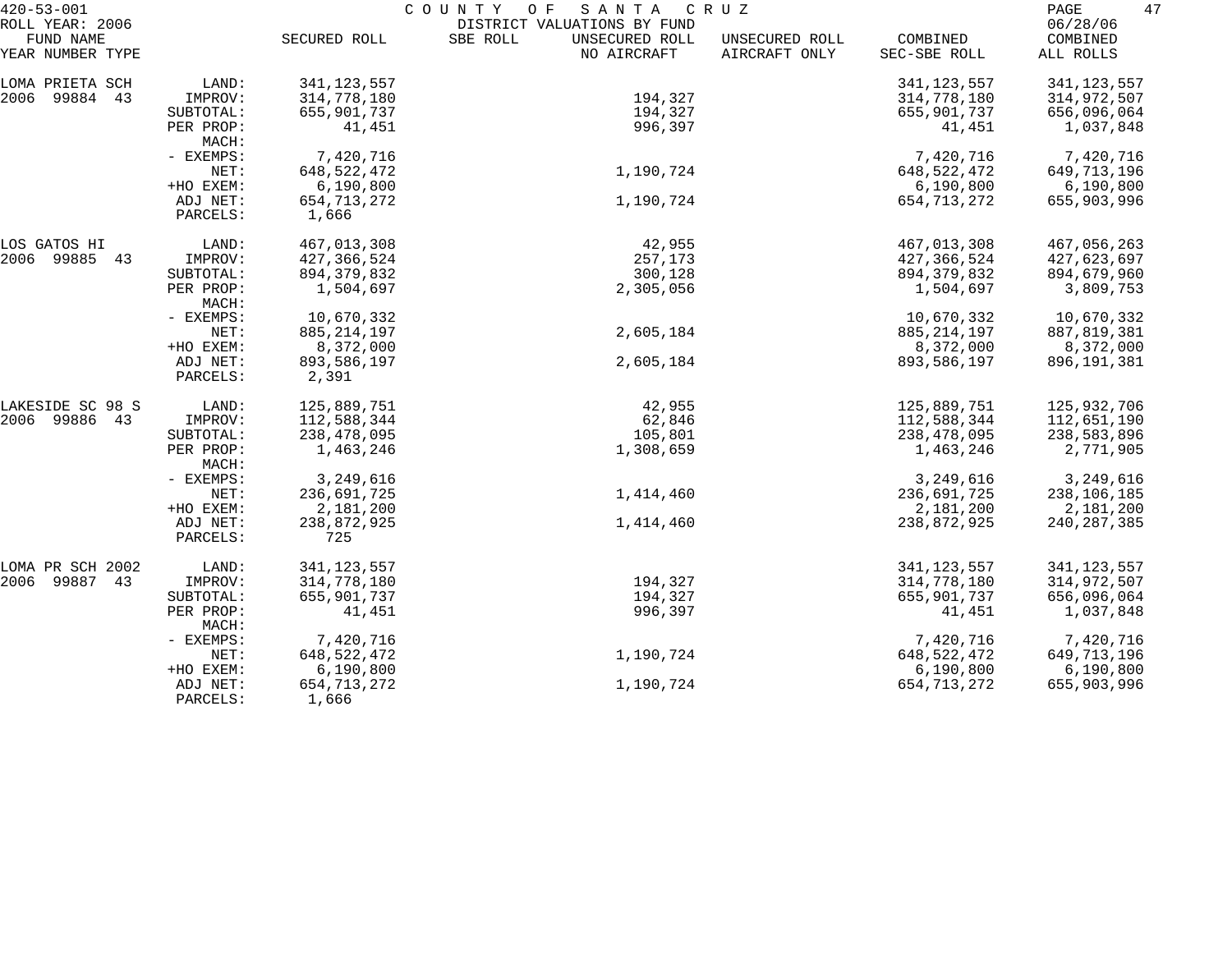420-53-001 COUNTY OF SANTA CRUZ
ROLL YEAR: 2006 DISTRICT VALUATIONS BY FUND 06/28/06

| FUND NAME YEAR NUMBER TYPE | | SECURED ROLL | SBE ROLL | UNSECURED ROLL NO AIRCRAFT | UNSECURED ROLL AIRCRAFT ONLY | COMBINED SEC-SBE ROLL | COMBINED ALL ROLLS |
|---|---|---|---|---|---|---|---|
| LOMA PRIETA SCH | LAND: | 341,123,557 | | | | 341,123,557 | 341,123,557 |
| 2006 99884 43 | IMPROV: | 314,778,180 | | 194,327 | | 314,778,180 | 314,972,507 |
| | SUBTOTAL: | 655,901,737 | | 194,327 | | 655,901,737 | 656,096,064 |
| | PER PROP: | 41,451 | | 996,397 | | 41,451 | 1,037,848 |
| | MACH: | | | | | | |
| | - EXEMPS: | 7,420,716 | | | | 7,420,716 | 7,420,716 |
| | NET: | 648,522,472 | | 1,190,724 | | 648,522,472 | 649,713,196 |
| | +HO EXEM: | 6,190,800 | | | | 6,190,800 | 6,190,800 |
| | ADJ NET: | 654,713,272 | | 1,190,724 | | 654,713,272 | 655,903,996 |
| | PARCELS: | 1,666 | | | | | |
| LOS GATOS HI | LAND: | 467,013,308 | | 42,955 | | 467,013,308 | 467,056,263 |
| 2006 99885 43 | IMPROV: | 427,366,524 | | 257,173 | | 427,366,524 | 427,623,697 |
| | SUBTOTAL: | 894,379,832 | | 300,128 | | 894,379,832 | 894,679,960 |
| | PER PROP: | 1,504,697 | | 2,305,056 | | 1,504,697 | 3,809,753 |
| | MACH: | | | | | | |
| | - EXEMPS: | 10,670,332 | | | | 10,670,332 | 10,670,332 |
| | NET: | 885,214,197 | | 2,605,184 | | 885,214,197 | 887,819,381 |
| | +HO EXEM: | 8,372,000 | | | | 8,372,000 | 8,372,000 |
| | ADJ NET: | 893,586,197 | | 2,605,184 | | 893,586,197 | 896,191,381 |
| | PARCELS: | 2,391 | | | | | |
| LAKESIDE SC 98 S | LAND: | 125,889,751 | | 42,955 | | 125,889,751 | 125,932,706 |
| 2006 99886 43 | IMPROV: | 112,588,344 | | 62,846 | | 112,588,344 | 112,651,190 |
| | SUBTOTAL: | 238,478,095 | | 105,801 | | 238,478,095 | 238,583,896 |
| | PER PROP: | 1,463,246 | | 1,308,659 | | 1,463,246 | 2,771,905 |
| | MACH: | | | | | | |
| | - EXEMPS: | 3,249,616 | | | | 3,249,616 | 3,249,616 |
| | NET: | 236,691,725 | | 1,414,460 | | 236,691,725 | 238,106,185 |
| | +HO EXEM: | 2,181,200 | | | | 2,181,200 | 2,181,200 |
| | ADJ NET: | 238,872,925 | | 1,414,460 | | 238,872,925 | 240,287,385 |
| | PARCELS: | 725 | | | | | |
| LOMA PR SCH 2002 | LAND: | 341,123,557 | | | | 341,123,557 | 341,123,557 |
| 2006 99887 43 | IMPROV: | 314,778,180 | | 194,327 | | 314,778,180 | 314,972,507 |
| | SUBTOTAL: | 655,901,737 | | 194,327 | | 655,901,737 | 656,096,064 |
| | PER PROP: | 41,451 | | 996,397 | | 41,451 | 1,037,848 |
| | MACH: | | | | | | |
| | - EXEMPS: | 7,420,716 | | | | 7,420,716 | 7,420,716 |
| | NET: | 648,522,472 | | 1,190,724 | | 648,522,472 | 649,713,196 |
| | +HO EXEM: | 6,190,800 | | | | 6,190,800 | 6,190,800 |
| | ADJ NET: | 654,713,272 | | 1,190,724 | | 654,713,272 | 655,903,996 |
| | PARCELS: | 1,666 | | | | | |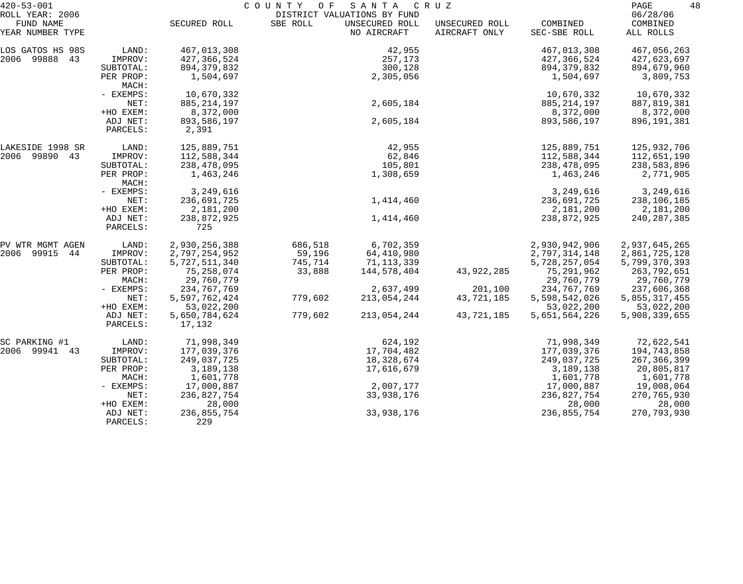420-53-001 COUNTY OF SANTA CRUZ
ROLL YEAR: 2006 DISTRICT VALUATIONS BY FUND 06/28/06

| FUND NAME YEAR NUMBER TYPE | | SECURED ROLL | SBE ROLL | UNSECURED ROLL NO AIRCRAFT | UNSECURED ROLL AIRCRAFT ONLY | COMBINED SEC-SBE ROLL | COMBINED ALL ROLLS |
|---|---|---|---|---|---|---|---|
| LOS GATOS HS 98S | LAND: | 467,013,308 | | 42,955 | | 467,013,308 | 467,056,263 |
| 2006 99888 43 | IMPROV: | 427,366,524 | | 257,173 | | 427,366,524 | 427,623,697 |
| | SUBTOTAL: | 894,379,832 | | 300,128 | | 894,379,832 | 894,679,960 |
| | PER PROP: | 1,504,697 | | 2,305,056 | | 1,504,697 | 3,809,753 |
| | MACH: | | | | | | |
| | - EXEMPS: | 10,670,332 | | | | 10,670,332 | 10,670,332 |
| | NET: | 885,214,197 | | 2,605,184 | | 885,214,197 | 887,819,381 |
| | +HO EXEM: | 8,372,000 | | | | 8,372,000 | 8,372,000 |
| | ADJ NET: | 893,586,197 | | 2,605,184 | | 893,586,197 | 896,191,381 |
| | PARCELS: | 2,391 | | | | | |
| LAKESIDE 1998 SR | LAND: | 125,889,751 | | 42,955 | | 125,889,751 | 125,932,706 |
| 2006 99890 43 | IMPROV: | 112,588,344 | | 62,846 | | 112,588,344 | 112,651,190 |
| | SUBTOTAL: | 238,478,095 | | 105,801 | | 238,478,095 | 238,583,896 |
| | PER PROP: | 1,463,246 | | 1,308,659 | | 1,463,246 | 2,771,905 |
| | MACH: | | | | | | |
| | - EXEMPS: | 3,249,616 | | | | 3,249,616 | 3,249,616 |
| | NET: | 236,691,725 | | 1,414,460 | | 236,691,725 | 238,106,185 |
| | +HO EXEM: | 2,181,200 | | | | 2,181,200 | 2,181,200 |
| | ADJ NET: | 238,872,925 | | 1,414,460 | | 238,872,925 | 240,287,385 |
| | PARCELS: | 725 | | | | | |
| PV WTR MGMT AGEN | LAND: | 2,930,256,388 | 686,518 | 6,702,359 | | 2,930,942,906 | 2,937,645,265 |
| 2006 99915 44 | IMPROV: | 2,797,254,952 | 59,196 | 64,410,980 | | 2,797,314,148 | 2,861,725,128 |
| | SUBTOTAL: | 5,727,511,340 | 745,714 | 71,113,339 | | 5,728,257,054 | 5,799,370,393 |
| | PER PROP: | 75,258,074 | 33,888 | 144,578,404 | 43,922,285 | 75,291,962 | 263,792,651 |
| | MACH: | 29,760,779 | | | | 29,760,779 | 29,760,779 |
| | - EXEMPS: | 234,767,769 | | 2,637,499 | 201,100 | 234,767,769 | 237,606,368 |
| | NET: | 5,597,762,424 | 779,602 | 213,054,244 | 43,721,185 | 5,598,542,026 | 5,855,317,455 |
| | +HO EXEM: | 53,022,200 | | | | 53,022,200 | 53,022,200 |
| | ADJ NET: | 5,650,784,624 | 779,602 | 213,054,244 | 43,721,185 | 5,651,564,226 | 5,908,339,655 |
| | PARCELS: | 17,132 | | | | | |
| SC PARKING #1 | LAND: | 71,998,349 | | 624,192 | | 71,998,349 | 72,622,541 |
| 2006 99941 43 | IMPROV: | 177,039,376 | | 17,704,482 | | 177,039,376 | 194,743,858 |
| | SUBTOTAL: | 249,037,725 | | 18,328,674 | | 249,037,725 | 267,366,399 |
| | PER PROP: | 3,189,138 | | 17,616,679 | | 3,189,138 | 20,805,817 |
| | MACH: | 1,601,778 | | | | 1,601,778 | 1,601,778 |
| | - EXEMPS: | 17,000,887 | | 2,007,177 | | 17,000,887 | 19,008,064 |
| | NET: | 236,827,754 | | 33,938,176 | | 236,827,754 | 270,765,930 |
| | +HO EXEM: | 28,000 | | | | 28,000 | 28,000 |
| | ADJ NET: | 236,855,754 | | 33,938,176 | | 236,855,754 | 270,793,930 |
| | PARCELS: | 229 | | | | | |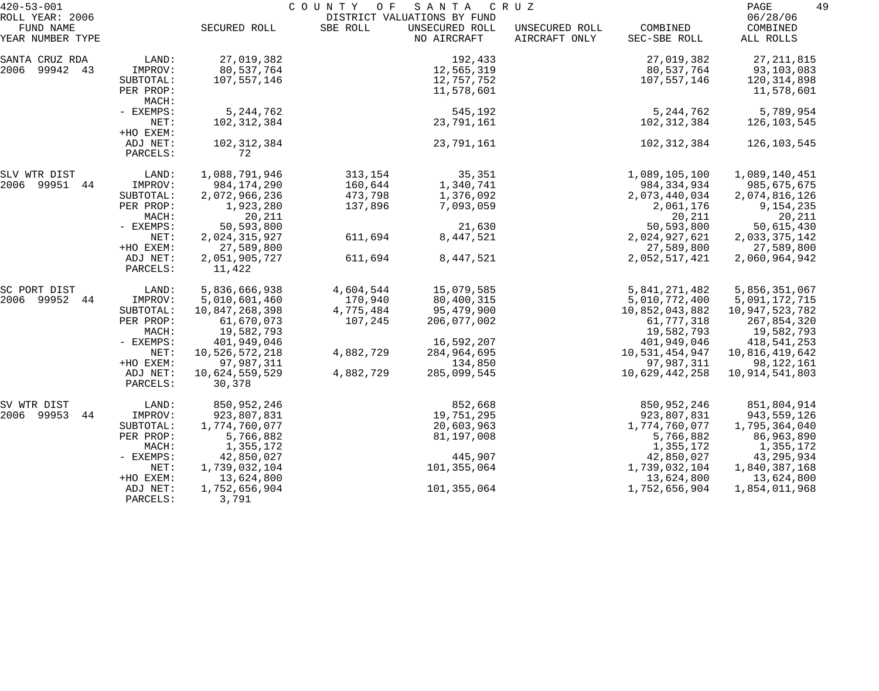420-53-001 COUNTY OF SANTA CRUZ

ROLL YEAR: 2006 DISTRICT VALUATIONS BY FUND 06/28/06

| FUND NAME YEAR NUMBER TYPE | | SECURED ROLL | SBE ROLL | UNSECURED ROLL NO AIRCRAFT | UNSECURED ROLL AIRCRAFT ONLY | COMBINED SEC-SBE ROLL | COMBINED ALL ROLLS |
|---|---|---|---|---|---|---|---|
| SANTA CRUZ RDA | LAND: | 27,019,382 | | 192,433 | | 27,019,382 | 27,211,815 |
| 2006 99942 43 | IMPROV: | 80,537,764 | | 12,565,319 | | 80,537,764 | 93,103,083 |
| | SUBTOTAL: | 107,557,146 | | 12,757,752 | | 107,557,146 | 120,314,898 |
| | PER PROP: | | | 11,578,601 | | | 11,578,601 |
| | MACH: | | | | | | |
| | - EXEMPS: | 5,244,762 | | 545,192 | | 5,244,762 | 5,789,954 |
| | NET: | 102,312,384 | | 23,791,161 | | 102,312,384 | 126,103,545 |
| | +HO EXEM: | | | | | | |
| | ADJ NET: | 102,312,384 | | 23,791,161 | | 102,312,384 | 126,103,545 |
| | PARCELS: | 72 | | | | | |
| SLV WTR DIST | LAND: | 1,088,791,946 | 313,154 | 35,351 | | 1,089,105,100 | 1,089,140,451 |
| 2006 99951 44 | IMPROV: | 984,174,290 | 160,644 | 1,340,741 | | 984,334,934 | 985,675,675 |
| | SUBTOTAL: | 2,072,966,236 | 473,798 | 1,376,092 | | 2,073,440,034 | 2,074,816,126 |
| | PER PROP: | 1,923,280 | 137,896 | 7,093,059 | | 2,061,176 | 9,154,235 |
| | MACH: | 20,211 | | | | 20,211 | 20,211 |
| | - EXEMPS: | 50,593,800 | | 21,630 | | 50,593,800 | 50,615,430 |
| | NET: | 2,024,315,927 | 611,694 | 8,447,521 | | 2,024,927,621 | 2,033,375,142 |
| | +HO EXEM: | 27,589,800 | | | | 27,589,800 | 27,589,800 |
| | ADJ NET: | 2,051,905,727 | 611,694 | 8,447,521 | | 2,052,517,421 | 2,060,964,942 |
| | PARCELS: | 11,422 | | | | | |
| SC PORT DIST | LAND: | 5,836,666,938 | 4,604,544 | 15,079,585 | | 5,841,271,482 | 5,856,351,067 |
| 2006 99952 44 | IMPROV: | 5,010,601,460 | 170,940 | 80,400,315 | | 5,010,772,400 | 5,091,172,715 |
| | SUBTOTAL: | 10,847,268,398 | 4,775,484 | 95,479,900 | | 10,852,043,882 | 10,947,523,782 |
| | PER PROP: | 61,670,073 | 107,245 | 206,077,002 | | 61,777,318 | 267,854,320 |
| | MACH: | 19,582,793 | | | | 19,582,793 | 19,582,793 |
| | - EXEMPS: | 401,949,046 | | 16,592,207 | | 401,949,046 | 418,541,253 |
| | NET: | 10,526,572,218 | 4,882,729 | 284,964,695 | | 10,531,454,947 | 10,816,419,642 |
| | +HO EXEM: | 97,987,311 | | 134,850 | | 97,987,311 | 98,122,161 |
| | ADJ NET: | 10,624,559,529 | 4,882,729 | 285,099,545 | | 10,629,442,258 | 10,914,541,803 |
| | PARCELS: | 30,378 | | | | | |
| SV WTR DIST | LAND: | 850,952,246 | | 852,668 | | 850,952,246 | 851,804,914 |
| 2006 99953 44 | IMPROV: | 923,807,831 | | 19,751,295 | | 923,807,831 | 943,559,126 |
| | SUBTOTAL: | 1,774,760,077 | | 20,603,963 | | 1,774,760,077 | 1,795,364,040 |
| | PER PROP: | 5,766,882 | | 81,197,008 | | 5,766,882 | 86,963,890 |
| | MACH: | 1,355,172 | | | | 1,355,172 | 1,355,172 |
| | - EXEMPS: | 42,850,027 | | 445,907 | | 42,850,027 | 43,295,934 |
| | NET: | 1,739,032,104 | | 101,355,064 | | 1,739,032,104 | 1,840,387,168 |
| | +HO EXEM: | 13,624,800 | | | | 13,624,800 | 13,624,800 |
| | ADJ NET: | 1,752,656,904 | | 101,355,064 | | 1,752,656,904 | 1,854,011,968 |
| | PARCELS: | 3,791 | | | | | |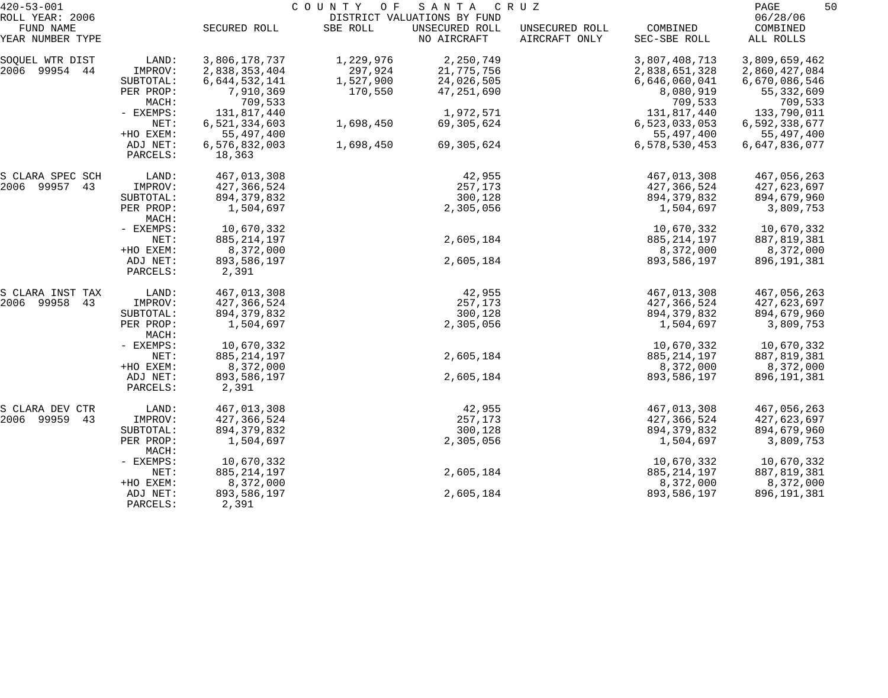420-53-001 COUNTY OF SANTA CRUZ

ROLL YEAR: 2006 DISTRICT VALUATIONS BY FUND 06/28/06

| FUND NAME YEAR NUMBER TYPE | | SECURED ROLL | SBE ROLL | UNSECURED ROLL NO AIRCRAFT | UNSECURED ROLL AIRCRAFT ONLY | COMBINED SEC-SBE ROLL | COMBINED ALL ROLLS |
|---|---|---|---|---|---|---|---|
| SOQUEL WTR DIST | LAND: | 3,806,178,737 | 1,229,976 | 2,250,749 | | 3,807,408,713 | 3,809,659,462 |
| 2006 99954 44 | IMPROV: | 2,838,353,404 | 297,924 | 21,775,756 | | 2,838,651,328 | 2,860,427,084 |
| | SUBTOTAL: | 6,644,532,141 | 1,527,900 | 24,026,505 | | 6,646,060,041 | 6,670,086,546 |
| | PER PROP: | 7,910,369 | 170,550 | 47,251,690 | | 8,080,919 | 55,332,609 |
| | MACH: | 709,533 | | | | 709,533 | 709,533 |
| | - EXEMPS: | 131,817,440 | | 1,972,571 | | 131,817,440 | 133,790,011 |
| | NET: | 6,521,334,603 | 1,698,450 | 69,305,624 | | 6,523,033,053 | 6,592,338,677 |
| | +HO EXEM: | 55,497,400 | | | | 55,497,400 | 55,497,400 |
| | ADJ NET: | 6,576,832,003 | 1,698,450 | 69,305,624 | | 6,578,530,453 | 6,647,836,077 |
| | PARCELS: | 18,363 | | | | | |
| S CLARA SPEC SCH | LAND: | 467,013,308 | | 42,955 | | 467,013,308 | 467,056,263 |
| 2006 99957 43 | IMPROV: | 427,366,524 | | 257,173 | | 427,366,524 | 427,623,697 |
| | SUBTOTAL: | 894,379,832 | | 300,128 | | 894,379,832 | 894,679,960 |
| | PER PROP: | 1,504,697 | | 2,305,056 | | 1,504,697 | 3,809,753 |
| | MACH: | | | | | | |
| | - EXEMPS: | 10,670,332 | | | | 10,670,332 | 10,670,332 |
| | NET: | 885,214,197 | | 2,605,184 | | 885,214,197 | 887,819,381 |
| | +HO EXEM: | 8,372,000 | | | | 8,372,000 | 8,372,000 |
| | ADJ NET: | 893,586,197 | | 2,605,184 | | 893,586,197 | 896,191,381 |
| | PARCELS: | 2,391 | | | | | |
| S CLARA INST TAX | LAND: | 467,013,308 | | 42,955 | | 467,013,308 | 467,056,263 |
| 2006 99958 43 | IMPROV: | 427,366,524 | | 257,173 | | 427,366,524 | 427,623,697 |
| | SUBTOTAL: | 894,379,832 | | 300,128 | | 894,379,832 | 894,679,960 |
| | PER PROP: | 1,504,697 | | 2,305,056 | | 1,504,697 | 3,809,753 |
| | MACH: | | | | | | |
| | - EXEMPS: | 10,670,332 | | | | 10,670,332 | 10,670,332 |
| | NET: | 885,214,197 | | 2,605,184 | | 885,214,197 | 887,819,381 |
| | +HO EXEM: | 8,372,000 | | | | 8,372,000 | 8,372,000 |
| | ADJ NET: | 893,586,197 | | 2,605,184 | | 893,586,197 | 896,191,381 |
| | PARCELS: | 2,391 | | | | | |
| S CLARA DEV CTR | LAND: | 467,013,308 | | 42,955 | | 467,013,308 | 467,056,263 |
| 2006 99959 43 | IMPROV: | 427,366,524 | | 257,173 | | 427,366,524 | 427,623,697 |
| | SUBTOTAL: | 894,379,832 | | 300,128 | | 894,379,832 | 894,679,960 |
| | PER PROP: | 1,504,697 | | 2,305,056 | | 1,504,697 | 3,809,753 |
| | MACH: | | | | | | |
| | - EXEMPS: | 10,670,332 | | | | 10,670,332 | 10,670,332 |
| | NET: | 885,214,197 | | 2,605,184 | | 885,214,197 | 887,819,381 |
| | +HO EXEM: | 8,372,000 | | | | 8,372,000 | 8,372,000 |
| | ADJ NET: | 893,586,197 | | 2,605,184 | | 893,586,197 | 896,191,381 |
| | PARCELS: | 2,391 | | | | | |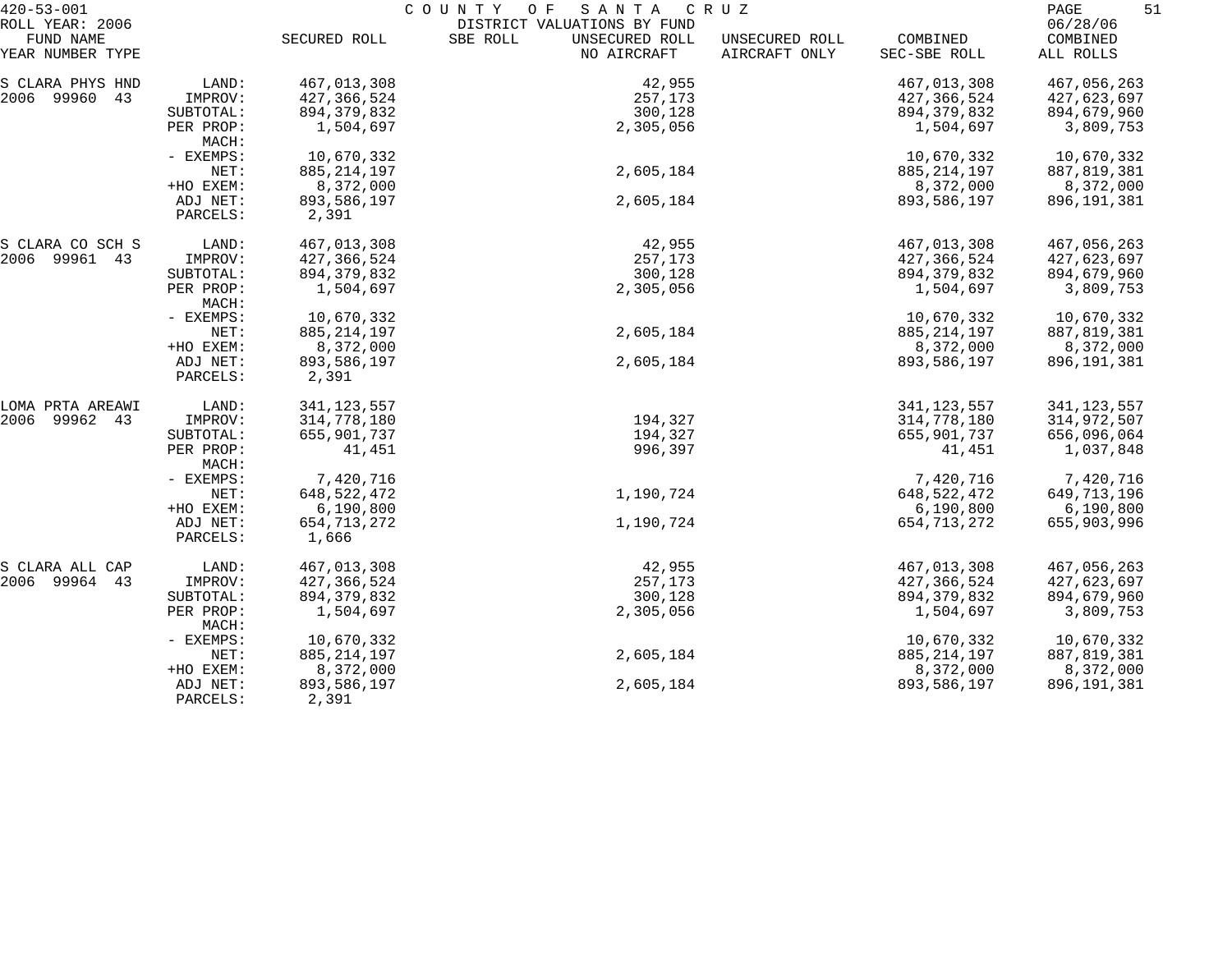420-53-001 COUNTY OF SANTA CRUZ

ROLL YEAR: 2006 DISTRICT VALUATIONS BY FUND 06/28/06

| FUND NAME YEAR NUMBER TYPE | | SECURED ROLL | SBE ROLL | UNSECURED ROLL NO AIRCRAFT | UNSECURED ROLL AIRCRAFT ONLY | COMBINED SEC-SBE ROLL | COMBINED ALL ROLLS |
|---|---|---|---|---|---|---|---|
| S CLARA PHYS HND | LAND: | 467,013,308 | | 42,955 | | 467,013,308 | 467,056,263 |
| 2006 99960 43 | IMPROV: | 427,366,524 | | 257,173 | | 427,366,524 | 427,623,697 |
| | SUBTOTAL: | 894,379,832 | | 300,128 | | 894,379,832 | 894,679,960 |
| | PER PROP: | 1,504,697 | | 2,305,056 | | 1,504,697 | 3,809,753 |
| | MACH: | | | | | | |
| | - EXEMPS: | 10,670,332 | | | | 10,670,332 | 10,670,332 |
| | NET: | 885,214,197 | | 2,605,184 | | 885,214,197 | 887,819,381 |
| | +HO EXEM: | 8,372,000 | | | | 8,372,000 | 8,372,000 |
| | ADJ NET: | 893,586,197 | | 2,605,184 | | 893,586,197 | 896,191,381 |
| | PARCELS: | 2,391 | | | | | |
| S CLARA CO SCH S | LAND: | 467,013,308 | | 42,955 | | 467,013,308 | 467,056,263 |
| 2006 99961 43 | IMPROV: | 427,366,524 | | 257,173 | | 427,366,524 | 427,623,697 |
| | SUBTOTAL: | 894,379,832 | | 300,128 | | 894,379,832 | 894,679,960 |
| | PER PROP: | 1,504,697 | | 2,305,056 | | 1,504,697 | 3,809,753 |
| | MACH: | | | | | | |
| | - EXEMPS: | 10,670,332 | | | | 10,670,332 | 10,670,332 |
| | NET: | 885,214,197 | | 2,605,184 | | 885,214,197 | 887,819,381 |
| | +HO EXEM: | 8,372,000 | | | | 8,372,000 | 8,372,000 |
| | ADJ NET: | 893,586,197 | | 2,605,184 | | 893,586,197 | 896,191,381 |
| | PARCELS: | 2,391 | | | | | |
| LOMA PRTA AREAWI | LAND: | 341,123,557 | | | | 341,123,557 | 341,123,557 |
| 2006 99962 43 | IMPROV: | 314,778,180 | | 194,327 | | 314,778,180 | 314,972,507 |
| | SUBTOTAL: | 655,901,737 | | 194,327 | | 655,901,737 | 656,096,064 |
| | PER PROP: | 41,451 | | 996,397 | | 41,451 | 1,037,848 |
| | MACH: | | | | | | |
| | - EXEMPS: | 7,420,716 | | | | 7,420,716 | 7,420,716 |
| | NET: | 648,522,472 | | 1,190,724 | | 648,522,472 | 649,713,196 |
| | +HO EXEM: | 6,190,800 | | | | 6,190,800 | 6,190,800 |
| | ADJ NET: | 654,713,272 | | 1,190,724 | | 654,713,272 | 655,903,996 |
| | PARCELS: | 1,666 | | | | | |
| S CLARA ALL CAP | LAND: | 467,013,308 | | 42,955 | | 467,013,308 | 467,056,263 |
| 2006 99964 43 | IMPROV: | 427,366,524 | | 257,173 | | 427,366,524 | 427,623,697 |
| | SUBTOTAL: | 894,379,832 | | 300,128 | | 894,379,832 | 894,679,960 |
| | PER PROP: | 1,504,697 | | 2,305,056 | | 1,504,697 | 3,809,753 |
| | MACH: | | | | | | |
| | - EXEMPS: | 10,670,332 | | | | 10,670,332 | 10,670,332 |
| | NET: | 885,214,197 | | 2,605,184 | | 885,214,197 | 887,819,381 |
| | +HO EXEM: | 8,372,000 | | | | 8,372,000 | 8,372,000 |
| | ADJ NET: | 893,586,197 | | 2,605,184 | | 893,586,197 | 896,191,381 |
| | PARCELS: | 2,391 | | | | | |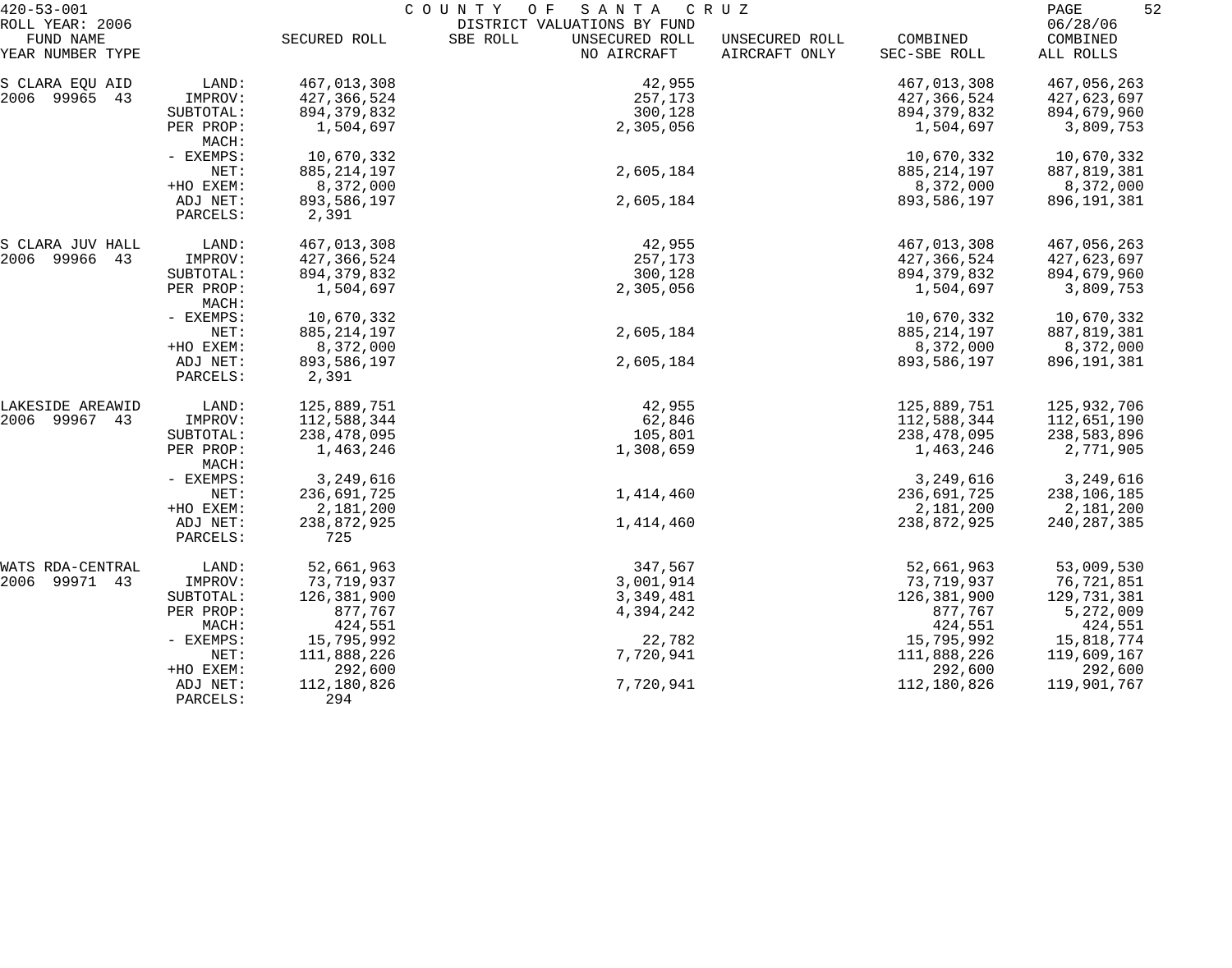420-53-001 COUNTY OF SANTA CRUZ
ROLL YEAR: 2006 DISTRICT VALUATIONS BY FUND 06/28/06

| FUND NAME YEAR NUMBER TYPE | | SECURED ROLL | SBE ROLL | UNSECURED ROLL NO AIRCRAFT | UNSECURED ROLL AIRCRAFT ONLY | COMBINED SEC-SBE ROLL | COMBINED ALL ROLLS |
|---|---|---|---|---|---|---|---|
| S CLARA EQU AID | LAND: | 467,013,308 | | 42,955 | | 467,013,308 | 467,056,263 |
| 2006 99965 43 | IMPROV: | 427,366,524 | | 257,173 | | 427,366,524 | 427,623,697 |
| | SUBTOTAL: | 894,379,832 | | 300,128 | | 894,379,832 | 894,679,960 |
| | PER PROP: | 1,504,697 | | 2,305,056 | | 1,504,697 | 3,809,753 |
| | MACH: | | | | | | |
| | - EXEMPS: | 10,670,332 | | | | 10,670,332 | 10,670,332 |
| | NET: | 885,214,197 | | 2,605,184 | | 885,214,197 | 887,819,381 |
| | +HO EXEM: | 8,372,000 | | | | 8,372,000 | 8,372,000 |
| | ADJ NET: | 893,586,197 | | 2,605,184 | | 893,586,197 | 896,191,381 |
| | PARCELS: | 2,391 | | | | | |
| S CLARA JUV HALL | LAND: | 467,013,308 | | 42,955 | | 467,013,308 | 467,056,263 |
| 2006 99966 43 | IMPROV: | 427,366,524 | | 257,173 | | 427,366,524 | 427,623,697 |
| | SUBTOTAL: | 894,379,832 | | 300,128 | | 894,379,832 | 894,679,960 |
| | PER PROP: | 1,504,697 | | 2,305,056 | | 1,504,697 | 3,809,753 |
| | MACH: | | | | | | |
| | - EXEMPS: | 10,670,332 | | | | 10,670,332 | 10,670,332 |
| | NET: | 885,214,197 | | 2,605,184 | | 885,214,197 | 887,819,381 |
| | +HO EXEM: | 8,372,000 | | | | 8,372,000 | 8,372,000 |
| | ADJ NET: | 893,586,197 | | 2,605,184 | | 893,586,197 | 896,191,381 |
| | PARCELS: | 2,391 | | | | | |
| LAKESIDE AREAWID | LAND: | 125,889,751 | | 42,955 | | 125,889,751 | 125,932,706 |
| 2006 99967 43 | IMPROV: | 112,588,344 | | 62,846 | | 112,588,344 | 112,651,190 |
| | SUBTOTAL: | 238,478,095 | | 105,801 | | 238,478,095 | 238,583,896 |
| | PER PROP: | 1,463,246 | | 1,308,659 | | 1,463,246 | 2,771,905 |
| | MACH: | | | | | | |
| | - EXEMPS: | 3,249,616 | | | | 3,249,616 | 3,249,616 |
| | NET: | 236,691,725 | | 1,414,460 | | 236,691,725 | 238,106,185 |
| | +HO EXEM: | 2,181,200 | | | | 2,181,200 | 2,181,200 |
| | ADJ NET: | 238,872,925 | | 1,414,460 | | 238,872,925 | 240,287,385 |
| | PARCELS: | 725 | | | | | |
| WATS RDA-CENTRAL | LAND: | 52,661,963 | | 347,567 | | 52,661,963 | 53,009,530 |
| 2006 99971 43 | IMPROV: | 73,719,937 | | 3,001,914 | | 73,719,937 | 76,721,851 |
| | SUBTOTAL: | 126,381,900 | | 3,349,481 | | 126,381,900 | 129,731,381 |
| | PER PROP: | 877,767 | | 4,394,242 | | 877,767 | 5,272,009 |
| | MACH: | 424,551 | | | | 424,551 | 424,551 |
| | - EXEMPS: | 15,795,992 | | 22,782 | | 15,795,992 | 15,818,774 |
| | NET: | 111,888,226 | | 7,720,941 | | 111,888,226 | 119,609,167 |
| | +HO EXEM: | 292,600 | | | | 292,600 | 292,600 |
| | ADJ NET: | 112,180,826 | | 7,720,941 | | 112,180,826 | 119,901,767 |
| | PARCELS: | 294 | | | | | |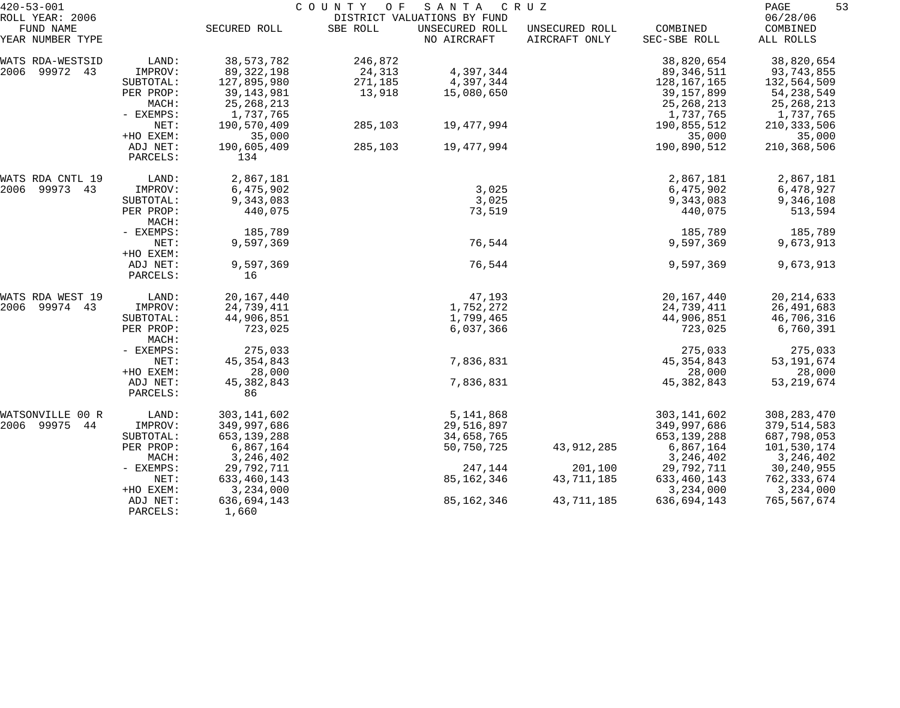420-53-001 COUNTY OF SANTA CRUZ

ROLL YEAR: 2006 DISTRICT VALUATIONS BY FUND 06/28/06

| FUND NAME YEAR NUMBER TYPE | | SECURED ROLL | SBE ROLL | UNSECURED ROLL NO AIRCRAFT | UNSECURED ROLL AIRCRAFT ONLY | COMBINED SEC-SBE ROLL | COMBINED ALL ROLLS |
|---|---|---|---|---|---|---|---|
| WATS RDA-WESTSID | LAND: | 38,573,782 | 246,872 | | | 38,820,654 | 38,820,654 |
| 2006 99972 43 | IMPROV: | 89,322,198 | 24,313 | 4,397,344 | | 89,346,511 | 93,743,855 |
| | SUBTOTAL: | 127,895,980 | 271,185 | 4,397,344 | | 128,167,165 | 132,564,509 |
| | PER PROP: | 39,143,981 | 13,918 | 15,080,650 | | 39,157,899 | 54,238,549 |
| | MACH: | 25,268,213 | | | | 25,268,213 | 25,268,213 |
| | - EXEMPS: | 1,737,765 | | | | 1,737,765 | 1,737,765 |
| | NET: | 190,570,409 | 285,103 | 19,477,994 | | 190,855,512 | 210,333,506 |
| | +HO EXEM: | 35,000 | | | | 35,000 | 35,000 |
| | ADJ NET: | 190,605,409 | 285,103 | 19,477,994 | | 190,890,512 | 210,368,506 |
| | PARCELS: | 134 | | | | | |
| WATS RDA CNTL 19 | LAND: | 2,867,181 | | | | 2,867,181 | 2,867,181 |
| 2006 99973 43 | IMPROV: | 6,475,902 | | 3,025 | | 6,475,902 | 6,478,927 |
| | SUBTOTAL: | 9,343,083 | | 3,025 | | 9,343,083 | 9,346,108 |
| | PER PROP: | 440,075 | | 73,519 | | 440,075 | 513,594 |
| | MACH: | | | | | | |
| | - EXEMPS: | 185,789 | | | | 185,789 | 185,789 |
| | NET: | 9,597,369 | | 76,544 | | 9,597,369 | 9,673,913 |
| | +HO EXEM: | | | | | | |
| | ADJ NET: | 9,597,369 | | 76,544 | | 9,597,369 | 9,673,913 |
| | PARCELS: | 16 | | | | | |
| WATS RDA WEST 19 | LAND: | 20,167,440 | | 47,193 | | 20,167,440 | 20,214,633 |
| 2006 99974 43 | IMPROV: | 24,739,411 | | 1,752,272 | | 24,739,411 | 26,491,683 |
| | SUBTOTAL: | 44,906,851 | | 1,799,465 | | 44,906,851 | 46,706,316 |
| | PER PROP: | 723,025 | | 6,037,366 | | 723,025 | 6,760,391 |
| | MACH: | | | | | | |
| | - EXEMPS: | 275,033 | | | | 275,033 | 275,033 |
| | NET: | 45,354,843 | | 7,836,831 | | 45,354,843 | 53,191,674 |
| | +HO EXEM: | 28,000 | | | | 28,000 | 28,000 |
| | ADJ NET: | 45,382,843 | | 7,836,831 | | 45,382,843 | 53,219,674 |
| | PARCELS: | 86 | | | | | |
| WATSONVILLE 00 R | LAND: | 303,141,602 | | 5,141,868 | | 303,141,602 | 308,283,470 |
| 2006 99975 44 | IMPROV: | 349,997,686 | | 29,516,897 | | 349,997,686 | 379,514,583 |
| | SUBTOTAL: | 653,139,288 | | 34,658,765 | | 653,139,288 | 687,798,053 |
| | PER PROP: | 6,867,164 | | 50,750,725 | 43,912,285 | 6,867,164 | 101,530,174 |
| | MACH: | 3,246,402 | | | | 3,246,402 | 3,246,402 |
| | - EXEMPS: | 29,792,711 | | 247,144 | 201,100 | 29,792,711 | 30,240,955 |
| | NET: | 633,460,143 | | 85,162,346 | 43,711,185 | 633,460,143 | 762,333,674 |
| | +HO EXEM: | 3,234,000 | | | | 3,234,000 | 3,234,000 |
| | ADJ NET: | 636,694,143 | | 85,162,346 | 43,711,185 | 636,694,143 | 765,567,674 |
| | PARCELS: | 1,660 | | | | | |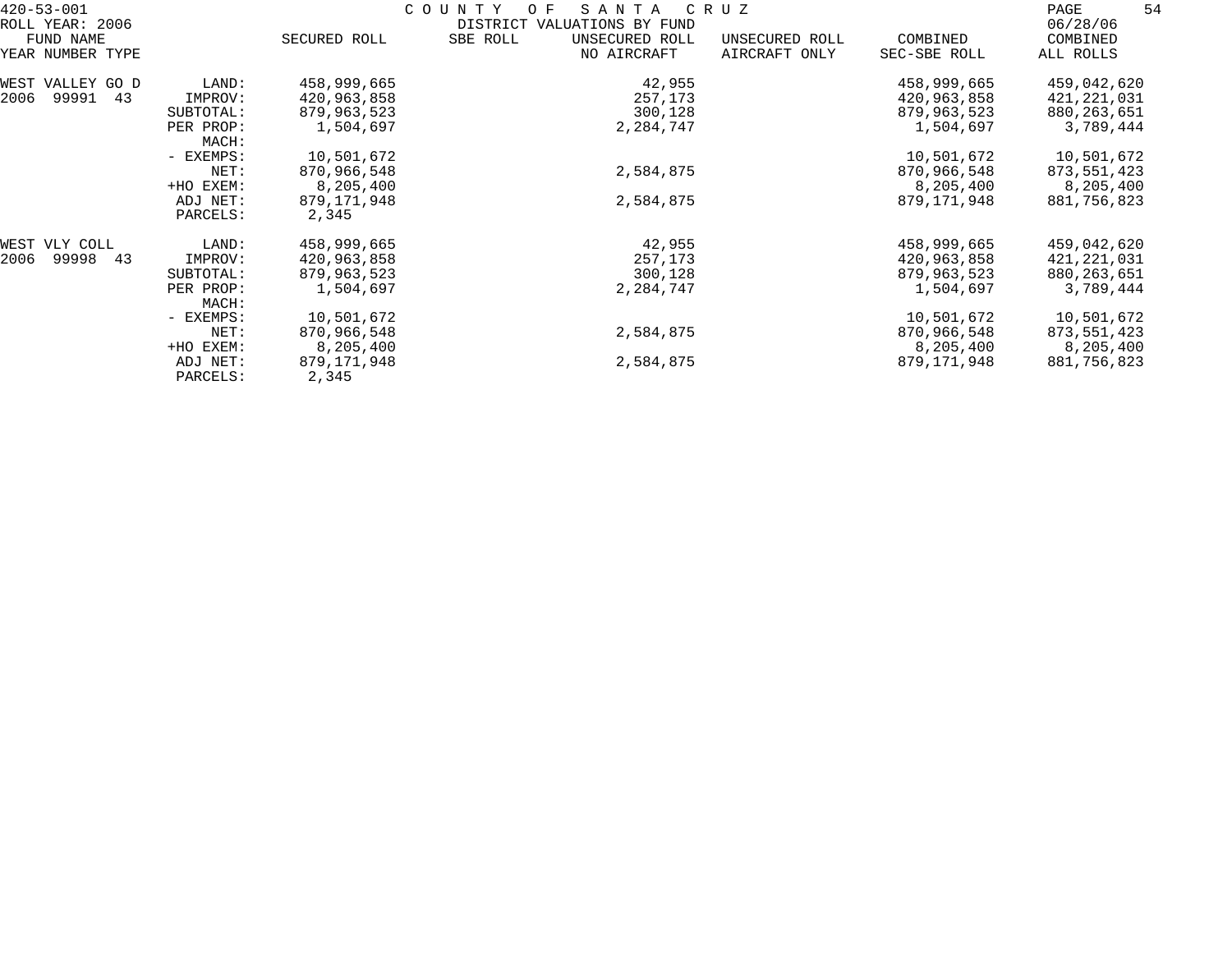420-53-001 COUNTY OF SANTA CRUZ
ROLL YEAR: 2006 DISTRICT VALUATIONS BY FUND 06/28/06

| FUND NAME YEAR NUMBER TYPE | | SECURED ROLL | SBE ROLL | UNSECURED ROLL NO AIRCRAFT | UNSECURED ROLL AIRCRAFT ONLY | COMBINED SEC-SBE ROLL | COMBINED ALL ROLLS |
|---|---|---|---|---|---|---|---|
| WEST VALLEY GO D | LAND: | 458,999,665 | | 42,955 | | 458,999,665 | 459,042,620 |
| 2006 99991 43 | IMPROV: | 420,963,858 | | 257,173 | | 420,963,858 | 421,221,031 |
| | SUBTOTAL: | 879,963,523 | | 300,128 | | 879,963,523 | 880,263,651 |
| | PER PROP: | 1,504,697 | | 2,284,747 | | 1,504,697 | 3,789,444 |
| | MACH: | | | | | | |
| | - EXEMPS: | 10,501,672 | | | | 10,501,672 | 10,501,672 |
| | NET: | 870,966,548 | | 2,584,875 | | 870,966,548 | 873,551,423 |
| | +HO EXEM: | 8,205,400 | | | | 8,205,400 | 8,205,400 |
| | ADJ NET: | 879,171,948 | | 2,584,875 | | 879,171,948 | 881,756,823 |
| | PARCELS: | 2,345 | | | | | |
| WEST VLY COLL | LAND: | 458,999,665 | | 42,955 | | 458,999,665 | 459,042,620 |
| 2006 99998 43 | IMPROV: | 420,963,858 | | 257,173 | | 420,963,858 | 421,221,031 |
| | SUBTOTAL: | 879,963,523 | | 300,128 | | 879,963,523 | 880,263,651 |
| | PER PROP: | 1,504,697 | | 2,284,747 | | 1,504,697 | 3,789,444 |
| | MACH: | | | | | | |
| | - EXEMPS: | 10,501,672 | | | | 10,501,672 | 10,501,672 |
| | NET: | 870,966,548 | | 2,584,875 | | 870,966,548 | 873,551,423 |
| | +HO EXEM: | 8,205,400 | | | | 8,205,400 | 8,205,400 |
| | ADJ NET: | 879,171,948 | | 2,584,875 | | 879,171,948 | 881,756,823 |
| | PARCELS: | 2,345 | | | | | |